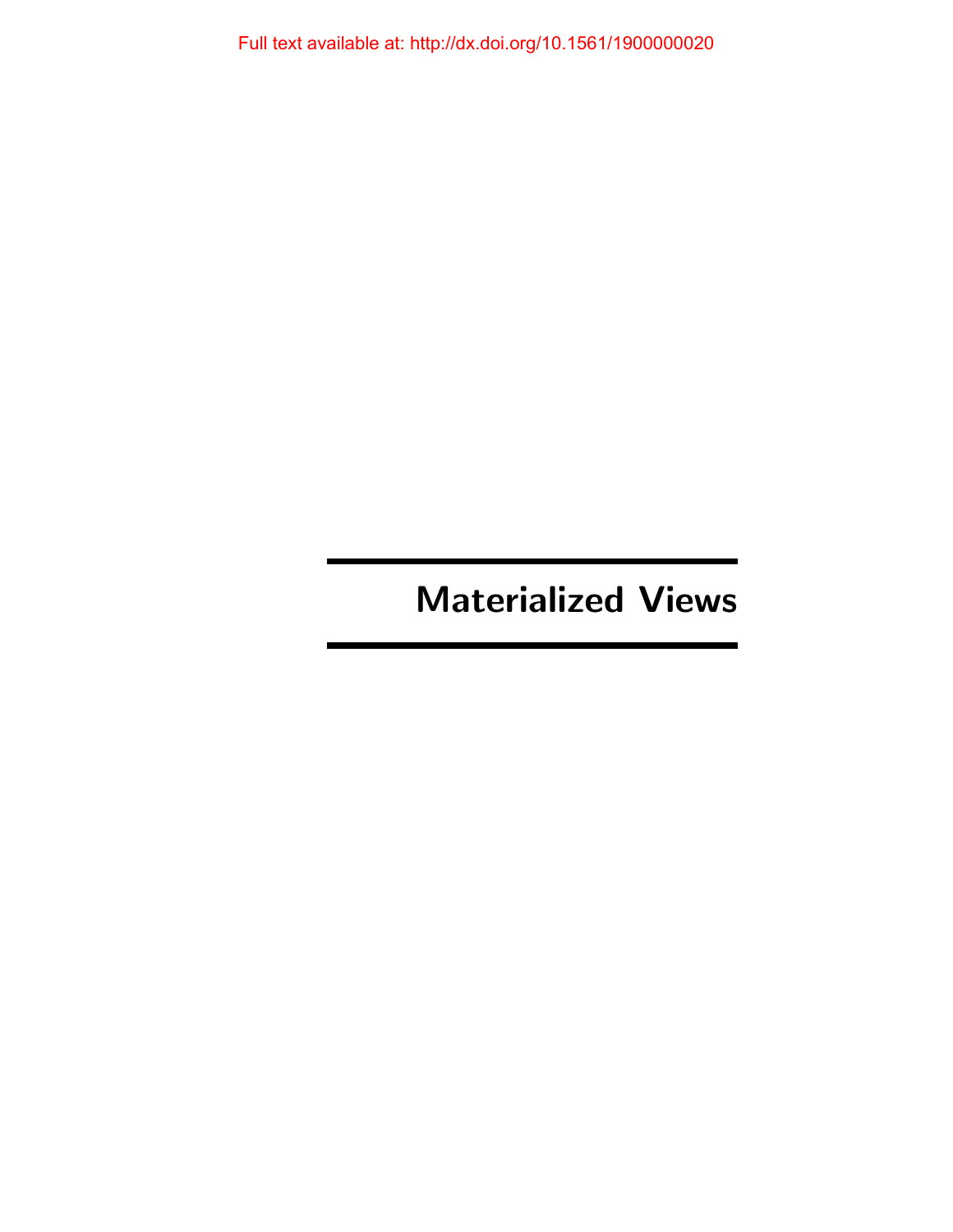Full text available at: http://dx.doi.org/10.1561/1900000020

# Materialized Views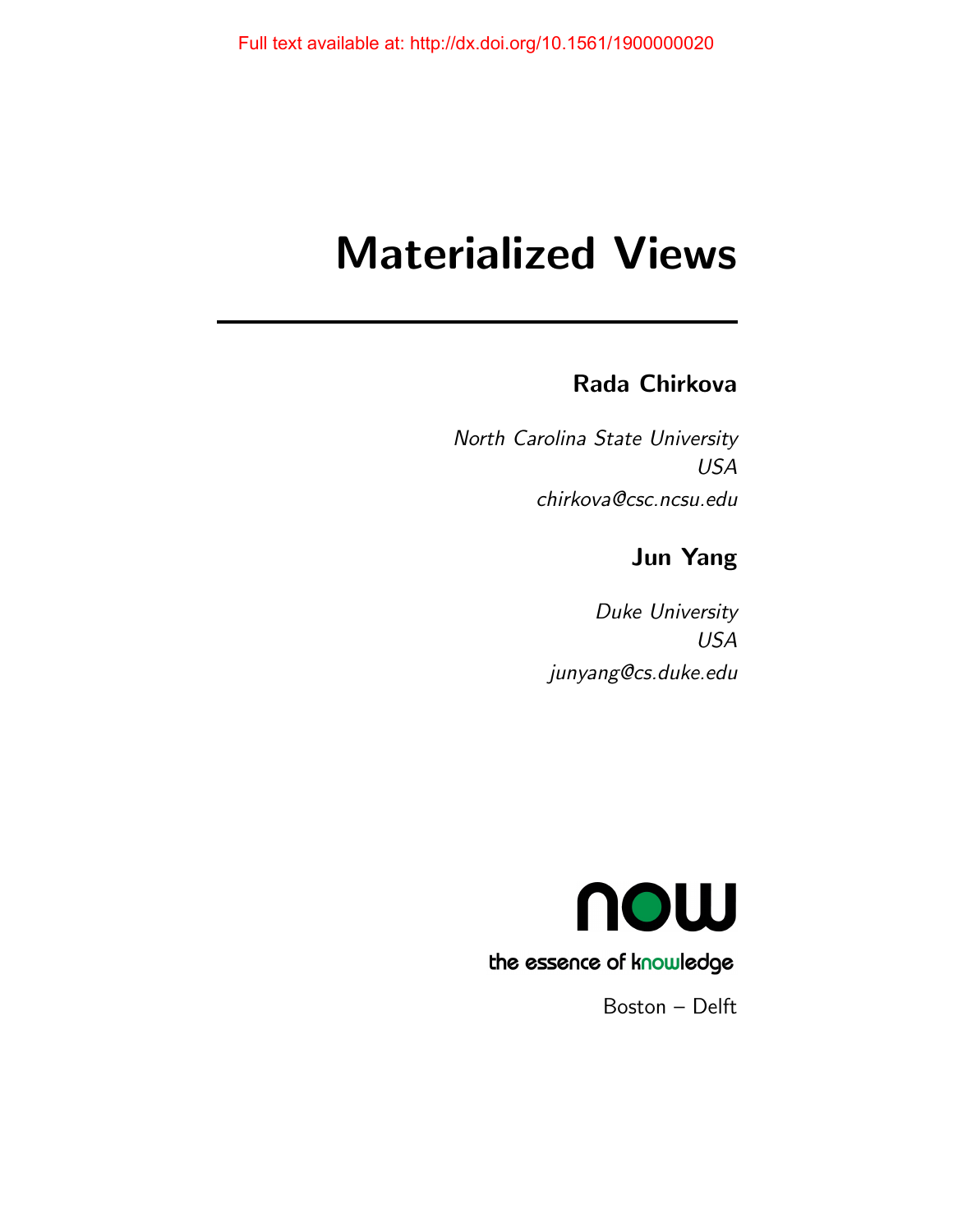Full text available at: http://dx.doi.org/10.1561/1900000020

# Materialized Views

**Rada Chirkova**

*North Carolina State University*
*USA*
*chirkova@csc.ncsu.edu*

**Jun Yang**

*Duke University*
*USA*
*junyang@cs.duke.edu*

now

the essence of knowledge

Boston – Delft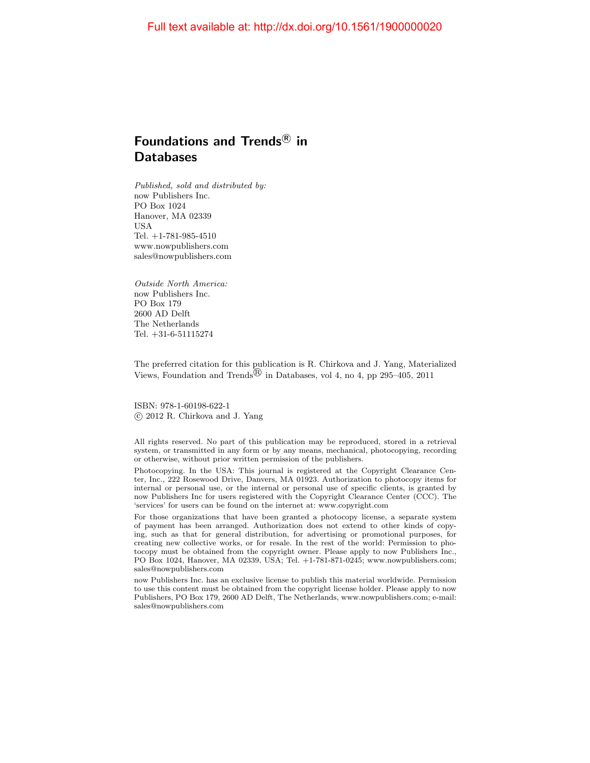Full text available at: http://dx.doi.org/10.1561/1900000020

# Foundations and Trends® in Databases

*Published, sold and distributed by:*
now Publishers Inc.
PO Box 1024
Hanover, MA 02339
USA
Tel. +1-781-985-4510
www.nowpublishers.com
sales@nowpublishers.com

*Outside North America:*
now Publishers Inc.
PO Box 179
2600 AD Delft
The Netherlands
Tel. +31-6-51115274

The preferred citation for this publication is R. Chirkova and J. Yang, Materialized Views, Foundation and Trends® in Databases, vol 4, no 4, pp 295–405, 2011

ISBN: 978-1-60198-622-1
© 2012 R. Chirkova and J. Yang

All rights reserved. No part of this publication may be reproduced, stored in a retrieval system, or transmitted in any form or by any means, mechanical, photocopying, recording or otherwise, without prior written permission of the publishers.

Photocopying. In the USA: This journal is registered at the Copyright Clearance Center, Inc., 222 Rosewood Drive, Danvers, MA 01923. Authorization to photocopy items for internal or personal use, or the internal or personal use of specific clients, is granted by now Publishers Inc for users registered with the Copyright Clearance Center (CCC). The 'services' for users can be found on the internet at: www.copyright.com

For those organizations that have been granted a photocopy license, a separate system of payment has been arranged. Authorization does not extend to other kinds of copying, such as that for general distribution, for advertising or promotional purposes, for creating new collective works, or for resale. In the rest of the world: Permission to photocopy must be obtained from the copyright owner. Please apply to now Publishers Inc., PO Box 1024, Hanover, MA 02339, USA; Tel. +1-781-871-0245; www.nowpublishers.com; sales@nowpublishers.com

now Publishers Inc. has an exclusive license to publish this material worldwide. Permission to use this content must be obtained from the copyright license holder. Please apply to now Publishers, PO Box 179, 2600 AD Delft, The Netherlands, www.nowpublishers.com; e-mail: sales@nowpublishers.com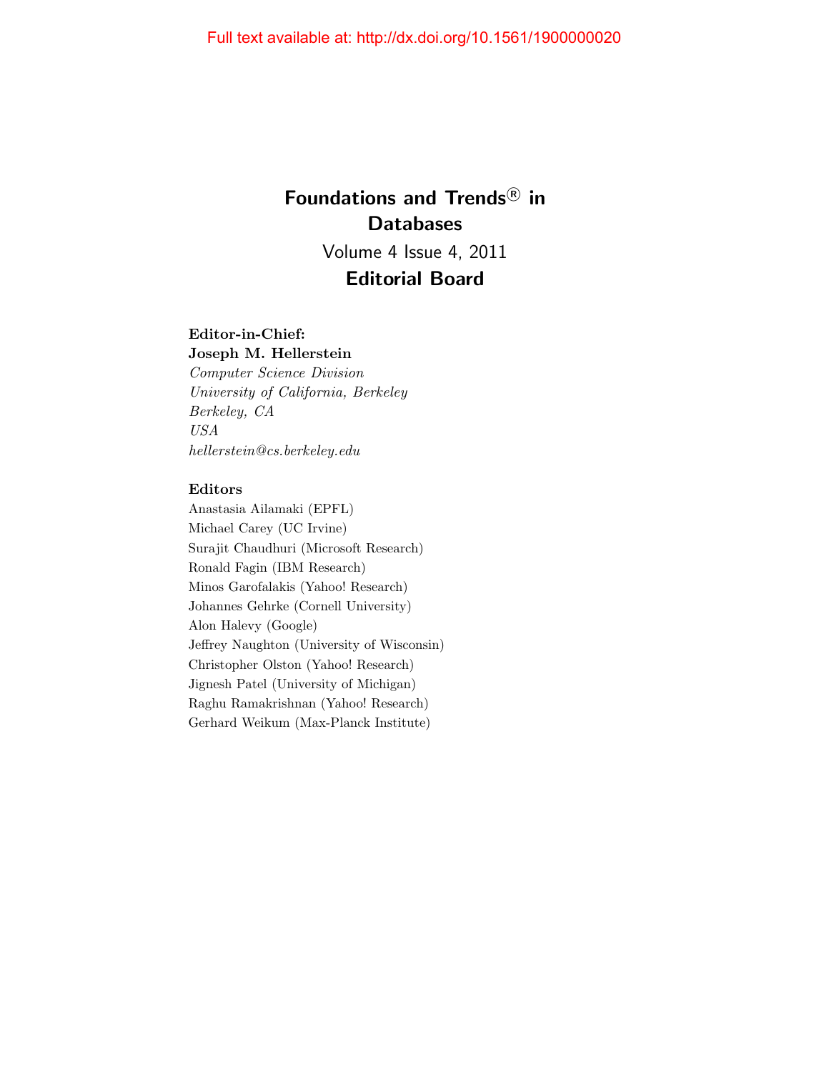# Foundations and Trends® in Databases

Volume 4 Issue 4, 2011

## Editorial Board

**Editor-in-Chief:**
**Joseph M. Hellerstein**
*Computer Science Division*
*University of California, Berkeley*
*Berkeley, CA*
*USA*
*hellerstein@cs.berkeley.edu*

**Editors**

Anastasia Ailamaki (EPFL)
Michael Carey (UC Irvine)
Surajit Chaudhuri (Microsoft Research)
Ronald Fagin (IBM Research)
Minos Garofalakis (Yahoo! Research)
Johannes Gehrke (Cornell University)
Alon Halevy (Google)
Jeffrey Naughton (University of Wisconsin)
Christopher Olston (Yahoo! Research)
Jignesh Patel (University of Michigan)
Raghu Ramakrishnan (Yahoo! Research)
Gerhard Weikum (Max-Planck Institute)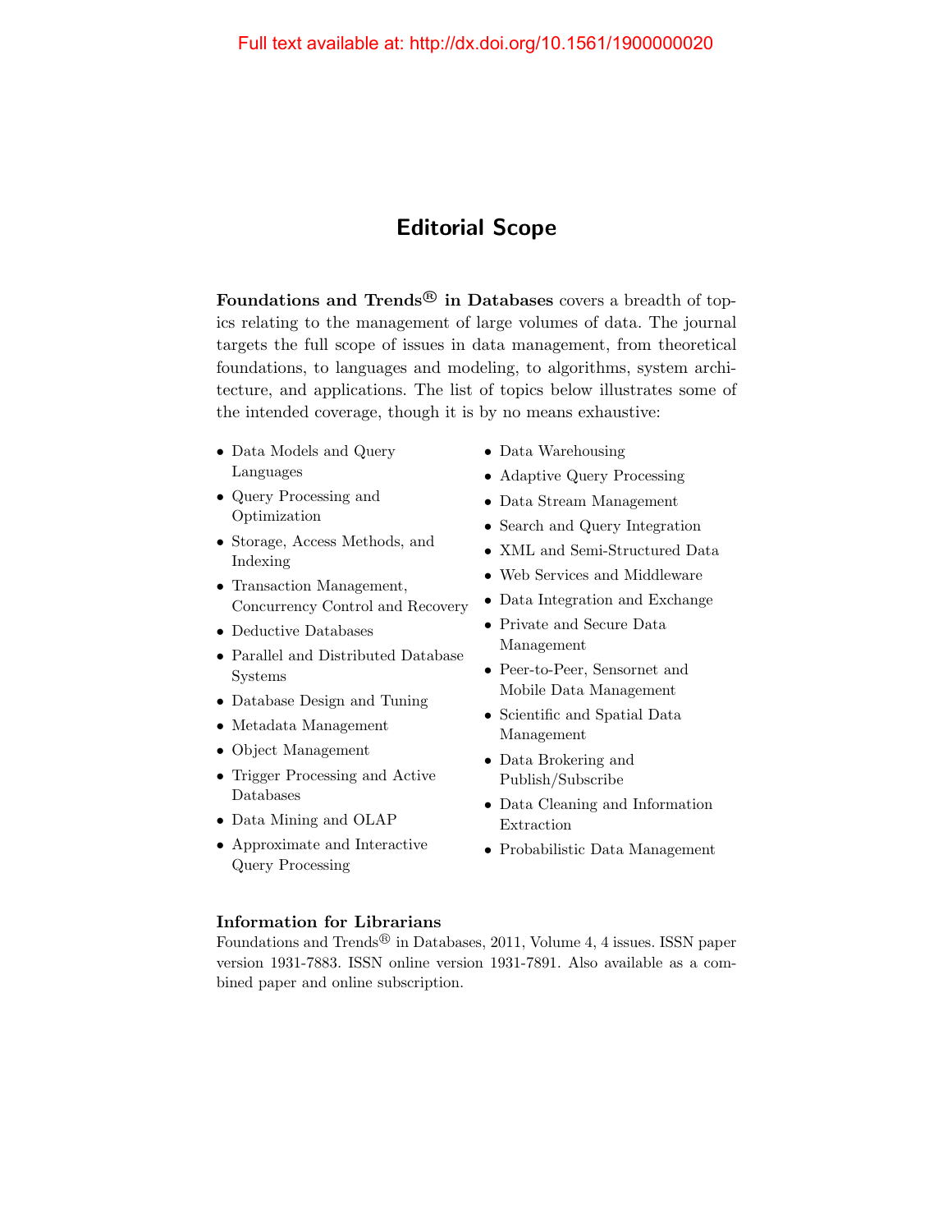Full text available at: http://dx.doi.org/10.1561/1900000020

# Editorial Scope

**Foundations and Trends® in Databases** covers a breadth of topics relating to the management of large volumes of data. The journal targets the full scope of issues in data management, from theoretical foundations, to languages and modeling, to algorithms, system architecture, and applications. The list of topics below illustrates some of the intended coverage, though it is by no means exhaustive:

- Data Models and Query Languages
- Query Processing and Optimization
- Storage, Access Methods, and Indexing
- Transaction Management, Concurrency Control and Recovery
- Deductive Databases
- Parallel and Distributed Database Systems
- Database Design and Tuning
- Metadata Management
- Object Management
- Trigger Processing and Active Databases
- Data Mining and OLAP
- Approximate and Interactive Query Processing
- Data Warehousing
- Adaptive Query Processing
- Data Stream Management
- Search and Query Integration
- XML and Semi-Structured Data
- Web Services and Middleware
- Data Integration and Exchange
- Private and Secure Data Management
- Peer-to-Peer, Sensornet and Mobile Data Management
- Scientific and Spatial Data Management
- Data Brokering and Publish/Subscribe
- Data Cleaning and Information Extraction
- Probabilistic Data Management

### Information for Librarians

Foundations and Trends® in Databases, 2011, Volume 4, 4 issues. ISSN paper version 1931-7883. ISSN online version 1931-7891. Also available as a combined paper and online subscription.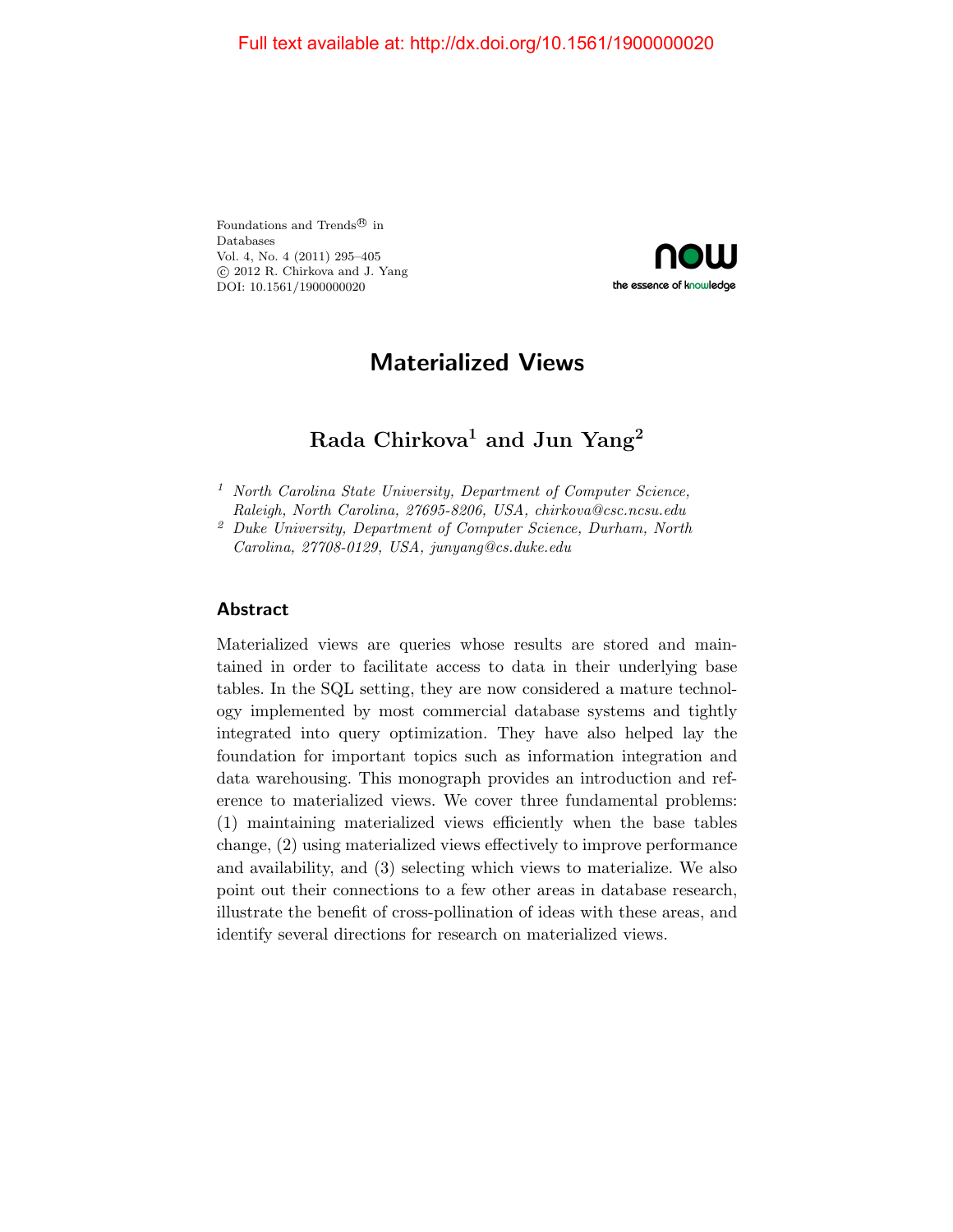Full text available at: http://dx.doi.org/10.1561/1900000020

Foundations and Trends® in Databases
Vol. 4, No. 4 (2011) 295–405
© 2012 R. Chirkova and J. Yang
DOI: 10.1561/1900000020

# Materialized Views

**Rada Chirkova[1] and Jun Yang[2]**

[1] *North Carolina State University, Department of Computer Science, Raleigh, North Carolina, 27695-8206, USA, chirkova@csc.ncsu.edu*

[2] *Duke University, Department of Computer Science, Durham, North Carolina, 27708-0129, USA, junyang@cs.duke.edu*

## Abstract

Materialized views are queries whose results are stored and maintained in order to facilitate access to data in their underlying base tables. In the SQL setting, they are now considered a mature technology implemented by most commercial database systems and tightly integrated into query optimization. They have also helped lay the foundation for important topics such as information integration and data warehousing. This monograph provides an introduction and reference to materialized views. We cover three fundamental problems: (1) maintaining materialized views efficiently when the base tables change, (2) using materialized views effectively to improve performance and availability, and (3) selecting which views to materialize. We also point out their connections to a few other areas in database research, illustrate the benefit of cross-pollination of ideas with these areas, and identify several directions for research on materialized views.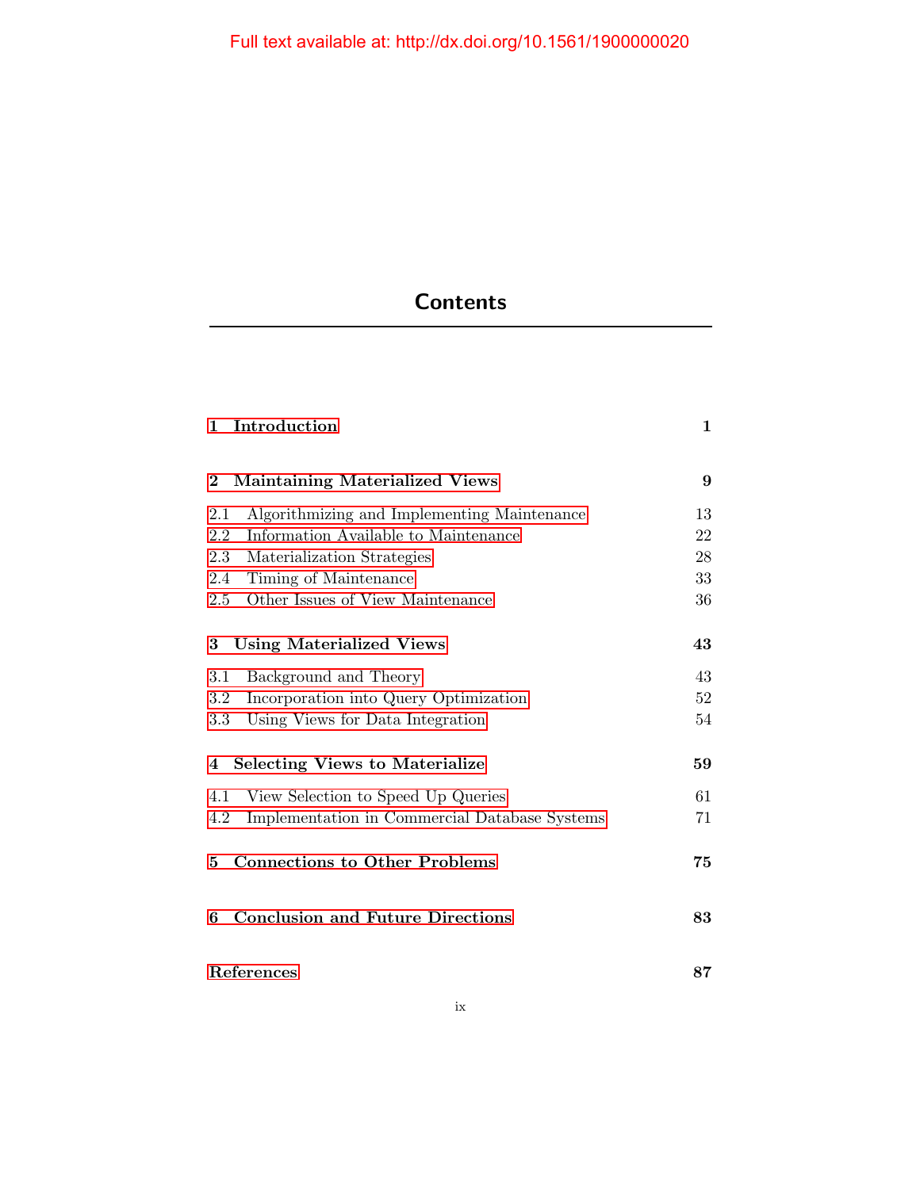Full text available at: http://dx.doi.org/10.1561/1900000020

# Contents

| | |
|---|---|
| **1 Introduction** | **1** |
| **2 Maintaining Materialized Views** | **9** |
| 2.1 Algorithmizing and Implementing Maintenance | 13 |
| 2.2 Information Available to Maintenance | 22 |
| 2.3 Materialization Strategies | 28 |
| 2.4 Timing of Maintenance | 33 |
| 2.5 Other Issues of View Maintenance | 36 |
| **3 Using Materialized Views** | **43** |
| 3.1 Background and Theory | 43 |
| 3.2 Incorporation into Query Optimization | 52 |
| 3.3 Using Views for Data Integration | 54 |
| **4 Selecting Views to Materialize** | **59** |
| 4.1 View Selection to Speed Up Queries | 61 |
| 4.2 Implementation in Commercial Database Systems | 71 |
| **5 Connections to Other Problems** | **75** |
| **6 Conclusion and Future Directions** | **83** |
| **References** | **87** |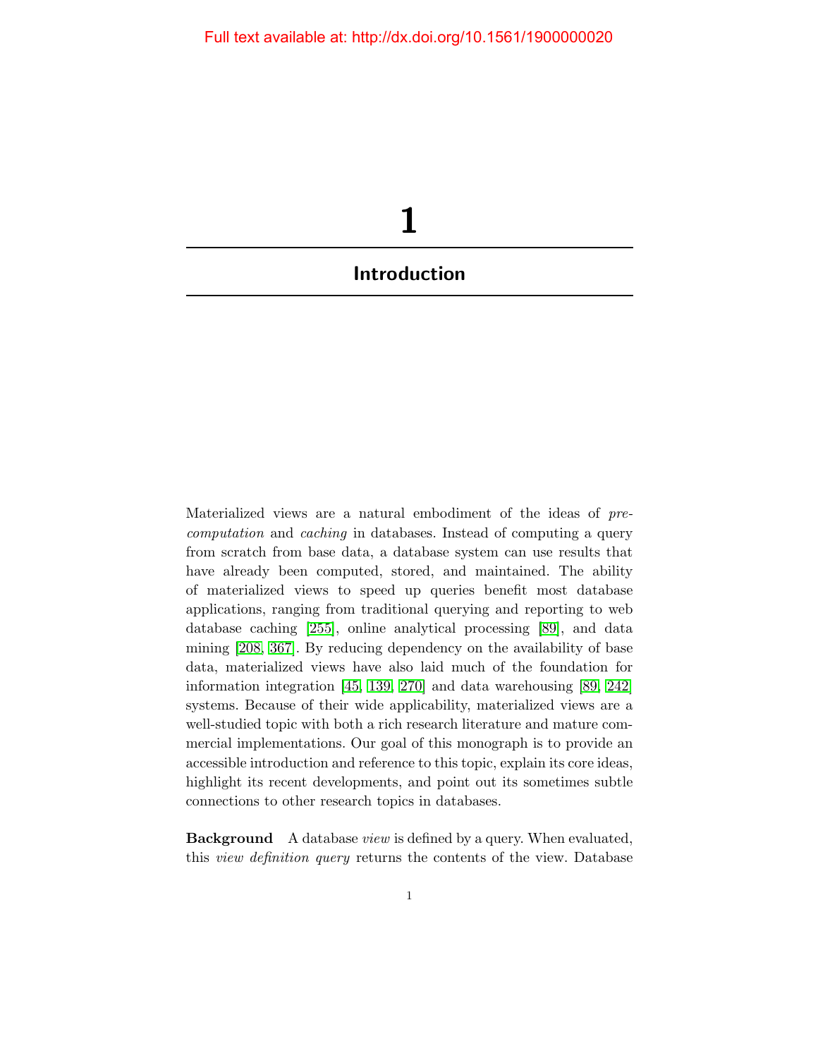# 1

## Introduction

Materialized views are a natural embodiment of the ideas of *precomputation* and *caching* in databases. Instead of computing a query from scratch from base data, a database system can use results that have already been computed, stored, and maintained. The ability of materialized views to speed up queries benefit most database applications, ranging from traditional querying and reporting to web database caching [255], online analytical processing [89], and data mining [208, 367]. By reducing dependency on the availability of base data, materialized views have also laid much of the foundation for information integration [45, 139, 270] and data warehousing [89, 242] systems. Because of their wide applicability, materialized views are a well-studied topic with both a rich research literature and mature commercial implementations. Our goal of this monograph is to provide an accessible introduction and reference to this topic, explain its core ideas, highlight its recent developments, and point out its sometimes subtle connections to other research topics in databases.

**Background** A database *view* is defined by a query. When evaluated, this *view definition query* returns the contents of the view. Database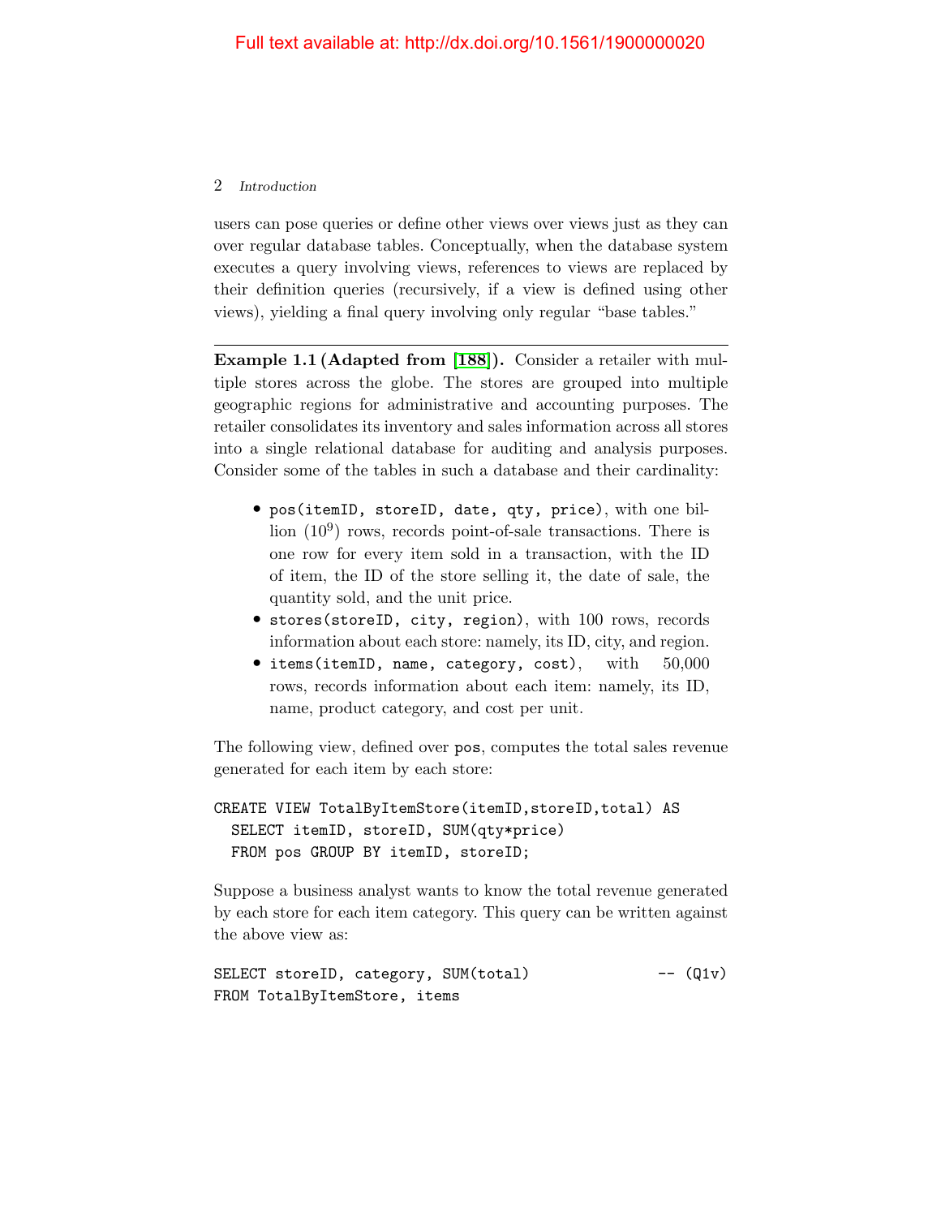users can pose queries or define other views over views just as they can over regular database tables. Conceptually, when the database system executes a query involving views, references to views are replaced by their definition queries (recursively, if a view is defined using other views), yielding a final query involving only regular "base tables."

---

**Example 1.1 (Adapted from [188]).** Consider a retailer with multiple stores across the globe. The stores are grouped into multiple geographic regions for administrative and accounting purposes. The retailer consolidates its inventory and sales information across all stores into a single relational database for auditing and analysis purposes. Consider some of the tables in such a database and their cardinality:

- `pos(itemID, storeID, date, qty, price)`, with one billion ($10^9$) rows, records point-of-sale transactions. There is one row for every item sold in a transaction, with the ID of item, the ID of the store selling it, the date of sale, the quantity sold, and the unit price.
- `stores(storeID, city, region)`, with 100 rows, records information about each store: namely, its ID, city, and region.
- `items(itemID, name, category, cost)`, with 50,000 rows, records information about each item: namely, its ID, name, product category, and cost per unit.

The following view, defined over `pos`, computes the total sales revenue generated for each item by each store:

```
CREATE VIEW TotalByItemStore(itemID,storeID,total) AS
  SELECT itemID, storeID, SUM(qty*price)
  FROM pos GROUP BY itemID, storeID;
```

Suppose a business analyst wants to know the total revenue generated by each store for each item category. This query can be written against the above view as:

```
SELECT storeID, category, SUM(total)              -- (Q1v)
FROM TotalByItemStore, items
```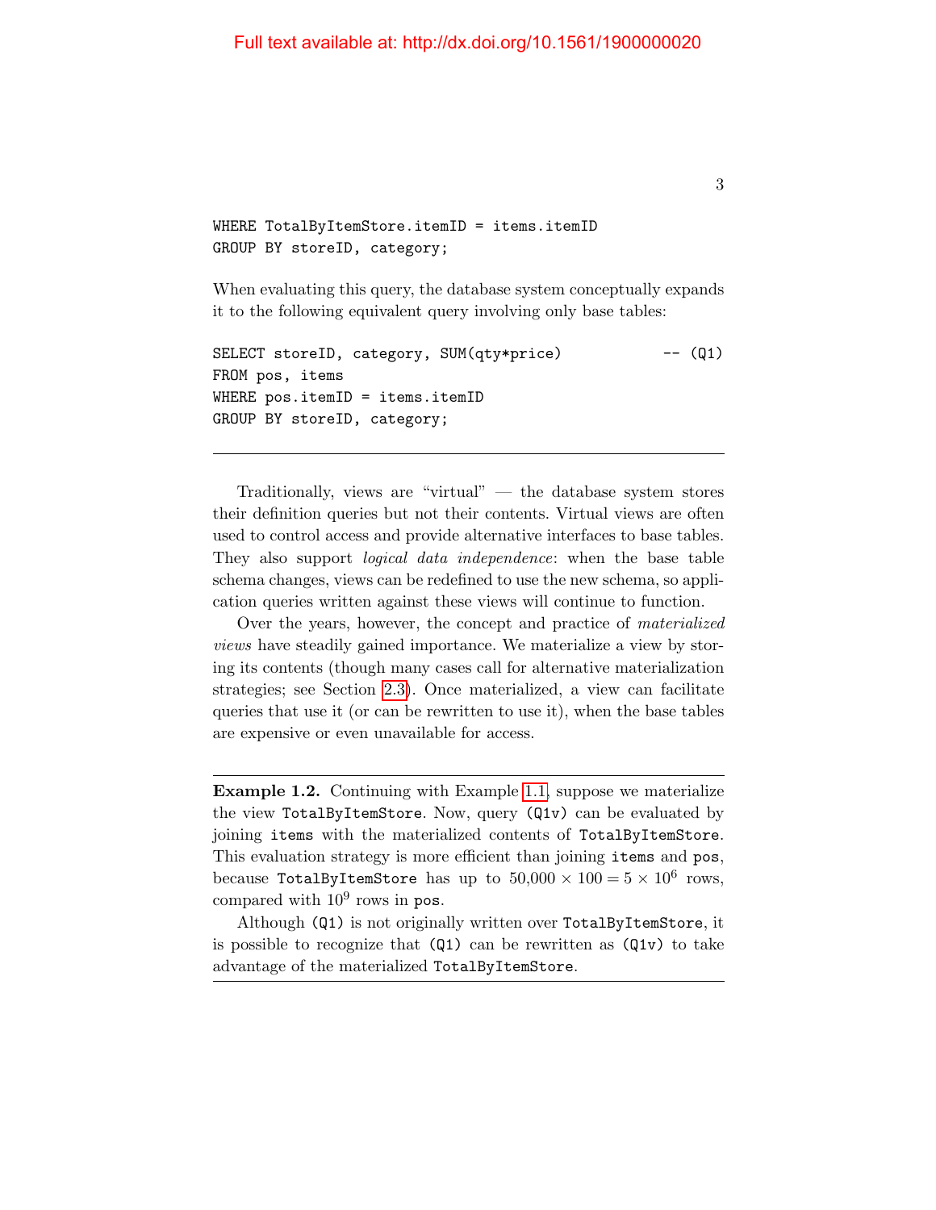```
WHERE TotalByItemStore.itemID = items.itemID
GROUP BY storeID, category;
```

When evaluating this query, the database system conceptually expands it to the following equivalent query involving only base tables:

```
SELECT storeID, category, SUM(qty*price)          -- (Q1)
FROM pos, items
WHERE pos.itemID = items.itemID
GROUP BY storeID, category;
```

---

Traditionally, views are "virtual" — the database system stores their definition queries but not their contents. Virtual views are often used to control access and provide alternative interfaces to base tables. They also support *logical data independence*: when the base table schema changes, views can be redefined to use the new schema, so application queries written against these views will continue to function.

Over the years, however, the concept and practice of *materialized views* have steadily gained importance. We materialize a view by storing its contents (though many cases call for alternative materialization strategies; see Section 2.3). Once materialized, a view can facilitate queries that use it (or can be rewritten to use it), when the base tables are expensive or even unavailable for access.

---

**Example 1.2.** Continuing with Example 1.1, suppose we materialize the view `TotalByItemStore`. Now, query `(Q1v)` can be evaluated by joining `items` with the materialized contents of `TotalByItemStore`. This evaluation strategy is more efficient than joining `items` and `pos`, because `TotalByItemStore` has up to $50{,}000 \times 100 = 5 \times 10^6$ rows, compared with $10^9$ rows in `pos`.

Although `(Q1)` is not originally written over `TotalByItemStore`, it is possible to recognize that `(Q1)` can be rewritten as `(Q1v)` to take advantage of the materialized `TotalByItemStore`.

---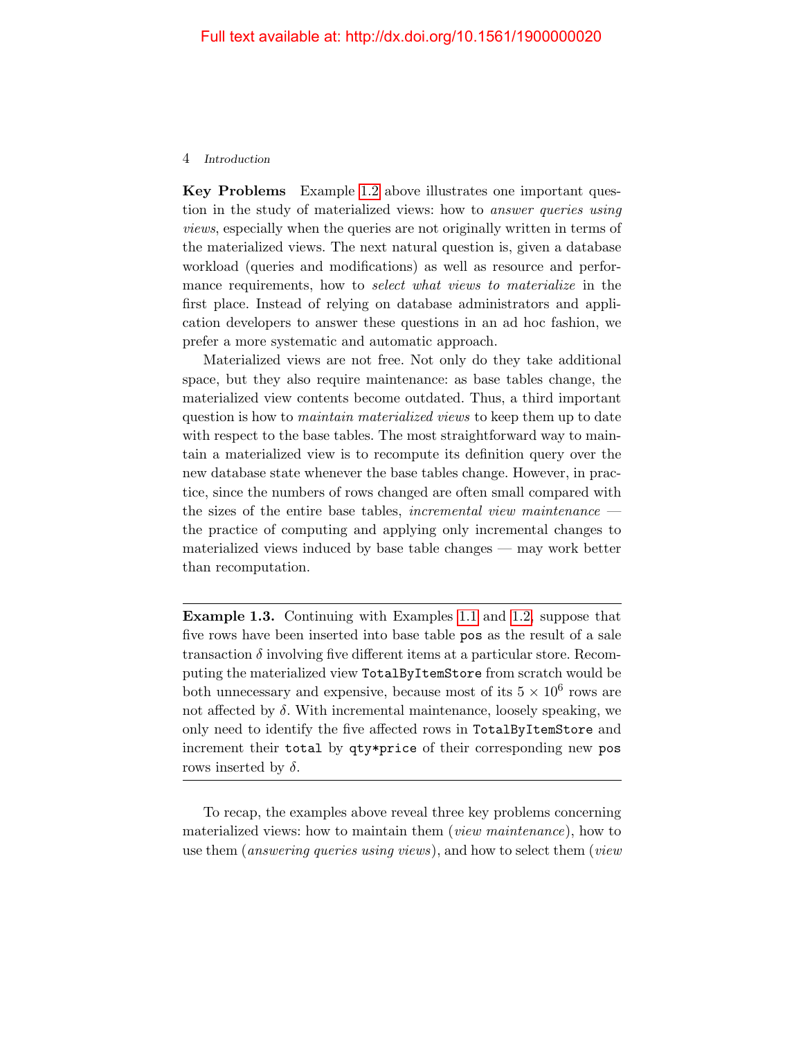**Key Problems** Example 1.2 above illustrates one important question in the study of materialized views: how to *answer queries using views*, especially when the queries are not originally written in terms of the materialized views. The next natural question is, given a database workload (queries and modifications) as well as resource and performance requirements, how to *select what views to materialize* in the first place. Instead of relying on database administrators and application developers to answer these questions in an ad hoc fashion, we prefer a more systematic and automatic approach.

Materialized views are not free. Not only do they take additional space, but they also require maintenance: as base tables change, the materialized view contents become outdated. Thus, a third important question is how to *maintain materialized views* to keep them up to date with respect to the base tables. The most straightforward way to maintain a materialized view is to recompute its definition query over the new database state whenever the base tables change. However, in practice, since the numbers of rows changed are often small compared with the sizes of the entire base tables, *incremental view maintenance* — the practice of computing and applying only incremental changes to materialized views induced by base table changes — may work better than recomputation.

---

**Example 1.3.** Continuing with Examples 1.1 and 1.2, suppose that five rows have been inserted into base table `pos` as the result of a sale transaction $\delta$ involving five different items at a particular store. Recomputing the materialized view `TotalByItemStore` from scratch would be both unnecessary and expensive, because most of its $5 \times 10^6$ rows are not affected by $\delta$. With incremental maintenance, loosely speaking, we only need to identify the five affected rows in `TotalByItemStore` and increment their `total` by `qty*price` of their corresponding new `pos` rows inserted by $\delta$.

---

To recap, the examples above reveal three key problems concerning materialized views: how to maintain them (*view maintenance*), how to use them (*answering queries using views*), and how to select them (*view*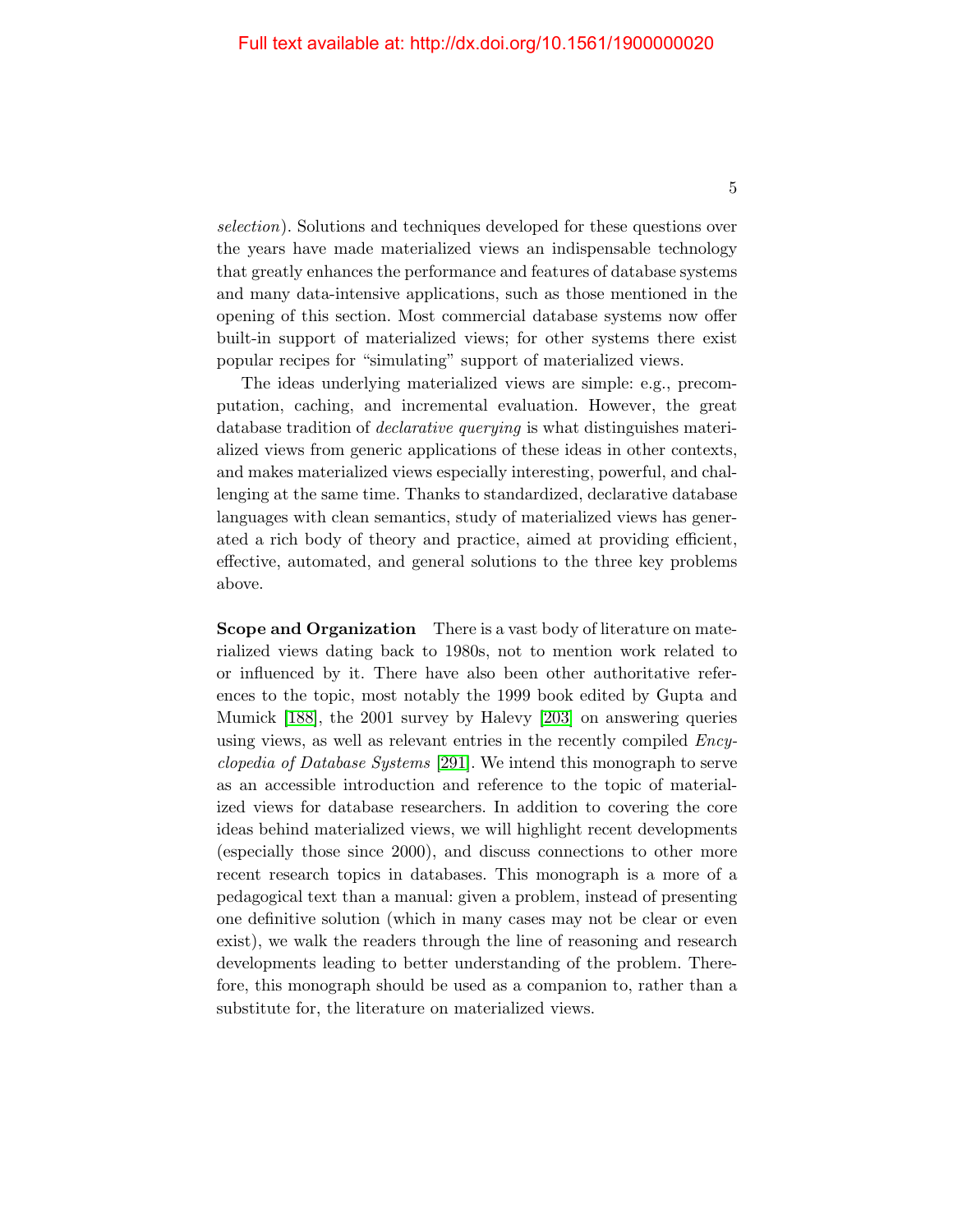*selection*). Solutions and techniques developed for these questions over the years have made materialized views an indispensable technology that greatly enhances the performance and features of database systems and many data-intensive applications, such as those mentioned in the opening of this section. Most commercial database systems now offer built-in support of materialized views; for other systems there exist popular recipes for "simulating" support of materialized views.

The ideas underlying materialized views are simple: e.g., precomputation, caching, and incremental evaluation. However, the great database tradition of *declarative querying* is what distinguishes materialized views from generic applications of these ideas in other contexts, and makes materialized views especially interesting, powerful, and challenging at the same time. Thanks to standardized, declarative database languages with clean semantics, study of materialized views has generated a rich body of theory and practice, aimed at providing efficient, effective, automated, and general solutions to the three key problems above.

**Scope and Organization** There is a vast body of literature on materialized views dating back to 1980s, not to mention work related to or influenced by it. There have also been other authoritative references to the topic, most notably the 1999 book edited by Gupta and Mumick [188], the 2001 survey by Halevy [203] on answering queries using views, as well as relevant entries in the recently compiled *Encyclopedia of Database Systems* [291]. We intend this monograph to serve as an accessible introduction and reference to the topic of materialized views for database researchers. In addition to covering the core ideas behind materialized views, we will highlight recent developments (especially those since 2000), and discuss connections to other more recent research topics in databases. This monograph is a more of a pedagogical text than a manual: given a problem, instead of presenting one definitive solution (which in many cases may not be clear or even exist), we walk the readers through the line of reasoning and research developments leading to better understanding of the problem. Therefore, this monograph should be used as a companion to, rather than a substitute for, the literature on materialized views.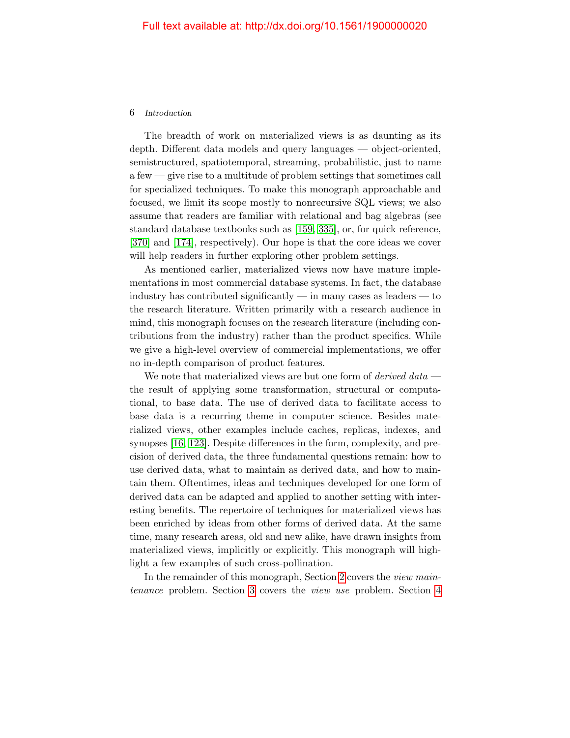The breadth of work on materialized views is as daunting as its depth. Different data models and query languages — object-oriented, semistructured, spatiotemporal, streaming, probabilistic, just to name a few — give rise to a multitude of problem settings that sometimes call for specialized techniques. To make this monograph approachable and focused, we limit its scope mostly to nonrecursive SQL views; we also assume that readers are familiar with relational and bag algebras (see standard database textbooks such as [159, 335], or, for quick reference, [370] and [174], respectively). Our hope is that the core ideas we cover will help readers in further exploring other problem settings.

As mentioned earlier, materialized views now have mature implementations in most commercial database systems. In fact, the database industry has contributed significantly — in many cases as leaders — to the research literature. Written primarily with a research audience in mind, this monograph focuses on the research literature (including contributions from the industry) rather than the product specifics. While we give a high-level overview of commercial implementations, we offer no in-depth comparison of product features.

We note that materialized views are but one form of *derived data* — the result of applying some transformation, structural or computational, to base data. The use of derived data to facilitate access to base data is a recurring theme in computer science. Besides materialized views, other examples include caches, replicas, indexes, and synopses [16, 123]. Despite differences in the form, complexity, and precision of derived data, the three fundamental questions remain: how to use derived data, what to maintain as derived data, and how to maintain them. Oftentimes, ideas and techniques developed for one form of derived data can be adapted and applied to another setting with interesting benefits. The repertoire of techniques for materialized views has been enriched by ideas from other forms of derived data. At the same time, many research areas, old and new alike, have drawn insights from materialized views, implicitly or explicitly. This monograph will highlight a few examples of such cross-pollination.

In the remainder of this monograph, Section 2 covers the *view maintenance* problem. Section 3 covers the *view use* problem. Section 4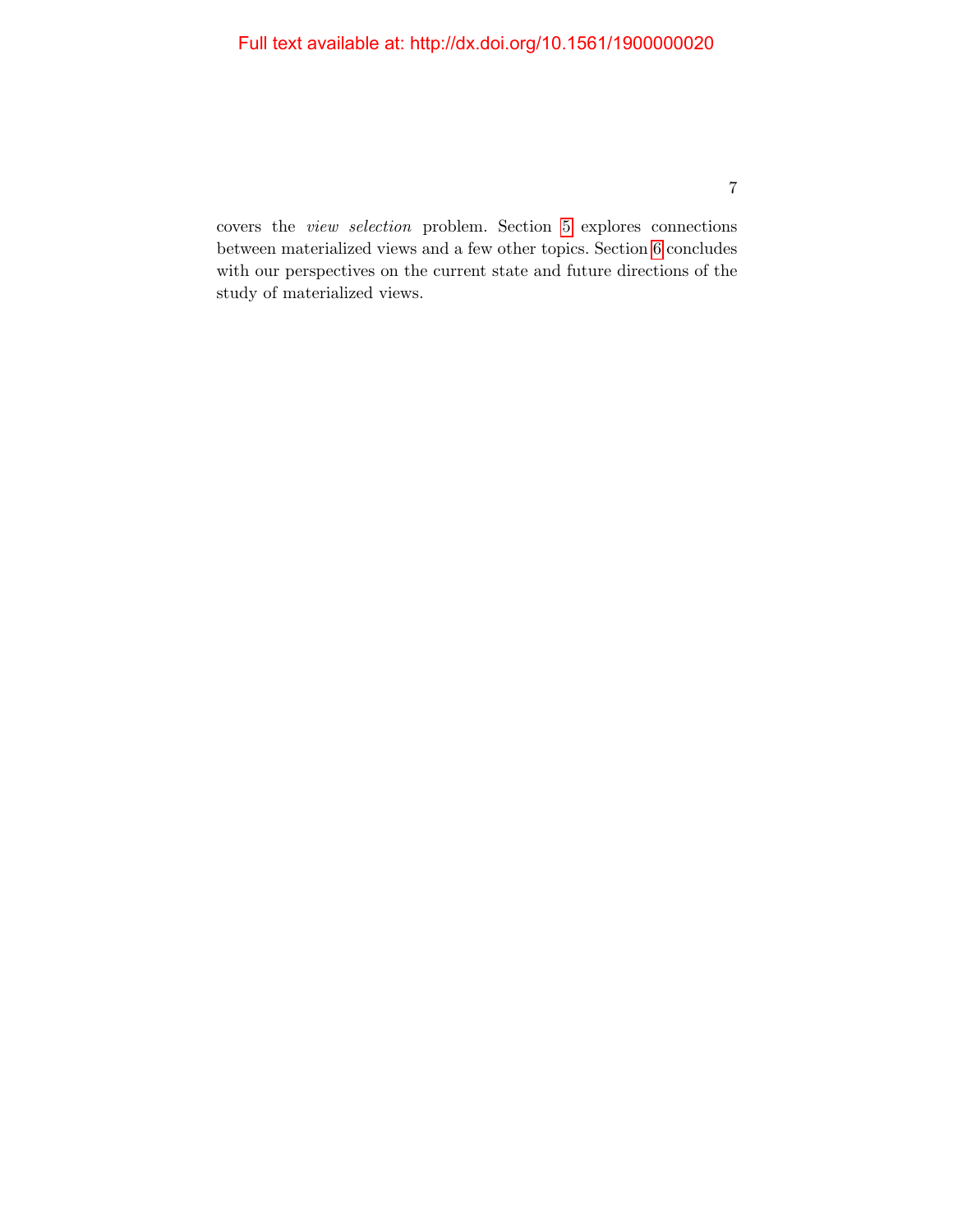covers the *view selection* problem. Section 5 explores connections between materialized views and a few other topics. Section 6 concludes with our perspectives on the current state and future directions of the study of materialized views.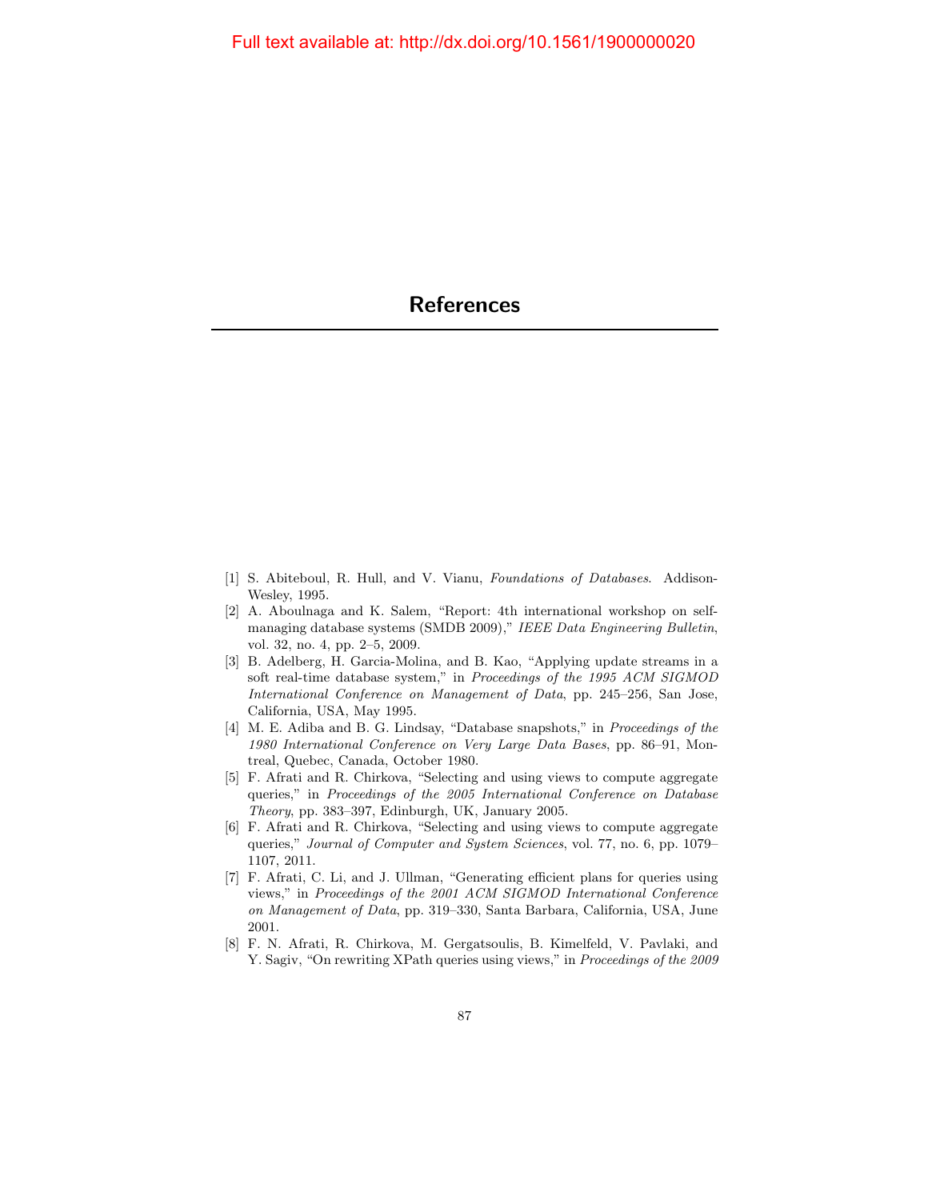# References

[1] S. Abiteboul, R. Hull, and V. Vianu, *Foundations of Databases*. Addison-Wesley, 1995.

[2] A. Aboulnaga and K. Salem, "Report: 4th international workshop on self-managing database systems (SMDB 2009)," *IEEE Data Engineering Bulletin*, vol. 32, no. 4, pp. 2–5, 2009.

[3] B. Adelberg, H. Garcia-Molina, and B. Kao, "Applying update streams in a soft real-time database system," in *Proceedings of the 1995 ACM SIGMOD International Conference on Management of Data*, pp. 245–256, San Jose, California, USA, May 1995.

[4] M. E. Adiba and B. G. Lindsay, "Database snapshots," in *Proceedings of the 1980 International Conference on Very Large Data Bases*, pp. 86–91, Montreal, Quebec, Canada, October 1980.

[5] F. Afrati and R. Chirkova, "Selecting and using views to compute aggregate queries," in *Proceedings of the 2005 International Conference on Database Theory*, pp. 383–397, Edinburgh, UK, January 2005.

[6] F. Afrati and R. Chirkova, "Selecting and using views to compute aggregate queries," *Journal of Computer and System Sciences*, vol. 77, no. 6, pp. 1079–1107, 2011.

[7] F. Afrati, C. Li, and J. Ullman, "Generating efficient plans for queries using views," in *Proceedings of the 2001 ACM SIGMOD International Conference on Management of Data*, pp. 319–330, Santa Barbara, California, USA, June 2001.

[8] F. N. Afrati, R. Chirkova, M. Gergatsoulis, B. Kimelfeld, V. Pavlaki, and Y. Sagiv, "On rewriting XPath queries using views," in *Proceedings of the 2009*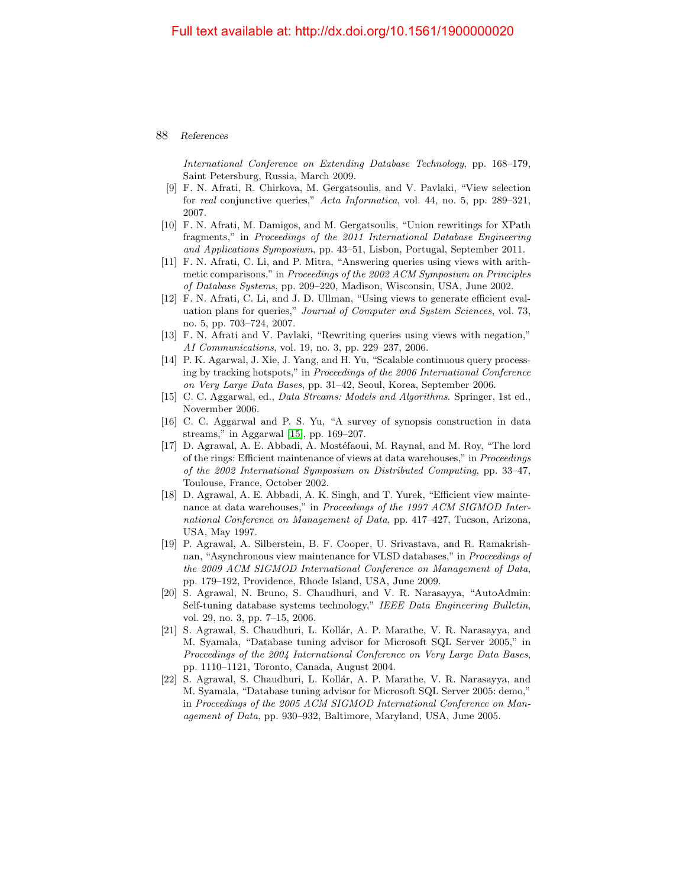*International Conference on Extending Database Technology*, pp. 168–179, Saint Petersburg, Russia, March 2009.

[9] F. N. Afrati, R. Chirkova, M. Gergatsoulis, and V. Pavlaki, "View selection for *real* conjunctive queries," *Acta Informatica*, vol. 44, no. 5, pp. 289–321, 2007.

[10] F. N. Afrati, M. Damigos, and M. Gergatsoulis, "Union rewritings for XPath fragments," in *Proceedings of the 2011 International Database Engineering and Applications Symposium*, pp. 43–51, Lisbon, Portugal, September 2011.

[11] F. N. Afrati, C. Li, and P. Mitra, "Answering queries using views with arithmetic comparisons," in *Proceedings of the 2002 ACM Symposium on Principles of Database Systems*, pp. 209–220, Madison, Wisconsin, USA, June 2002.

[12] F. N. Afrati, C. Li, and J. D. Ullman, "Using views to generate efficient evaluation plans for queries," *Journal of Computer and System Sciences*, vol. 73, no. 5, pp. 703–724, 2007.

[13] F. N. Afrati and V. Pavlaki, "Rewriting queries using views with negation," *AI Communications*, vol. 19, no. 3, pp. 229–237, 2006.

[14] P. K. Agarwal, J. Xie, J. Yang, and H. Yu, "Scalable continuous query processing by tracking hotspots," in *Proceedings of the 2006 International Conference on Very Large Data Bases*, pp. 31–42, Seoul, Korea, September 2006.

[15] C. C. Aggarwal, ed., *Data Streams: Models and Algorithms*. Springer, 1st ed., Novermber 2006.

[16] C. C. Aggarwal and P. S. Yu, "A survey of synopsis construction in data streams," in Aggarwal [15], pp. 169–207.

[17] D. Agrawal, A. E. Abbadi, A. Mostéfaoui, M. Raynal, and M. Roy, "The lord of the rings: Efficient maintenance of views at data warehouses," in *Proceedings of the 2002 International Symposium on Distributed Computing*, pp. 33–47, Toulouse, France, October 2002.

[18] D. Agrawal, A. E. Abbadi, A. K. Singh, and T. Yurek, "Efficient view maintenance at data warehouses," in *Proceedings of the 1997 ACM SIGMOD International Conference on Management of Data*, pp. 417–427, Tucson, Arizona, USA, May 1997.

[19] P. Agrawal, A. Silberstein, B. F. Cooper, U. Srivastava, and R. Ramakrishnan, "Asynchronous view maintenance for VLSD databases," in *Proceedings of the 2009 ACM SIGMOD International Conference on Management of Data*, pp. 179–192, Providence, Rhode Island, USA, June 2009.

[20] S. Agrawal, N. Bruno, S. Chaudhuri, and V. R. Narasayya, "AutoAdmin: Self-tuning database systems technology," *IEEE Data Engineering Bulletin*, vol. 29, no. 3, pp. 7–15, 2006.

[21] S. Agrawal, S. Chaudhuri, L. Kollár, A. P. Marathe, V. R. Narasayya, and M. Syamala, "Database tuning advisor for Microsoft SQL Server 2005," in *Proceedings of the 2004 International Conference on Very Large Data Bases*, pp. 1110–1121, Toronto, Canada, August 2004.

[22] S. Agrawal, S. Chaudhuri, L. Kollár, A. P. Marathe, V. R. Narasayya, and M. Syamala, "Database tuning advisor for Microsoft SQL Server 2005: demo," in *Proceedings of the 2005 ACM SIGMOD International Conference on Management of Data*, pp. 930–932, Baltimore, Maryland, USA, June 2005.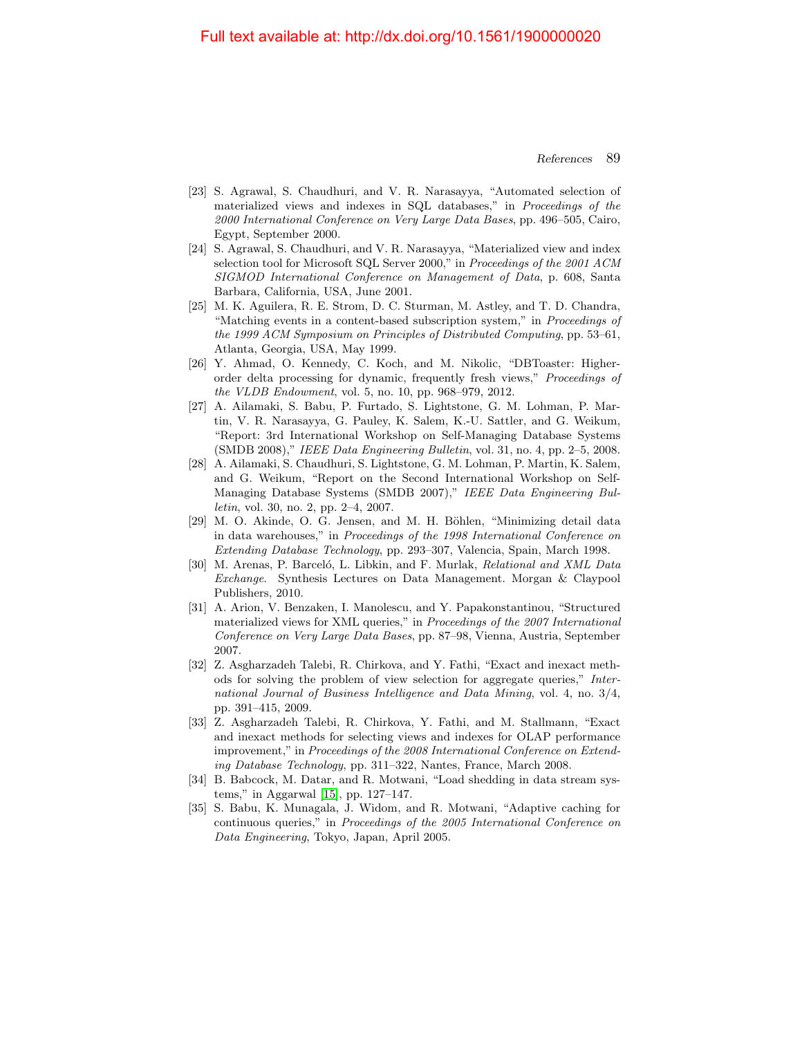[23] S. Agrawal, S. Chaudhuri, and V. R. Narasayya, “Automated selection of materialized views and indexes in SQL databases,” in *Proceedings of the 2000 International Conference on Very Large Data Bases*, pp. 496–505, Cairo, Egypt, September 2000.

[24] S. Agrawal, S. Chaudhuri, and V. R. Narasayya, “Materialized view and index selection tool for Microsoft SQL Server 2000,” in *Proceedings of the 2001 ACM SIGMOD International Conference on Management of Data*, p. 608, Santa Barbara, California, USA, June 2001.

[25] M. K. Aguilera, R. E. Strom, D. C. Sturman, M. Astley, and T. D. Chandra, “Matching events in a content-based subscription system,” in *Proceedings of the 1999 ACM Symposium on Principles of Distributed Computing*, pp. 53–61, Atlanta, Georgia, USA, May 1999.

[26] Y. Ahmad, O. Kennedy, C. Koch, and M. Nikolic, “DBToaster: Higher-order delta processing for dynamic, frequently fresh views,” *Proceedings of the VLDB Endowment*, vol. 5, no. 10, pp. 968–979, 2012.

[27] A. Ailamaki, S. Babu, P. Furtado, S. Lightstone, G. M. Lohman, P. Martin, V. R. Narasayya, G. Pauley, K. Salem, K.-U. Sattler, and G. Weikum, “Report: 3rd International Workshop on Self-Managing Database Systems (SMDB 2008),” *IEEE Data Engineering Bulletin*, vol. 31, no. 4, pp. 2–5, 2008.

[28] A. Ailamaki, S. Chaudhuri, S. Lightstone, G. M. Lohman, P. Martin, K. Salem, and G. Weikum, “Report on the Second International Workshop on Self-Managing Database Systems (SMDB 2007),” *IEEE Data Engineering Bulletin*, vol. 30, no. 2, pp. 2–4, 2007.

[29] M. O. Akinde, O. G. Jensen, and M. H. Böhlen, “Minimizing detail data in data warehouses,” in *Proceedings of the 1998 International Conference on Extending Database Technology*, pp. 293–307, Valencia, Spain, March 1998.

[30] M. Arenas, P. Barceló, L. Libkin, and F. Murlak, *Relational and XML Data Exchange*. Synthesis Lectures on Data Management. Morgan & Claypool Publishers, 2010.

[31] A. Arion, V. Benzaken, I. Manolescu, and Y. Papakonstantinou, “Structured materialized views for XML queries,” in *Proceedings of the 2007 International Conference on Very Large Data Bases*, pp. 87–98, Vienna, Austria, September 2007.

[32] Z. Asgharzadeh Talebi, R. Chirkova, and Y. Fathi, “Exact and inexact methods for solving the problem of view selection for aggregate queries,” *International Journal of Business Intelligence and Data Mining*, vol. 4, no. 3/4, pp. 391–415, 2009.

[33] Z. Asgharzadeh Talebi, R. Chirkova, Y. Fathi, and M. Stallmann, “Exact and inexact methods for selecting views and indexes for OLAP performance improvement,” in *Proceedings of the 2008 International Conference on Extending Database Technology*, pp. 311–322, Nantes, France, March 2008.

[34] B. Babcock, M. Datar, and R. Motwani, “Load shedding in data stream systems,” in Aggarwal [15], pp. 127–147.

[35] S. Babu, K. Munagala, J. Widom, and R. Motwani, “Adaptive caching for continuous queries,” in *Proceedings of the 2005 International Conference on Data Engineering*, Tokyo, Japan, April 2005.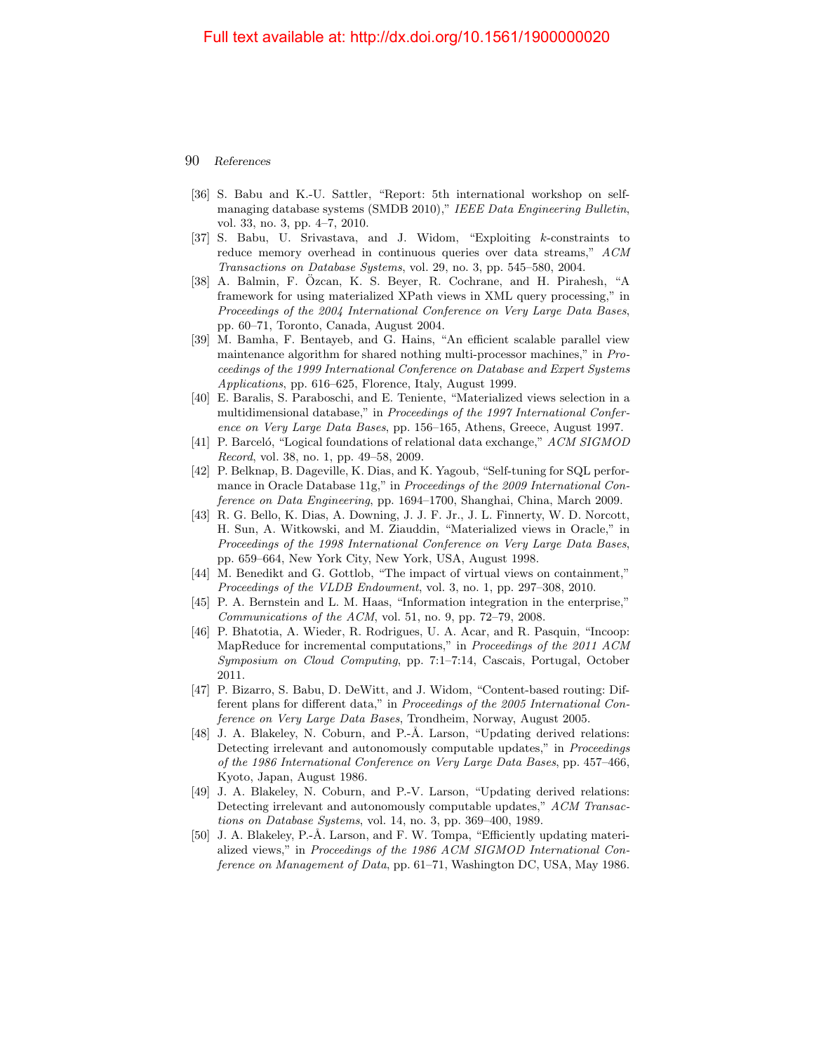[36] S. Babu and K.-U. Sattler, "Report: 5th international workshop on self-managing database systems (SMDB 2010)," *IEEE Data Engineering Bulletin*, vol. 33, no. 3, pp. 4–7, 2010.

[37] S. Babu, U. Srivastava, and J. Widom, "Exploiting $k$-constraints to reduce memory overhead in continuous queries over data streams," *ACM Transactions on Database Systems*, vol. 29, no. 3, pp. 545–580, 2004.

[38] A. Balmin, F. Özcan, K. S. Beyer, R. Cochrane, and H. Pirahesh, "A framework for using materialized XPath views in XML query processing," in *Proceedings of the 2004 International Conference on Very Large Data Bases*, pp. 60–71, Toronto, Canada, August 2004.

[39] M. Bamha, F. Bentayeb, and G. Hains, "An efficient scalable parallel view maintenance algorithm for shared nothing multi-processor machines," in *Proceedings of the 1999 International Conference on Database and Expert Systems Applications*, pp. 616–625, Florence, Italy, August 1999.

[40] E. Baralis, S. Paraboschi, and E. Teniente, "Materialized views selection in a multidimensional database," in *Proceedings of the 1997 International Conference on Very Large Data Bases*, pp. 156–165, Athens, Greece, August 1997.

[41] P. Barceló, "Logical foundations of relational data exchange," *ACM SIGMOD Record*, vol. 38, no. 1, pp. 49–58, 2009.

[42] P. Belknap, B. Dageville, K. Dias, and K. Yagoub, "Self-tuning for SQL performance in Oracle Database 11g," in *Proceedings of the 2009 International Conference on Data Engineering*, pp. 1694–1700, Shanghai, China, March 2009.

[43] R. G. Bello, K. Dias, A. Downing, J. J. F. Jr., J. L. Finnerty, W. D. Norcott, H. Sun, A. Witkowski, and M. Ziauddin, "Materialized views in Oracle," in *Proceedings of the 1998 International Conference on Very Large Data Bases*, pp. 659–664, New York City, New York, USA, August 1998.

[44] M. Benedikt and G. Gottlob, "The impact of virtual views on containment," *Proceedings of the VLDB Endowment*, vol. 3, no. 1, pp. 297–308, 2010.

[45] P. A. Bernstein and L. M. Haas, "Information integration in the enterprise," *Communications of the ACM*, vol. 51, no. 9, pp. 72–79, 2008.

[46] P. Bhatotia, A. Wieder, R. Rodrigues, U. A. Acar, and R. Pasquin, "Incoop: MapReduce for incremental computations," in *Proceedings of the 2011 ACM Symposium on Cloud Computing*, pp. 7:1–7:14, Cascais, Portugal, October 2011.

[47] P. Bizarro, S. Babu, D. DeWitt, and J. Widom, "Content-based routing: Different plans for different data," in *Proceedings of the 2005 International Conference on Very Large Data Bases*, Trondheim, Norway, August 2005.

[48] J. A. Blakeley, N. Coburn, and P.-Å. Larson, "Updating derived relations: Detecting irrelevant and autonomously computable updates," in *Proceedings of the 1986 International Conference on Very Large Data Bases*, pp. 457–466, Kyoto, Japan, August 1986.

[49] J. A. Blakeley, N. Coburn, and P.-V. Larson, "Updating derived relations: Detecting irrelevant and autonomously computable updates," *ACM Transactions on Database Systems*, vol. 14, no. 3, pp. 369–400, 1989.

[50] J. A. Blakeley, P.-Å. Larson, and F. W. Tompa, "Efficiently updating materialized views," in *Proceedings of the 1986 ACM SIGMOD International Conference on Management of Data*, pp. 61–71, Washington DC, USA, May 1986.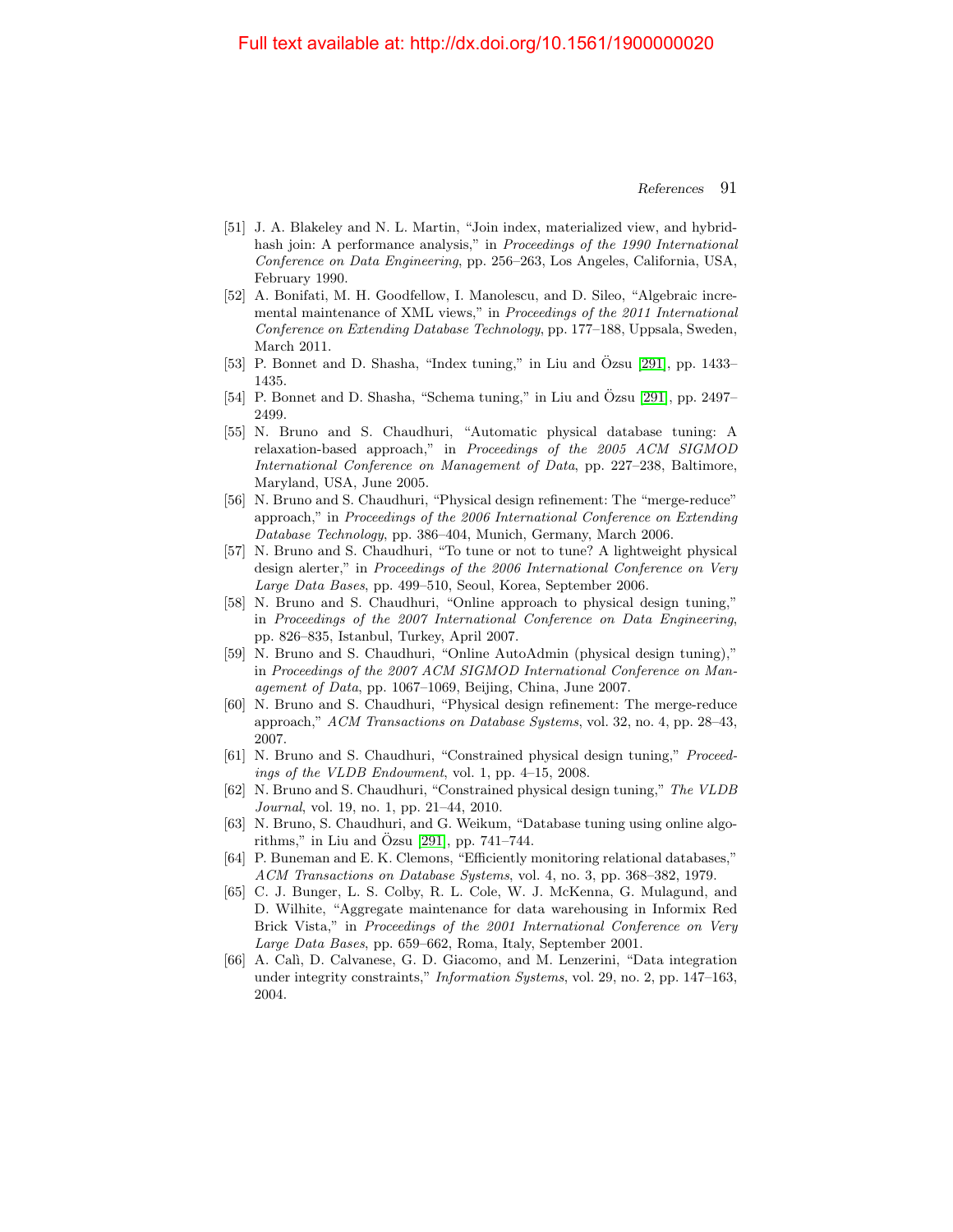[51] J. A. Blakeley and N. L. Martin, "Join index, materialized view, and hybrid-hash join: A performance analysis," in *Proceedings of the 1990 International Conference on Data Engineering*, pp. 256–263, Los Angeles, California, USA, February 1990.

[52] A. Bonifati, M. H. Goodfellow, I. Manolescu, and D. Sileo, "Algebraic incremental maintenance of XML views," in *Proceedings of the 2011 International Conference on Extending Database Technology*, pp. 177–188, Uppsala, Sweden, March 2011.

[53] P. Bonnet and D. Shasha, "Index tuning," in Liu and Özsu [291], pp. 1433–1435.

[54] P. Bonnet and D. Shasha, "Schema tuning," in Liu and Özsu [291], pp. 2497–2499.

[55] N. Bruno and S. Chaudhuri, "Automatic physical database tuning: A relaxation-based approach," in *Proceedings of the 2005 ACM SIGMOD International Conference on Management of Data*, pp. 227–238, Baltimore, Maryland, USA, June 2005.

[56] N. Bruno and S. Chaudhuri, "Physical design refinement: The "merge-reduce" approach," in *Proceedings of the 2006 International Conference on Extending Database Technology*, pp. 386–404, Munich, Germany, March 2006.

[57] N. Bruno and S. Chaudhuri, "To tune or not to tune? A lightweight physical design alerter," in *Proceedings of the 2006 International Conference on Very Large Data Bases*, pp. 499–510, Seoul, Korea, September 2006.

[58] N. Bruno and S. Chaudhuri, "Online approach to physical design tuning," in *Proceedings of the 2007 International Conference on Data Engineering*, pp. 826–835, Istanbul, Turkey, April 2007.

[59] N. Bruno and S. Chaudhuri, "Online AutoAdmin (physical design tuning)," in *Proceedings of the 2007 ACM SIGMOD International Conference on Management of Data*, pp. 1067–1069, Beijing, China, June 2007.

[60] N. Bruno and S. Chaudhuri, "Physical design refinement: The merge-reduce approach," *ACM Transactions on Database Systems*, vol. 32, no. 4, pp. 28–43, 2007.

[61] N. Bruno and S. Chaudhuri, "Constrained physical design tuning," *Proceedings of the VLDB Endowment*, vol. 1, pp. 4–15, 2008.

[62] N. Bruno and S. Chaudhuri, "Constrained physical design tuning," *The VLDB Journal*, vol. 19, no. 1, pp. 21–44, 2010.

[63] N. Bruno, S. Chaudhuri, and G. Weikum, "Database tuning using online algorithms," in Liu and Özsu [291], pp. 741–744.

[64] P. Buneman and E. K. Clemons, "Efficiently monitoring relational databases," *ACM Transactions on Database Systems*, vol. 4, no. 3, pp. 368–382, 1979.

[65] C. J. Bunger, L. S. Colby, R. L. Cole, W. J. McKenna, G. Mulagund, and D. Wilhite, "Aggregate maintenance for data warehousing in Informix Red Brick Vista," in *Proceedings of the 2001 International Conference on Very Large Data Bases*, pp. 659–662, Roma, Italy, September 2001.

[66] A. Calì, D. Calvanese, G. D. Giacomo, and M. Lenzerini, "Data integration under integrity constraints," *Information Systems*, vol. 29, no. 2, pp. 147–163, 2004.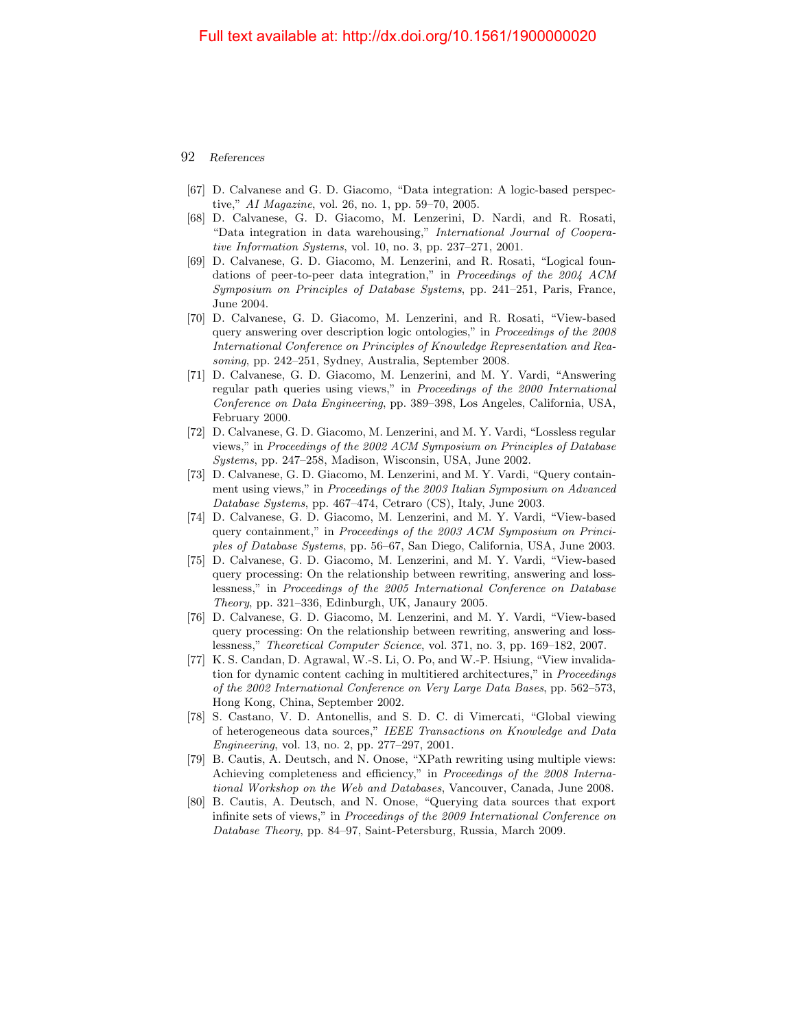[67] D. Calvanese and G. D. Giacomo, "Data integration: A logic-based perspective," *AI Magazine*, vol. 26, no. 1, pp. 59–70, 2005.

[68] D. Calvanese, G. D. Giacomo, M. Lenzerini, D. Nardi, and R. Rosati, "Data integration in data warehousing," *International Journal of Cooperative Information Systems*, vol. 10, no. 3, pp. 237–271, 2001.

[69] D. Calvanese, G. D. Giacomo, M. Lenzerini, and R. Rosati, "Logical foundations of peer-to-peer data integration," in *Proceedings of the 2004 ACM Symposium on Principles of Database Systems*, pp. 241–251, Paris, France, June 2004.

[70] D. Calvanese, G. D. Giacomo, M. Lenzerini, and R. Rosati, "View-based query answering over description logic ontologies," in *Proceedings of the 2008 International Conference on Principles of Knowledge Representation and Reasoning*, pp. 242–251, Sydney, Australia, September 2008.

[71] D. Calvanese, G. D. Giacomo, M. Lenzerini, and M. Y. Vardi, "Answering regular path queries using views," in *Proceedings of the 2000 International Conference on Data Engineering*, pp. 389–398, Los Angeles, California, USA, February 2000.

[72] D. Calvanese, G. D. Giacomo, M. Lenzerini, and M. Y. Vardi, "Lossless regular views," in *Proceedings of the 2002 ACM Symposium on Principles of Database Systems*, pp. 247–258, Madison, Wisconsin, USA, June 2002.

[73] D. Calvanese, G. D. Giacomo, M. Lenzerini, and M. Y. Vardi, "Query containment using views," in *Proceedings of the 2003 Italian Symposium on Advanced Database Systems*, pp. 467–474, Cetraro (CS), Italy, June 2003.

[74] D. Calvanese, G. D. Giacomo, M. Lenzerini, and M. Y. Vardi, "View-based query containment," in *Proceedings of the 2003 ACM Symposium on Principles of Database Systems*, pp. 56–67, San Diego, California, USA, June 2003.

[75] D. Calvanese, G. D. Giacomo, M. Lenzerini, and M. Y. Vardi, "View-based query processing: On the relationship between rewriting, answering and losslessness," in *Proceedings of the 2005 International Conference on Database Theory*, pp. 321–336, Edinburgh, UK, Janaury 2005.

[76] D. Calvanese, G. D. Giacomo, M. Lenzerini, and M. Y. Vardi, "View-based query processing: On the relationship between rewriting, answering and losslessness," *Theoretical Computer Science*, vol. 371, no. 3, pp. 169–182, 2007.

[77] K. S. Candan, D. Agrawal, W.-S. Li, O. Po, and W.-P. Hsiung, "View invalidation for dynamic content caching in multitiered architectures," in *Proceedings of the 2002 International Conference on Very Large Data Bases*, pp. 562–573, Hong Kong, China, September 2002.

[78] S. Castano, V. D. Antonellis, and S. D. C. di Vimercati, "Global viewing of heterogeneous data sources," *IEEE Transactions on Knowledge and Data Engineering*, vol. 13, no. 2, pp. 277–297, 2001.

[79] B. Cautis, A. Deutsch, and N. Onose, "XPath rewriting using multiple views: Achieving completeness and efficiency," in *Proceedings of the 2008 International Workshop on the Web and Databases*, Vancouver, Canada, June 2008.

[80] B. Cautis, A. Deutsch, and N. Onose, "Querying data sources that export infinite sets of views," in *Proceedings of the 2009 International Conference on Database Theory*, pp. 84–97, Saint-Petersburg, Russia, March 2009.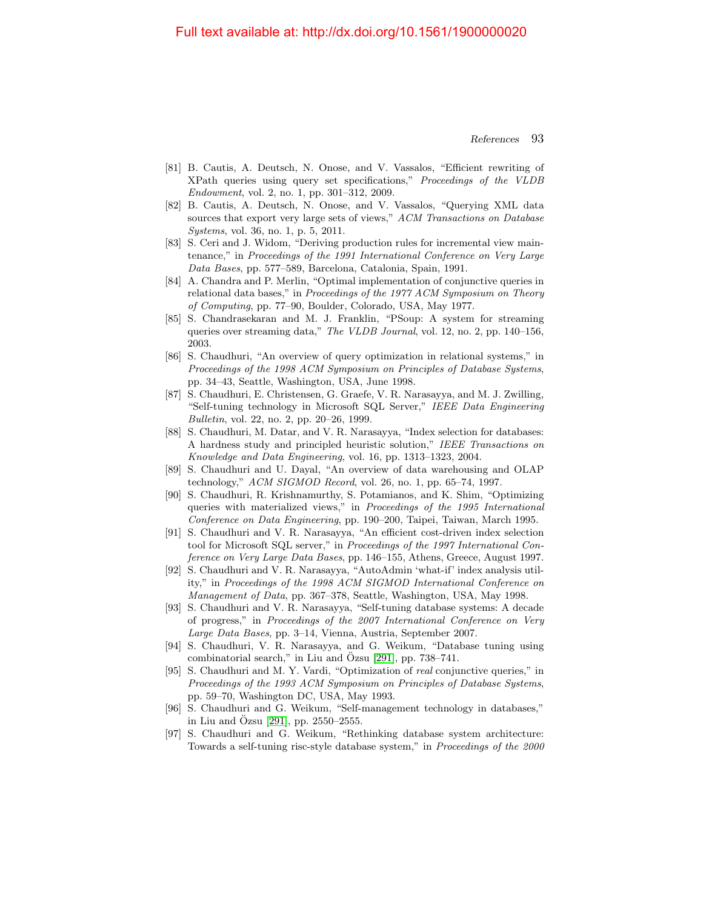[81] B. Cautis, A. Deutsch, N. Onose, and V. Vassalos, "Efficient rewriting of XPath queries using query set specifications," *Proceedings of the VLDB Endowment*, vol. 2, no. 1, pp. 301–312, 2009.

[82] B. Cautis, A. Deutsch, N. Onose, and V. Vassalos, "Querying XML data sources that export very large sets of views," *ACM Transactions on Database Systems*, vol. 36, no. 1, p. 5, 2011.

[83] S. Ceri and J. Widom, "Deriving production rules for incremental view maintenance," in *Proceedings of the 1991 International Conference on Very Large Data Bases*, pp. 577–589, Barcelona, Catalonia, Spain, 1991.

[84] A. Chandra and P. Merlin, "Optimal implementation of conjunctive queries in relational data bases," in *Proceedings of the 1977 ACM Symposium on Theory of Computing*, pp. 77–90, Boulder, Colorado, USA, May 1977.

[85] S. Chandrasekaran and M. J. Franklin, "PSoup: A system for streaming queries over streaming data," *The VLDB Journal*, vol. 12, no. 2, pp. 140–156, 2003.

[86] S. Chaudhuri, "An overview of query optimization in relational systems," in *Proceedings of the 1998 ACM Symposium on Principles of Database Systems*, pp. 34–43, Seattle, Washington, USA, June 1998.

[87] S. Chaudhuri, E. Christensen, G. Graefe, V. R. Narasayya, and M. J. Zwilling, "Self-tuning technology in Microsoft SQL Server," *IEEE Data Engineering Bulletin*, vol. 22, no. 2, pp. 20–26, 1999.

[88] S. Chaudhuri, M. Datar, and V. R. Narasayya, "Index selection for databases: A hardness study and principled heuristic solution," *IEEE Transactions on Knowledge and Data Engineering*, vol. 16, pp. 1313–1323, 2004.

[89] S. Chaudhuri and U. Dayal, "An overview of data warehousing and OLAP technology," *ACM SIGMOD Record*, vol. 26, no. 1, pp. 65–74, 1997.

[90] S. Chaudhuri, R. Krishnamurthy, S. Potamianos, and K. Shim, "Optimizing queries with materialized views," in *Proceedings of the 1995 International Conference on Data Engineering*, pp. 190–200, Taipei, Taiwan, March 1995.

[91] S. Chaudhuri and V. R. Narasayya, "An efficient cost-driven index selection tool for Microsoft SQL server," in *Proceedings of the 1997 International Conference on Very Large Data Bases*, pp. 146–155, Athens, Greece, August 1997.

[92] S. Chaudhuri and V. R. Narasayya, "AutoAdmin 'what-if' index analysis utility," in *Proceedings of the 1998 ACM SIGMOD International Conference on Management of Data*, pp. 367–378, Seattle, Washington, USA, May 1998.

[93] S. Chaudhuri and V. R. Narasayya, "Self-tuning database systems: A decade of progress," in *Proceedings of the 2007 International Conference on Very Large Data Bases*, pp. 3–14, Vienna, Austria, September 2007.

[94] S. Chaudhuri, V. R. Narasayya, and G. Weikum, "Database tuning using combinatorial search," in Liu and Özsu [291], pp. 738–741.

[95] S. Chaudhuri and M. Y. Vardi, "Optimization of *real* conjunctive queries," in *Proceedings of the 1993 ACM Symposium on Principles of Database Systems*, pp. 59–70, Washington DC, USA, May 1993.

[96] S. Chaudhuri and G. Weikum, "Self-management technology in databases," in Liu and Özsu [291], pp. 2550–2555.

[97] S. Chaudhuri and G. Weikum, "Rethinking database system architecture: Towards a self-tuning risc-style database system," in *Proceedings of the 2000*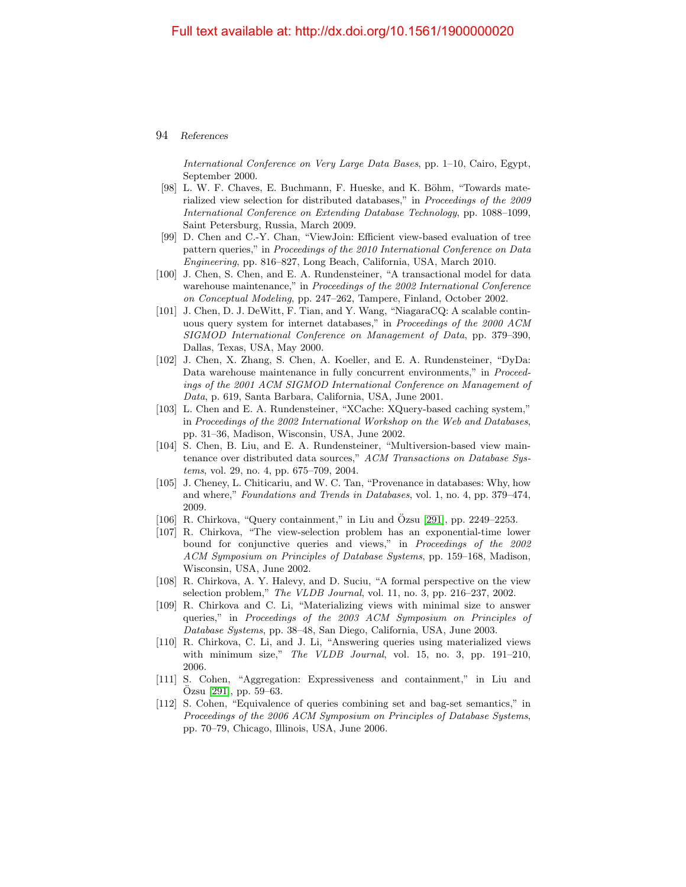*International Conference on Very Large Data Bases*, pp. 1–10, Cairo, Egypt, September 2000.

[98] L. W. F. Chaves, E. Buchmann, F. Hueske, and K. Böhm, "Towards materialized view selection for distributed databases," in *Proceedings of the 2009 International Conference on Extending Database Technology*, pp. 1088–1099, Saint Petersburg, Russia, March 2009.

[99] D. Chen and C.-Y. Chan, "ViewJoin: Efficient view-based evaluation of tree pattern queries," in *Proceedings of the 2010 International Conference on Data Engineering*, pp. 816–827, Long Beach, California, USA, March 2010.

[100] J. Chen, S. Chen, and E. A. Rundensteiner, "A transactional model for data warehouse maintenance," in *Proceedings of the 2002 International Conference on Conceptual Modeling*, pp. 247–262, Tampere, Finland, October 2002.

[101] J. Chen, D. J. DeWitt, F. Tian, and Y. Wang, "NiagaraCQ: A scalable continuous query system for internet databases," in *Proceedings of the 2000 ACM SIGMOD International Conference on Management of Data*, pp. 379–390, Dallas, Texas, USA, May 2000.

[102] J. Chen, X. Zhang, S. Chen, A. Koeller, and E. A. Rundensteiner, "DyDa: Data warehouse maintenance in fully concurrent environments," in *Proceedings of the 2001 ACM SIGMOD International Conference on Management of Data*, p. 619, Santa Barbara, California, USA, June 2001.

[103] L. Chen and E. A. Rundensteiner, "XCache: XQuery-based caching system," in *Proceedings of the 2002 International Workshop on the Web and Databases*, pp. 31–36, Madison, Wisconsin, USA, June 2002.

[104] S. Chen, B. Liu, and E. A. Rundensteiner, "Multiversion-based view maintenance over distributed data sources," *ACM Transactions on Database Systems*, vol. 29, no. 4, pp. 675–709, 2004.

[105] J. Cheney, L. Chiticariu, and W. C. Tan, "Provenance in databases: Why, how and where," *Foundations and Trends in Databases*, vol. 1, no. 4, pp. 379–474, 2009.

[106] R. Chirkova, "Query containment," in Liu and Özsu [291], pp. 2249–2253.

[107] R. Chirkova, "The view-selection problem has an exponential-time lower bound for conjunctive queries and views," in *Proceedings of the 2002 ACM Symposium on Principles of Database Systems*, pp. 159–168, Madison, Wisconsin, USA, June 2002.

[108] R. Chirkova, A. Y. Halevy, and D. Suciu, "A formal perspective on the view selection problem," *The VLDB Journal*, vol. 11, no. 3, pp. 216–237, 2002.

[109] R. Chirkova and C. Li, "Materializing views with minimal size to answer queries," in *Proceedings of the 2003 ACM Symposium on Principles of Database Systems*, pp. 38–48, San Diego, California, USA, June 2003.

[110] R. Chirkova, C. Li, and J. Li, "Answering queries using materialized views with minimum size," *The VLDB Journal*, vol. 15, no. 3, pp. 191–210, 2006.

[111] S. Cohen, "Aggregation: Expressiveness and containment," in Liu and Özsu [291], pp. 59–63.

[112] S. Cohen, "Equivalence of queries combining set and bag-set semantics," in *Proceedings of the 2006 ACM Symposium on Principles of Database Systems*, pp. 70–79, Chicago, Illinois, USA, June 2006.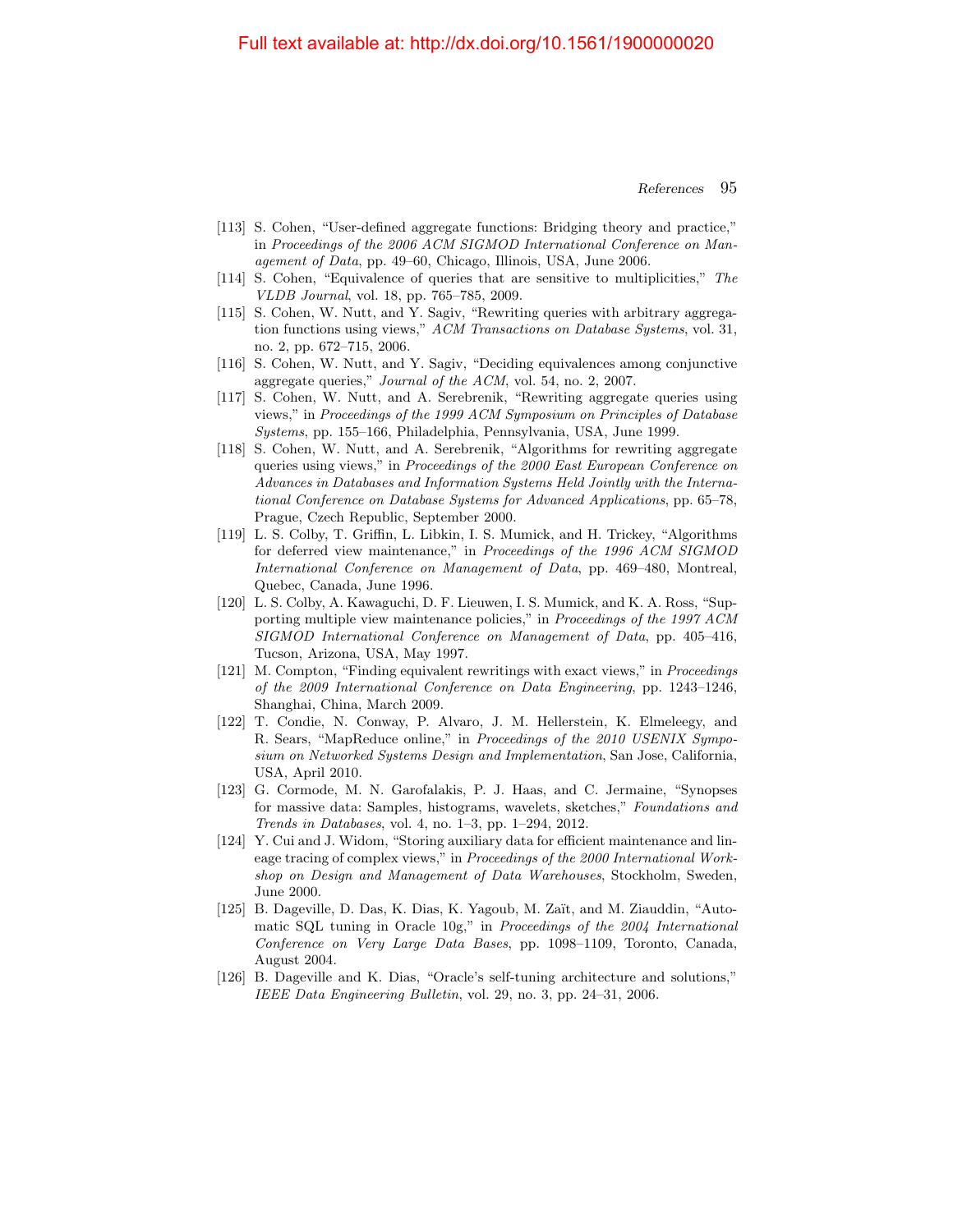[113] S. Cohen, "User-defined aggregate functions: Bridging theory and practice," in *Proceedings of the 2006 ACM SIGMOD International Conference on Management of Data*, pp. 49–60, Chicago, Illinois, USA, June 2006.

[114] S. Cohen, "Equivalence of queries that are sensitive to multiplicities," *The VLDB Journal*, vol. 18, pp. 765–785, 2009.

[115] S. Cohen, W. Nutt, and Y. Sagiv, "Rewriting queries with arbitrary aggregation functions using views," *ACM Transactions on Database Systems*, vol. 31, no. 2, pp. 672–715, 2006.

[116] S. Cohen, W. Nutt, and Y. Sagiv, "Deciding equivalences among conjunctive aggregate queries," *Journal of the ACM*, vol. 54, no. 2, 2007.

[117] S. Cohen, W. Nutt, and A. Serebrenik, "Rewriting aggregate queries using views," in *Proceedings of the 1999 ACM Symposium on Principles of Database Systems*, pp. 155–166, Philadelphia, Pennsylvania, USA, June 1999.

[118] S. Cohen, W. Nutt, and A. Serebrenik, "Algorithms for rewriting aggregate queries using views," in *Proceedings of the 2000 East European Conference on Advances in Databases and Information Systems Held Jointly with the International Conference on Database Systems for Advanced Applications*, pp. 65–78, Prague, Czech Republic, September 2000.

[119] L. S. Colby, T. Griffin, L. Libkin, I. S. Mumick, and H. Trickey, "Algorithms for deferred view maintenance," in *Proceedings of the 1996 ACM SIGMOD International Conference on Management of Data*, pp. 469–480, Montreal, Quebec, Canada, June 1996.

[120] L. S. Colby, A. Kawaguchi, D. F. Lieuwen, I. S. Mumick, and K. A. Ross, "Supporting multiple view maintenance policies," in *Proceedings of the 1997 ACM SIGMOD International Conference on Management of Data*, pp. 405–416, Tucson, Arizona, USA, May 1997.

[121] M. Compton, "Finding equivalent rewritings with exact views," in *Proceedings of the 2009 International Conference on Data Engineering*, pp. 1243–1246, Shanghai, China, March 2009.

[122] T. Condie, N. Conway, P. Alvaro, J. M. Hellerstein, K. Elmeleegy, and R. Sears, "MapReduce online," in *Proceedings of the 2010 USENIX Symposium on Networked Systems Design and Implementation*, San Jose, California, USA, April 2010.

[123] G. Cormode, M. N. Garofalakis, P. J. Haas, and C. Jermaine, "Synopses for massive data: Samples, histograms, wavelets, sketches," *Foundations and Trends in Databases*, vol. 4, no. 1–3, pp. 1–294, 2012.

[124] Y. Cui and J. Widom, "Storing auxiliary data for efficient maintenance and lineage tracing of complex views," in *Proceedings of the 2000 International Workshop on Design and Management of Data Warehouses*, Stockholm, Sweden, June 2000.

[125] B. Dageville, D. Das, K. Dias, K. Yagoub, M. Zaït, and M. Ziauddin, "Automatic SQL tuning in Oracle 10g," in *Proceedings of the 2004 International Conference on Very Large Data Bases*, pp. 1098–1109, Toronto, Canada, August 2004.

[126] B. Dageville and K. Dias, "Oracle's self-tuning architecture and solutions," *IEEE Data Engineering Bulletin*, vol. 29, no. 3, pp. 24–31, 2006.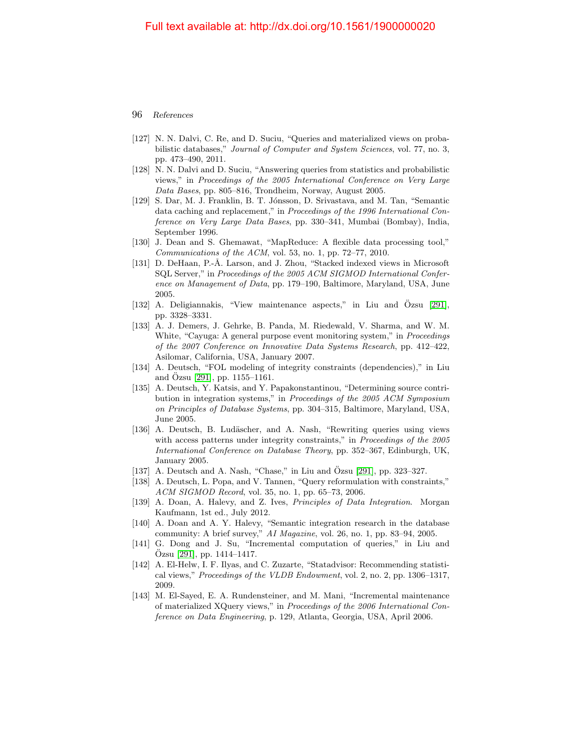[127] N. N. Dalvi, C. Re, and D. Suciu, "Queries and materialized views on probabilistic databases," *Journal of Computer and System Sciences*, vol. 77, no. 3, pp. 473–490, 2011.

[128] N. N. Dalvi and D. Suciu, "Answering queries from statistics and probabilistic views," in *Proceedings of the 2005 International Conference on Very Large Data Bases*, pp. 805–816, Trondheim, Norway, August 2005.

[129] S. Dar, M. J. Franklin, B. T. Jónsson, D. Srivastava, and M. Tan, "Semantic data caching and replacement," in *Proceedings of the 1996 International Conference on Very Large Data Bases*, pp. 330–341, Mumbai (Bombay), India, September 1996.

[130] J. Dean and S. Ghemawat, "MapReduce: A flexible data processing tool," *Communications of the ACM*, vol. 53, no. 1, pp. 72–77, 2010.

[131] D. DeHaan, P.-Å. Larson, and J. Zhou, "Stacked indexed views in Microsoft SQL Server," in *Proceedings of the 2005 ACM SIGMOD International Conference on Management of Data*, pp. 179–190, Baltimore, Maryland, USA, June 2005.

[132] A. Deligiannakis, "View maintenance aspects," in Liu and Özsu [291], pp. 3328–3331.

[133] A. J. Demers, J. Gehrke, B. Panda, M. Riedewald, V. Sharma, and W. M. White, "Cayuga: A general purpose event monitoring system," in *Proceedings of the 2007 Conference on Innovative Data Systems Research*, pp. 412–422, Asilomar, California, USA, January 2007.

[134] A. Deutsch, "FOL modeling of integrity constraints (dependencies)," in Liu and Özsu [291], pp. 1155–1161.

[135] A. Deutsch, Y. Katsis, and Y. Papakonstantinou, "Determining source contribution in integration systems," in *Proceedings of the 2005 ACM Symposium on Principles of Database Systems*, pp. 304–315, Baltimore, Maryland, USA, June 2005.

[136] A. Deutsch, B. Ludäscher, and A. Nash, "Rewriting queries using views with access patterns under integrity constraints," in *Proceedings of the 2005 International Conference on Database Theory*, pp. 352–367, Edinburgh, UK, January 2005.

[137] A. Deutsch and A. Nash, "Chase," in Liu and Özsu [291], pp. 323–327.

[138] A. Deutsch, L. Popa, and V. Tannen, "Query reformulation with constraints," *ACM SIGMOD Record*, vol. 35, no. 1, pp. 65–73, 2006.

[139] A. Doan, A. Halevy, and Z. Ives, *Principles of Data Integration*. Morgan Kaufmann, 1st ed., July 2012.

[140] A. Doan and A. Y. Halevy, "Semantic integration research in the database community: A brief survey," *AI Magazine*, vol. 26, no. 1, pp. 83–94, 2005.

[141] G. Dong and J. Su, "Incremental computation of queries," in Liu and Özsu [291], pp. 1414–1417.

[142] A. El-Helw, I. F. Ilyas, and C. Zuzarte, "Statadvisor: Recommending statistical views," *Proceedings of the VLDB Endowment*, vol. 2, no. 2, pp. 1306–1317, 2009.

[143] M. El-Sayed, E. A. Rundensteiner, and M. Mani, "Incremental maintenance of materialized XQuery views," in *Proceedings of the 2006 International Conference on Data Engineering*, p. 129, Atlanta, Georgia, USA, April 2006.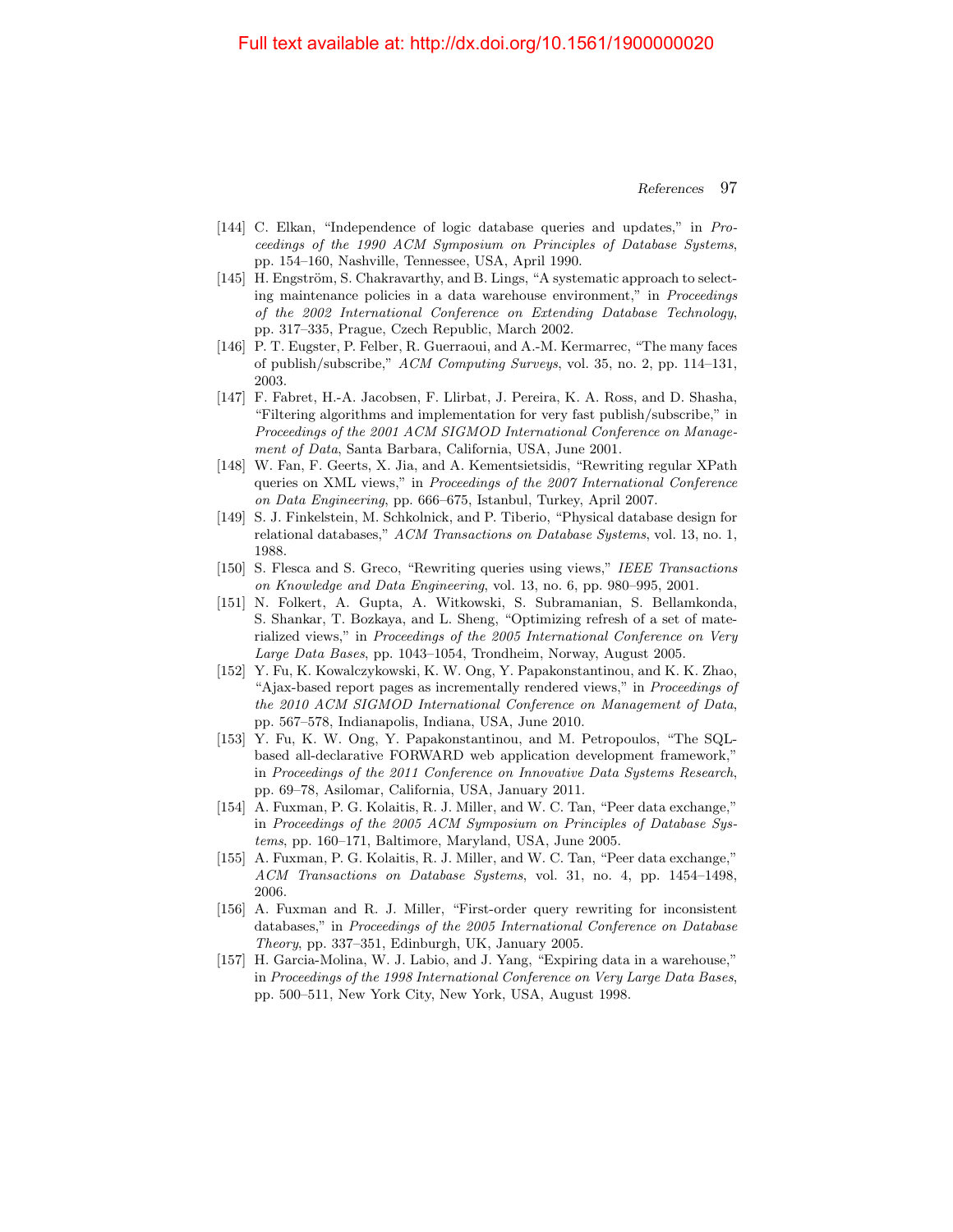[144] C. Elkan, "Independence of logic database queries and updates," in *Proceedings of the 1990 ACM Symposium on Principles of Database Systems*, pp. 154–160, Nashville, Tennessee, USA, April 1990.

[145] H. Engström, S. Chakravarthy, and B. Lings, "A systematic approach to selecting maintenance policies in a data warehouse environment," in *Proceedings of the 2002 International Conference on Extending Database Technology*, pp. 317–335, Prague, Czech Republic, March 2002.

[146] P. T. Eugster, P. Felber, R. Guerraoui, and A.-M. Kermarrec, "The many faces of publish/subscribe," *ACM Computing Surveys*, vol. 35, no. 2, pp. 114–131, 2003.

[147] F. Fabret, H.-A. Jacobsen, F. Llirbat, J. Pereira, K. A. Ross, and D. Shasha, "Filtering algorithms and implementation for very fast publish/subscribe," in *Proceedings of the 2001 ACM SIGMOD International Conference on Management of Data*, Santa Barbara, California, USA, June 2001.

[148] W. Fan, F. Geerts, X. Jia, and A. Kementsietsidis, "Rewriting regular XPath queries on XML views," in *Proceedings of the 2007 International Conference on Data Engineering*, pp. 666–675, Istanbul, Turkey, April 2007.

[149] S. J. Finkelstein, M. Schkolnick, and P. Tiberio, "Physical database design for relational databases," *ACM Transactions on Database Systems*, vol. 13, no. 1, 1988.

[150] S. Flesca and S. Greco, "Rewriting queries using views," *IEEE Transactions on Knowledge and Data Engineering*, vol. 13, no. 6, pp. 980–995, 2001.

[151] N. Folkert, A. Gupta, A. Witkowski, S. Subramanian, S. Bellamkonda, S. Shankar, T. Bozkaya, and L. Sheng, "Optimizing refresh of a set of materialized views," in *Proceedings of the 2005 International Conference on Very Large Data Bases*, pp. 1043–1054, Trondheim, Norway, August 2005.

[152] Y. Fu, K. Kowalczykowski, K. W. Ong, Y. Papakonstantinou, and K. K. Zhao, "Ajax-based report pages as incrementally rendered views," in *Proceedings of the 2010 ACM SIGMOD International Conference on Management of Data*, pp. 567–578, Indianapolis, Indiana, USA, June 2010.

[153] Y. Fu, K. W. Ong, Y. Papakonstantinou, and M. Petropoulos, "The SQL-based all-declarative FORWARD web application development framework," in *Proceedings of the 2011 Conference on Innovative Data Systems Research*, pp. 69–78, Asilomar, California, USA, January 2011.

[154] A. Fuxman, P. G. Kolaitis, R. J. Miller, and W. C. Tan, "Peer data exchange," in *Proceedings of the 2005 ACM Symposium on Principles of Database Systems*, pp. 160–171, Baltimore, Maryland, USA, June 2005.

[155] A. Fuxman, P. G. Kolaitis, R. J. Miller, and W. C. Tan, "Peer data exchange," *ACM Transactions on Database Systems*, vol. 31, no. 4, pp. 1454–1498, 2006.

[156] A. Fuxman and R. J. Miller, "First-order query rewriting for inconsistent databases," in *Proceedings of the 2005 International Conference on Database Theory*, pp. 337–351, Edinburgh, UK, January 2005.

[157] H. Garcia-Molina, W. J. Labio, and J. Yang, "Expiring data in a warehouse," in *Proceedings of the 1998 International Conference on Very Large Data Bases*, pp. 500–511, New York City, New York, USA, August 1998.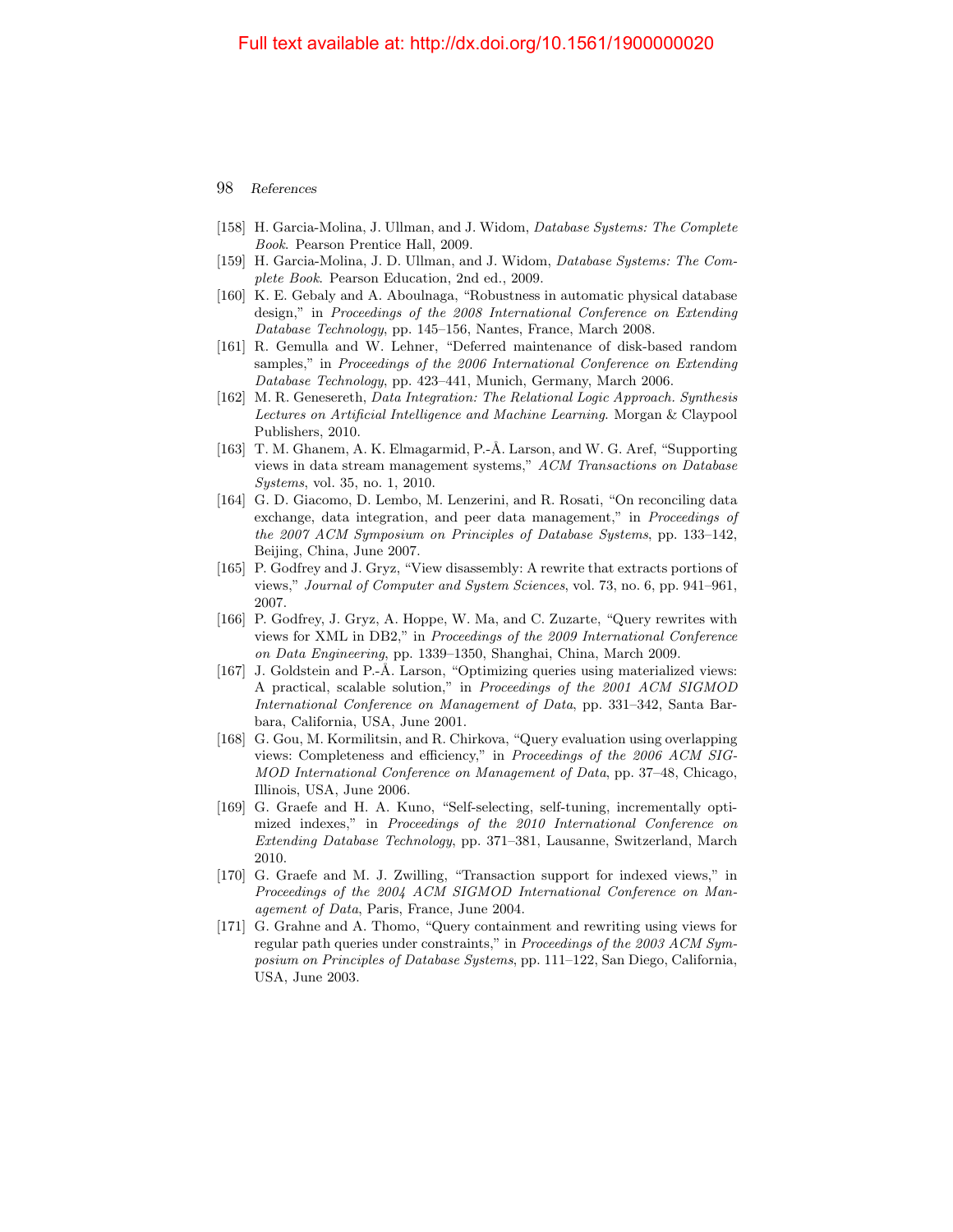- [158] H. Garcia-Molina, J. Ullman, and J. Widom, *Database Systems: The Complete Book*. Pearson Prentice Hall, 2009.
- [159] H. Garcia-Molina, J. D. Ullman, and J. Widom, *Database Systems: The Complete Book*. Pearson Education, 2nd ed., 2009.
- [160] K. E. Gebaly and A. Aboulnaga, "Robustness in automatic physical database design," in *Proceedings of the 2008 International Conference on Extending Database Technology*, pp. 145–156, Nantes, France, March 2008.
- [161] R. Gemulla and W. Lehner, "Deferred maintenance of disk-based random samples," in *Proceedings of the 2006 International Conference on Extending Database Technology*, pp. 423–441, Munich, Germany, March 2006.
- [162] M. R. Genesereth, *Data Integration: The Relational Logic Approach. Synthesis Lectures on Artificial Intelligence and Machine Learning*. Morgan & Claypool Publishers, 2010.
- [163] T. M. Ghanem, A. K. Elmagarmid, P.-Å. Larson, and W. G. Aref, "Supporting views in data stream management systems," *ACM Transactions on Database Systems*, vol. 35, no. 1, 2010.
- [164] G. D. Giacomo, D. Lembo, M. Lenzerini, and R. Rosati, "On reconciling data exchange, data integration, and peer data management," in *Proceedings of the 2007 ACM Symposium on Principles of Database Systems*, pp. 133–142, Beijing, China, June 2007.
- [165] P. Godfrey and J. Gryz, "View disassembly: A rewrite that extracts portions of views," *Journal of Computer and System Sciences*, vol. 73, no. 6, pp. 941–961, 2007.
- [166] P. Godfrey, J. Gryz, A. Hoppe, W. Ma, and C. Zuzarte, "Query rewrites with views for XML in DB2," in *Proceedings of the 2009 International Conference on Data Engineering*, pp. 1339–1350, Shanghai, China, March 2009.
- [167] J. Goldstein and P.-Å. Larson, "Optimizing queries using materialized views: A practical, scalable solution," in *Proceedings of the 2001 ACM SIGMOD International Conference on Management of Data*, pp. 331–342, Santa Barbara, California, USA, June 2001.
- [168] G. Gou, M. Kormilitsin, and R. Chirkova, "Query evaluation using overlapping views: Completeness and efficiency," in *Proceedings of the 2006 ACM SIGMOD International Conference on Management of Data*, pp. 37–48, Chicago, Illinois, USA, June 2006.
- [169] G. Graefe and H. A. Kuno, "Self-selecting, self-tuning, incrementally optimized indexes," in *Proceedings of the 2010 International Conference on Extending Database Technology*, pp. 371–381, Lausanne, Switzerland, March 2010.
- [170] G. Graefe and M. J. Zwilling, "Transaction support for indexed views," in *Proceedings of the 2004 ACM SIGMOD International Conference on Management of Data*, Paris, France, June 2004.
- [171] G. Grahne and A. Thomo, "Query containment and rewriting using views for regular path queries under constraints," in *Proceedings of the 2003 ACM Symposium on Principles of Database Systems*, pp. 111–122, San Diego, California, USA, June 2003.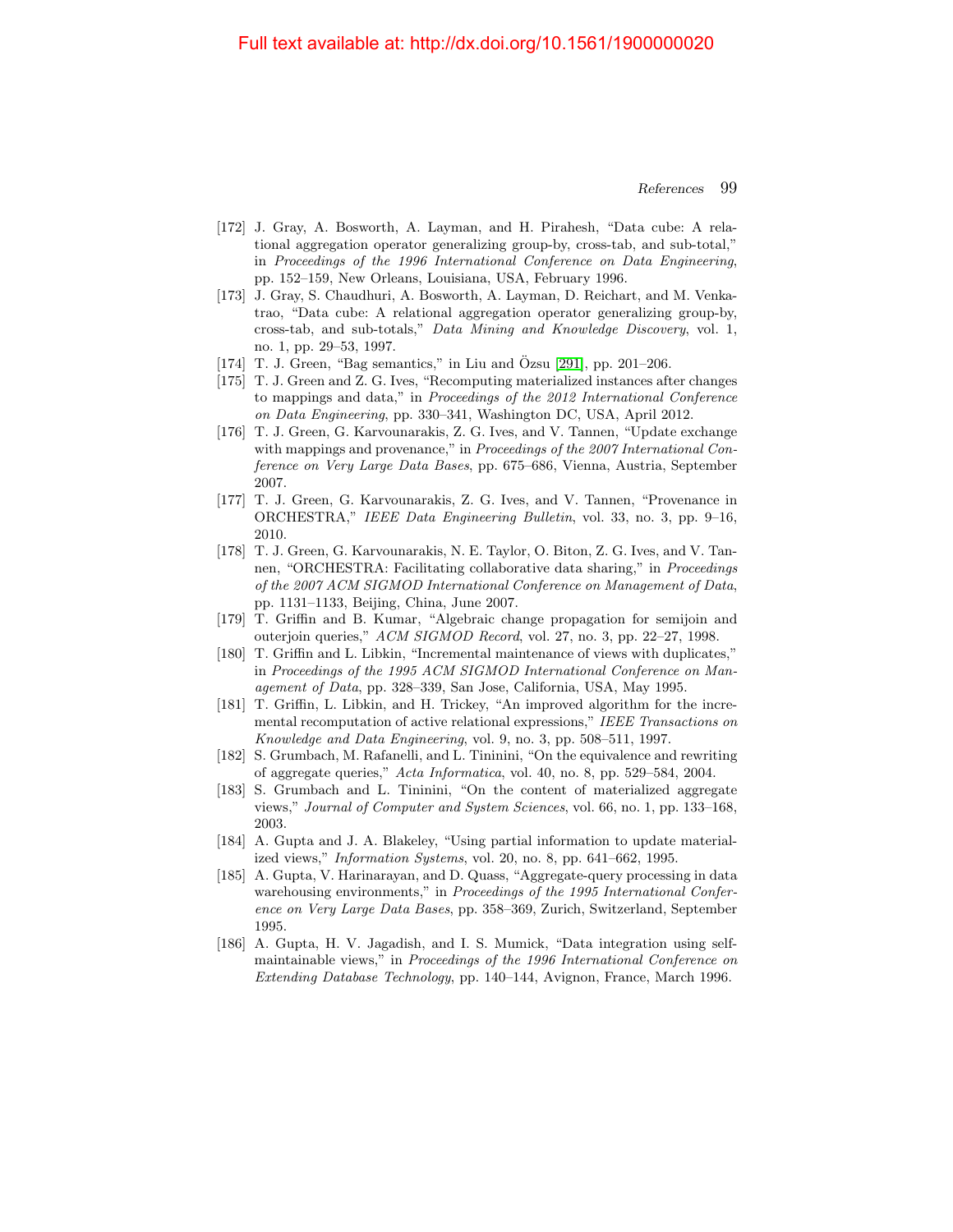[172] J. Gray, A. Bosworth, A. Layman, and H. Pirahesh, "Data cube: A relational aggregation operator generalizing group-by, cross-tab, and sub-total," in *Proceedings of the 1996 International Conference on Data Engineering*, pp. 152–159, New Orleans, Louisiana, USA, February 1996.

[173] J. Gray, S. Chaudhuri, A. Bosworth, A. Layman, D. Reichart, and M. Venkatrao, "Data cube: A relational aggregation operator generalizing group-by, cross-tab, and sub-totals," *Data Mining and Knowledge Discovery*, vol. 1, no. 1, pp. 29–53, 1997.

[174] T. J. Green, "Bag semantics," in Liu and Özsu [291], pp. 201–206.

[175] T. J. Green and Z. G. Ives, "Recomputing materialized instances after changes to mappings and data," in *Proceedings of the 2012 International Conference on Data Engineering*, pp. 330–341, Washington DC, USA, April 2012.

[176] T. J. Green, G. Karvounarakis, Z. G. Ives, and V. Tannen, "Update exchange with mappings and provenance," in *Proceedings of the 2007 International Conference on Very Large Data Bases*, pp. 675–686, Vienna, Austria, September 2007.

[177] T. J. Green, G. Karvounarakis, Z. G. Ives, and V. Tannen, "Provenance in ORCHESTRA," *IEEE Data Engineering Bulletin*, vol. 33, no. 3, pp. 9–16, 2010.

[178] T. J. Green, G. Karvounarakis, N. E. Taylor, O. Biton, Z. G. Ives, and V. Tannen, "ORCHESTRA: Facilitating collaborative data sharing," in *Proceedings of the 2007 ACM SIGMOD International Conference on Management of Data*, pp. 1131–1133, Beijing, China, June 2007.

[179] T. Griffin and B. Kumar, "Algebraic change propagation for semijoin and outerjoin queries," *ACM SIGMOD Record*, vol. 27, no. 3, pp. 22–27, 1998.

[180] T. Griffin and L. Libkin, "Incremental maintenance of views with duplicates," in *Proceedings of the 1995 ACM SIGMOD International Conference on Management of Data*, pp. 328–339, San Jose, California, USA, May 1995.

[181] T. Griffin, L. Libkin, and H. Trickey, "An improved algorithm for the incremental recomputation of active relational expressions," *IEEE Transactions on Knowledge and Data Engineering*, vol. 9, no. 3, pp. 508–511, 1997.

[182] S. Grumbach, M. Rafanelli, and L. Tininini, "On the equivalence and rewriting of aggregate queries," *Acta Informatica*, vol. 40, no. 8, pp. 529–584, 2004.

[183] S. Grumbach and L. Tininini, "On the content of materialized aggregate views," *Journal of Computer and System Sciences*, vol. 66, no. 1, pp. 133–168, 2003.

[184] A. Gupta and J. A. Blakeley, "Using partial information to update materialized views," *Information Systems*, vol. 20, no. 8, pp. 641–662, 1995.

[185] A. Gupta, V. Harinarayan, and D. Quass, "Aggregate-query processing in data warehousing environments," in *Proceedings of the 1995 International Conference on Very Large Data Bases*, pp. 358–369, Zurich, Switzerland, September 1995.

[186] A. Gupta, H. V. Jagadish, and I. S. Mumick, "Data integration using self-maintainable views," in *Proceedings of the 1996 International Conference on Extending Database Technology*, pp. 140–144, Avignon, France, March 1996.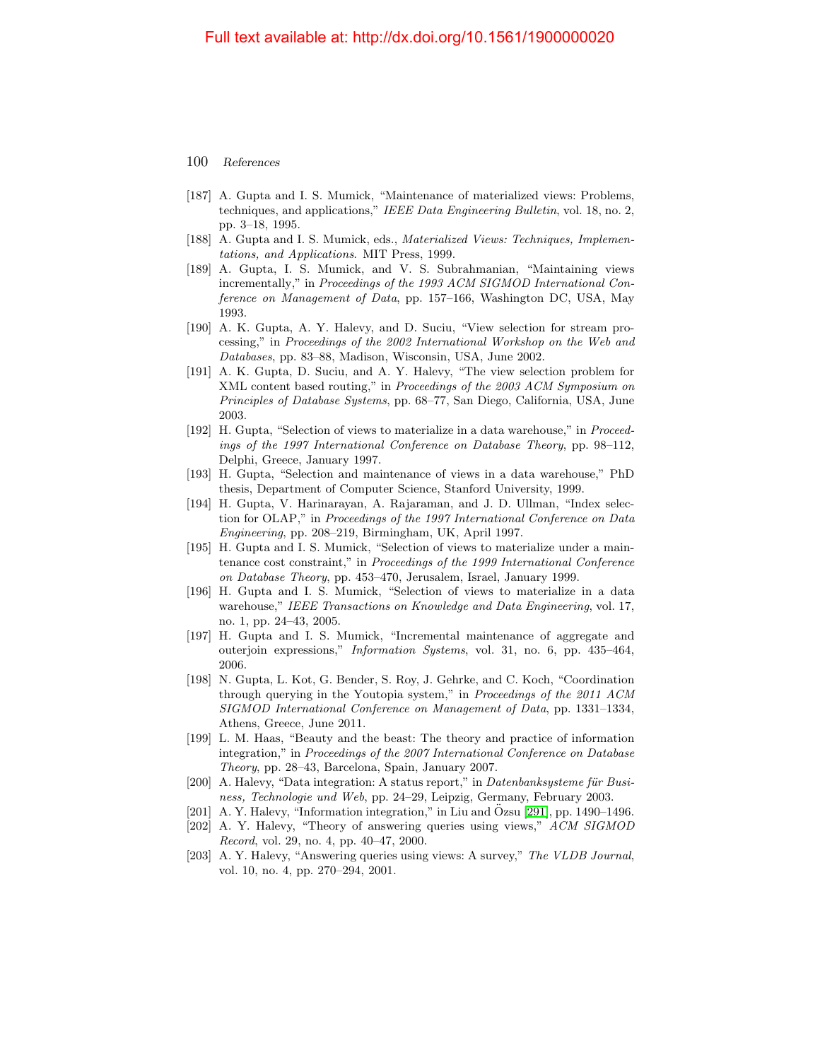[187] A. Gupta and I. S. Mumick, "Maintenance of materialized views: Problems, techniques, and applications," *IEEE Data Engineering Bulletin*, vol. 18, no. 2, pp. 3–18, 1995.

[188] A. Gupta and I. S. Mumick, eds., *Materialized Views: Techniques, Implementations, and Applications*. MIT Press, 1999.

[189] A. Gupta, I. S. Mumick, and V. S. Subrahmanian, "Maintaining views incrementally," in *Proceedings of the 1993 ACM SIGMOD International Conference on Management of Data*, pp. 157–166, Washington DC, USA, May 1993.

[190] A. K. Gupta, A. Y. Halevy, and D. Suciu, "View selection for stream processing," in *Proceedings of the 2002 International Workshop on the Web and Databases*, pp. 83–88, Madison, Wisconsin, USA, June 2002.

[191] A. K. Gupta, D. Suciu, and A. Y. Halevy, "The view selection problem for XML content based routing," in *Proceedings of the 2003 ACM Symposium on Principles of Database Systems*, pp. 68–77, San Diego, California, USA, June 2003.

[192] H. Gupta, "Selection of views to materialize in a data warehouse," in *Proceedings of the 1997 International Conference on Database Theory*, pp. 98–112, Delphi, Greece, January 1997.

[193] H. Gupta, "Selection and maintenance of views in a data warehouse," PhD thesis, Department of Computer Science, Stanford University, 1999.

[194] H. Gupta, V. Harinarayan, A. Rajaraman, and J. D. Ullman, "Index selection for OLAP," in *Proceedings of the 1997 International Conference on Data Engineering*, pp. 208–219, Birmingham, UK, April 1997.

[195] H. Gupta and I. S. Mumick, "Selection of views to materialize under a maintenance cost constraint," in *Proceedings of the 1999 International Conference on Database Theory*, pp. 453–470, Jerusalem, Israel, January 1999.

[196] H. Gupta and I. S. Mumick, "Selection of views to materialize in a data warehouse," *IEEE Transactions on Knowledge and Data Engineering*, vol. 17, no. 1, pp. 24–43, 2005.

[197] H. Gupta and I. S. Mumick, "Incremental maintenance of aggregate and outerjoin expressions," *Information Systems*, vol. 31, no. 6, pp. 435–464, 2006.

[198] N. Gupta, L. Kot, G. Bender, S. Roy, J. Gehrke, and C. Koch, "Coordination through querying in the Youtopia system," in *Proceedings of the 2011 ACM SIGMOD International Conference on Management of Data*, pp. 1331–1334, Athens, Greece, June 2011.

[199] L. M. Haas, "Beauty and the beast: The theory and practice of information integration," in *Proceedings of the 2007 International Conference on Database Theory*, pp. 28–43, Barcelona, Spain, January 2007.

[200] A. Halevy, "Data integration: A status report," in *Datenbanksysteme für Business, Technologie und Web*, pp. 24–29, Leipzig, Germany, February 2003.

[201] A. Y. Halevy, "Information integration," in Liu and Özsu [291], pp. 1490–1496.

[202] A. Y. Halevy, "Theory of answering queries using views," *ACM SIGMOD Record*, vol. 29, no. 4, pp. 40–47, 2000.

[203] A. Y. Halevy, "Answering queries using views: A survey," *The VLDB Journal*, vol. 10, no. 4, pp. 270–294, 2001.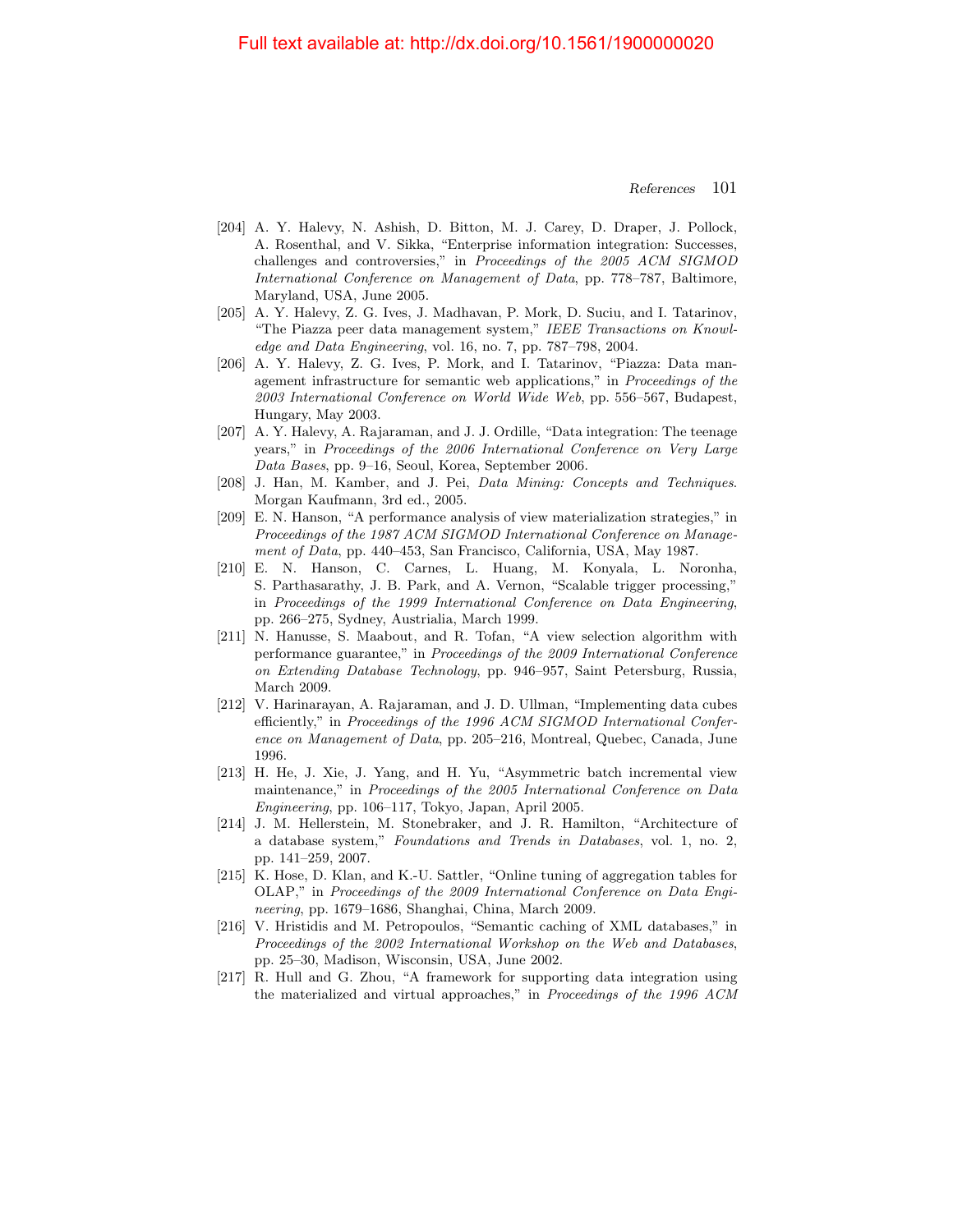- [204] A. Y. Halevy, N. Ashish, D. Bitton, M. J. Carey, D. Draper, J. Pollock, A. Rosenthal, and V. Sikka, "Enterprise information integration: Successes, challenges and controversies," in *Proceedings of the 2005 ACM SIGMOD International Conference on Management of Data*, pp. 778–787, Baltimore, Maryland, USA, June 2005.
- [205] A. Y. Halevy, Z. G. Ives, J. Madhavan, P. Mork, D. Suciu, and I. Tatarinov, "The Piazza peer data management system," *IEEE Transactions on Knowledge and Data Engineering*, vol. 16, no. 7, pp. 787–798, 2004.
- [206] A. Y. Halevy, Z. G. Ives, P. Mork, and I. Tatarinov, "Piazza: Data management infrastructure for semantic web applications," in *Proceedings of the 2003 International Conference on World Wide Web*, pp. 556–567, Budapest, Hungary, May 2003.
- [207] A. Y. Halevy, A. Rajaraman, and J. J. Ordille, "Data integration: The teenage years," in *Proceedings of the 2006 International Conference on Very Large Data Bases*, pp. 9–16, Seoul, Korea, September 2006.
- [208] J. Han, M. Kamber, and J. Pei, *Data Mining: Concepts and Techniques*. Morgan Kaufmann, 3rd ed., 2005.
- [209] E. N. Hanson, "A performance analysis of view materialization strategies," in *Proceedings of the 1987 ACM SIGMOD International Conference on Management of Data*, pp. 440–453, San Francisco, California, USA, May 1987.
- [210] E. N. Hanson, C. Carnes, L. Huang, M. Konyala, L. Noronha, S. Parthasarathy, J. B. Park, and A. Vernon, "Scalable trigger processing," in *Proceedings of the 1999 International Conference on Data Engineering*, pp. 266–275, Sydney, Austrialia, March 1999.
- [211] N. Hanusse, S. Maabout, and R. Tofan, "A view selection algorithm with performance guarantee," in *Proceedings of the 2009 International Conference on Extending Database Technology*, pp. 946–957, Saint Petersburg, Russia, March 2009.
- [212] V. Harinarayan, A. Rajaraman, and J. D. Ullman, "Implementing data cubes efficiently," in *Proceedings of the 1996 ACM SIGMOD International Conference on Management of Data*, pp. 205–216, Montreal, Quebec, Canada, June 1996.
- [213] H. He, J. Xie, J. Yang, and H. Yu, "Asymmetric batch incremental view maintenance," in *Proceedings of the 2005 International Conference on Data Engineering*, pp. 106–117, Tokyo, Japan, April 2005.
- [214] J. M. Hellerstein, M. Stonebraker, and J. R. Hamilton, "Architecture of a database system," *Foundations and Trends in Databases*, vol. 1, no. 2, pp. 141–259, 2007.
- [215] K. Hose, D. Klan, and K.-U. Sattler, "Online tuning of aggregation tables for OLAP," in *Proceedings of the 2009 International Conference on Data Engineering*, pp. 1679–1686, Shanghai, China, March 2009.
- [216] V. Hristidis and M. Petropoulos, "Semantic caching of XML databases," in *Proceedings of the 2002 International Workshop on the Web and Databases*, pp. 25–30, Madison, Wisconsin, USA, June 2002.
- [217] R. Hull and G. Zhou, "A framework for supporting data integration using the materialized and virtual approaches," in *Proceedings of the 1996 ACM*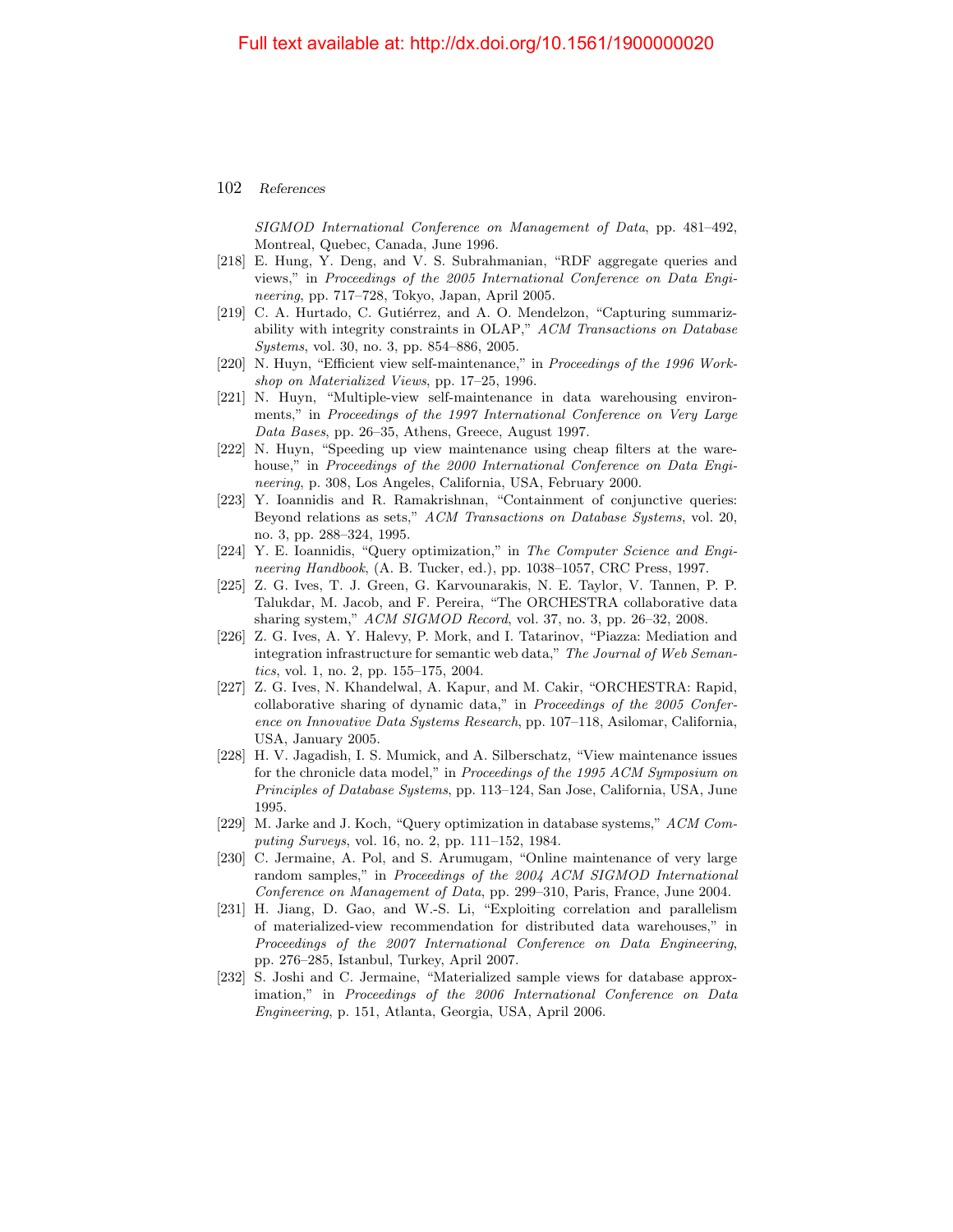*SIGMOD International Conference on Management of Data*, pp. 481–492, Montreal, Quebec, Canada, June 1996.

[218] E. Hung, Y. Deng, and V. S. Subrahmanian, "RDF aggregate queries and views," in *Proceedings of the 2005 International Conference on Data Engineering*, pp. 717–728, Tokyo, Japan, April 2005.

[219] C. A. Hurtado, C. Gutiérrez, and A. O. Mendelzon, "Capturing summarizability with integrity constraints in OLAP," *ACM Transactions on Database Systems*, vol. 30, no. 3, pp. 854–886, 2005.

[220] N. Huyn, "Efficient view self-maintenance," in *Proceedings of the 1996 Workshop on Materialized Views*, pp. 17–25, 1996.

[221] N. Huyn, "Multiple-view self-maintenance in data warehousing environments," in *Proceedings of the 1997 International Conference on Very Large Data Bases*, pp. 26–35, Athens, Greece, August 1997.

[222] N. Huyn, "Speeding up view maintenance using cheap filters at the warehouse," in *Proceedings of the 2000 International Conference on Data Engineering*, p. 308, Los Angeles, California, USA, February 2000.

[223] Y. Ioannidis and R. Ramakrishnan, "Containment of conjunctive queries: Beyond relations as sets," *ACM Transactions on Database Systems*, vol. 20, no. 3, pp. 288–324, 1995.

[224] Y. E. Ioannidis, "Query optimization," in *The Computer Science and Engineering Handbook*, (A. B. Tucker, ed.), pp. 1038–1057, CRC Press, 1997.

[225] Z. G. Ives, T. J. Green, G. Karvounarakis, N. E. Taylor, V. Tannen, P. P. Talukdar, M. Jacob, and F. Pereira, "The ORCHESTRA collaborative data sharing system," *ACM SIGMOD Record*, vol. 37, no. 3, pp. 26–32, 2008.

[226] Z. G. Ives, A. Y. Halevy, P. Mork, and I. Tatarinov, "Piazza: Mediation and integration infrastructure for semantic web data," *The Journal of Web Semantics*, vol. 1, no. 2, pp. 155–175, 2004.

[227] Z. G. Ives, N. Khandelwal, A. Kapur, and M. Cakir, "ORCHESTRA: Rapid, collaborative sharing of dynamic data," in *Proceedings of the 2005 Conference on Innovative Data Systems Research*, pp. 107–118, Asilomar, California, USA, January 2005.

[228] H. V. Jagadish, I. S. Mumick, and A. Silberschatz, "View maintenance issues for the chronicle data model," in *Proceedings of the 1995 ACM Symposium on Principles of Database Systems*, pp. 113–124, San Jose, California, USA, June 1995.

[229] M. Jarke and J. Koch, "Query optimization in database systems," *ACM Computing Surveys*, vol. 16, no. 2, pp. 111–152, 1984.

[230] C. Jermaine, A. Pol, and S. Arumugam, "Online maintenance of very large random samples," in *Proceedings of the 2004 ACM SIGMOD International Conference on Management of Data*, pp. 299–310, Paris, France, June 2004.

[231] H. Jiang, D. Gao, and W.-S. Li, "Exploiting correlation and parallelism of materialized-view recommendation for distributed data warehouses," in *Proceedings of the 2007 International Conference on Data Engineering*, pp. 276–285, Istanbul, Turkey, April 2007.

[232] S. Joshi and C. Jermaine, "Materialized sample views for database approximation," in *Proceedings of the 2006 International Conference on Data Engineering*, p. 151, Atlanta, Georgia, USA, April 2006.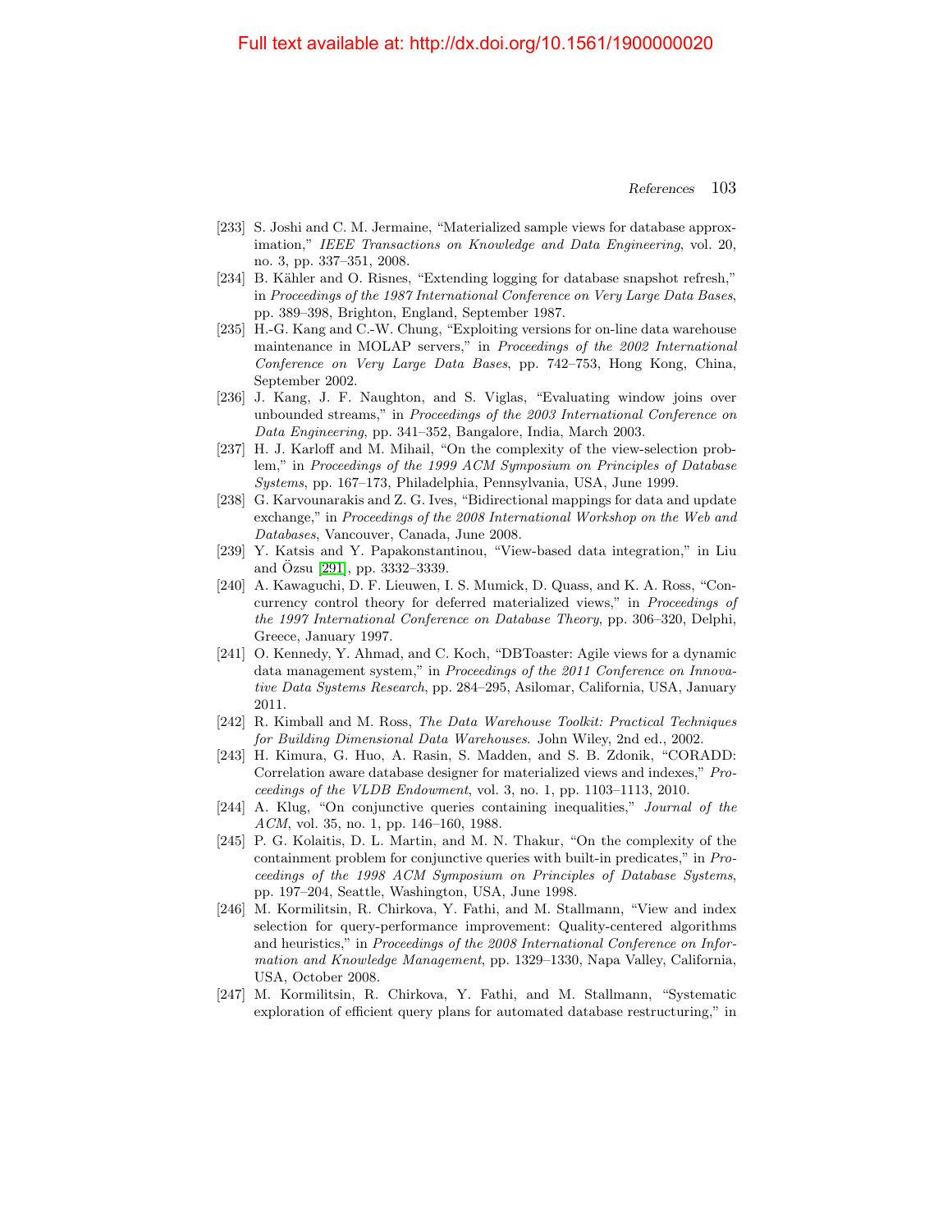[233] S. Joshi and C. M. Jermaine, "Materialized sample views for database approximation," *IEEE Transactions on Knowledge and Data Engineering*, vol. 20, no. 3, pp. 337–351, 2008.

[234] B. Kähler and O. Risnes, "Extending logging for database snapshot refresh," in *Proceedings of the 1987 International Conference on Very Large Data Bases*, pp. 389–398, Brighton, England, September 1987.

[235] H.-G. Kang and C.-W. Chung, "Exploiting versions for on-line data warehouse maintenance in MOLAP servers," in *Proceedings of the 2002 International Conference on Very Large Data Bases*, pp. 742–753, Hong Kong, China, September 2002.

[236] J. Kang, J. F. Naughton, and S. Viglas, "Evaluating window joins over unbounded streams," in *Proceedings of the 2003 International Conference on Data Engineering*, pp. 341–352, Bangalore, India, March 2003.

[237] H. J. Karloff and M. Mihail, "On the complexity of the view-selection problem," in *Proceedings of the 1999 ACM Symposium on Principles of Database Systems*, pp. 167–173, Philadelphia, Pennsylvania, USA, June 1999.

[238] G. Karvounarakis and Z. G. Ives, "Bidirectional mappings for data and update exchange," in *Proceedings of the 2008 International Workshop on the Web and Databases*, Vancouver, Canada, June 2008.

[239] Y. Katsis and Y. Papakonstantinou, "View-based data integration," in Liu and Özsu [291], pp. 3332–3339.

[240] A. Kawaguchi, D. F. Lieuwen, I. S. Mumick, D. Quass, and K. A. Ross, "Concurrency control theory for deferred materialized views," in *Proceedings of the 1997 International Conference on Database Theory*, pp. 306–320, Delphi, Greece, January 1997.

[241] O. Kennedy, Y. Ahmad, and C. Koch, "DBToaster: Agile views for a dynamic data management system," in *Proceedings of the 2011 Conference on Innovative Data Systems Research*, pp. 284–295, Asilomar, California, USA, January 2011.

[242] R. Kimball and M. Ross, *The Data Warehouse Toolkit: Practical Techniques for Building Dimensional Data Warehouses*. John Wiley, 2nd ed., 2002.

[243] H. Kimura, G. Huo, A. Rasin, S. Madden, and S. B. Zdonik, "CORADD: Correlation aware database designer for materialized views and indexes," *Proceedings of the VLDB Endowment*, vol. 3, no. 1, pp. 1103–1113, 2010.

[244] A. Klug, "On conjunctive queries containing inequalities," *Journal of the ACM*, vol. 35, no. 1, pp. 146–160, 1988.

[245] P. G. Kolaitis, D. L. Martin, and M. N. Thakur, "On the complexity of the containment problem for conjunctive queries with built-in predicates," in *Proceedings of the 1998 ACM Symposium on Principles of Database Systems*, pp. 197–204, Seattle, Washington, USA, June 1998.

[246] M. Kormilitsin, R. Chirkova, Y. Fathi, and M. Stallmann, "View and index selection for query-performance improvement: Quality-centered algorithms and heuristics," in *Proceedings of the 2008 International Conference on Information and Knowledge Management*, pp. 1329–1330, Napa Valley, California, USA, October 2008.

[247] M. Kormilitsin, R. Chirkova, Y. Fathi, and M. Stallmann, "Systematic exploration of efficient query plans for automated database restructuring," in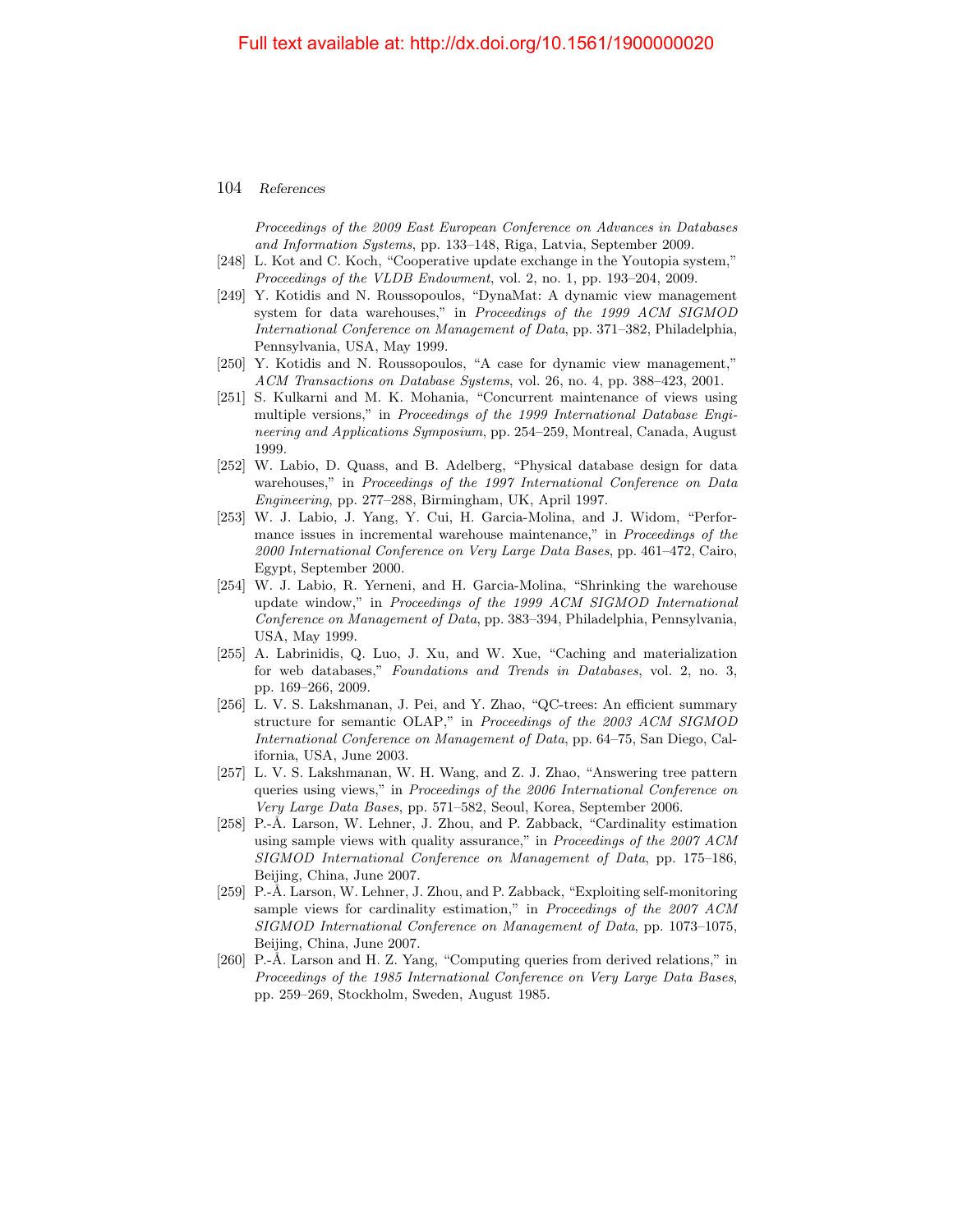*Proceedings of the 2009 East European Conference on Advances in Databases and Information Systems*, pp. 133–148, Riga, Latvia, September 2009.

[248] L. Kot and C. Koch, "Cooperative update exchange in the Youtopia system," *Proceedings of the VLDB Endowment*, vol. 2, no. 1, pp. 193–204, 2009.

[249] Y. Kotidis and N. Roussopoulos, "DynaMat: A dynamic view management system for data warehouses," in *Proceedings of the 1999 ACM SIGMOD International Conference on Management of Data*, pp. 371–382, Philadelphia, Pennsylvania, USA, May 1999.

[250] Y. Kotidis and N. Roussopoulos, "A case for dynamic view management," *ACM Transactions on Database Systems*, vol. 26, no. 4, pp. 388–423, 2001.

[251] S. Kulkarni and M. K. Mohania, "Concurrent maintenance of views using multiple versions," in *Proceedings of the 1999 International Database Engineering and Applications Symposium*, pp. 254–259, Montreal, Canada, August 1999.

[252] W. Labio, D. Quass, and B. Adelberg, "Physical database design for data warehouses," in *Proceedings of the 1997 International Conference on Data Engineering*, pp. 277–288, Birmingham, UK, April 1997.

[253] W. J. Labio, J. Yang, Y. Cui, H. Garcia-Molina, and J. Widom, "Performance issues in incremental warehouse maintenance," in *Proceedings of the 2000 International Conference on Very Large Data Bases*, pp. 461–472, Cairo, Egypt, September 2000.

[254] W. J. Labio, R. Yerneni, and H. Garcia-Molina, "Shrinking the warehouse update window," in *Proceedings of the 1999 ACM SIGMOD International Conference on Management of Data*, pp. 383–394, Philadelphia, Pennsylvania, USA, May 1999.

[255] A. Labrinidis, Q. Luo, J. Xu, and W. Xue, "Caching and materialization for web databases," *Foundations and Trends in Databases*, vol. 2, no. 3, pp. 169–266, 2009.

[256] L. V. S. Lakshmanan, J. Pei, and Y. Zhao, "QC-trees: An efficient summary structure for semantic OLAP," in *Proceedings of the 2003 ACM SIGMOD International Conference on Management of Data*, pp. 64–75, San Diego, California, USA, June 2003.

[257] L. V. S. Lakshmanan, W. H. Wang, and Z. J. Zhao, "Answering tree pattern queries using views," in *Proceedings of the 2006 International Conference on Very Large Data Bases*, pp. 571–582, Seoul, Korea, September 2006.

[258] P.-Å. Larson, W. Lehner, J. Zhou, and P. Zabback, "Cardinality estimation using sample views with quality assurance," in *Proceedings of the 2007 ACM SIGMOD International Conference on Management of Data*, pp. 175–186, Beijing, China, June 2007.

[259] P.-Å. Larson, W. Lehner, J. Zhou, and P. Zabback, "Exploiting self-monitoring sample views for cardinality estimation," in *Proceedings of the 2007 ACM SIGMOD International Conference on Management of Data*, pp. 1073–1075, Beijing, China, June 2007.

[260] P.-Å. Larson and H. Z. Yang, "Computing queries from derived relations," in *Proceedings of the 1985 International Conference on Very Large Data Bases*, pp. 259–269, Stockholm, Sweden, August 1985.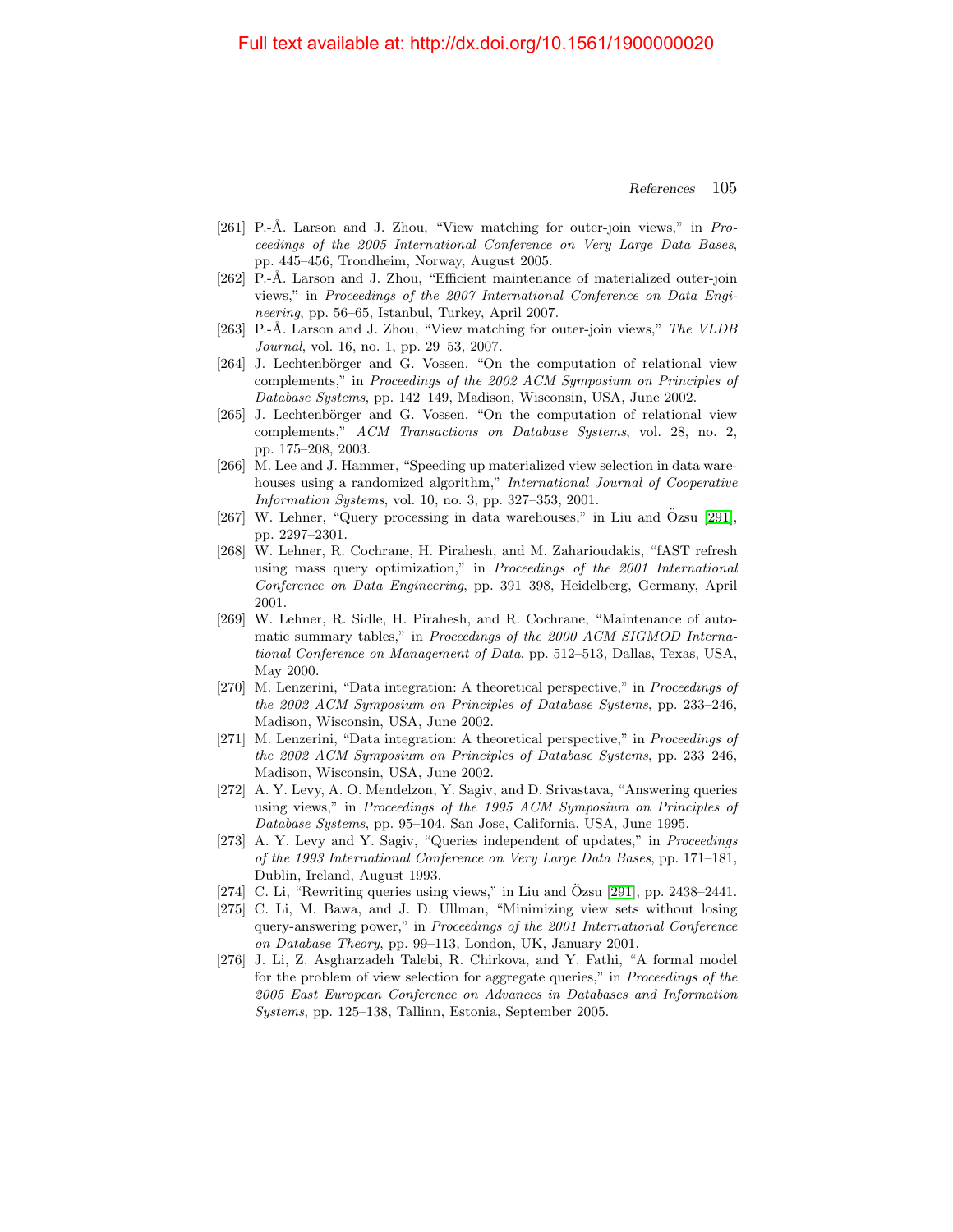[261] P.-Å. Larson and J. Zhou, "View matching for outer-join views," in *Proceedings of the 2005 International Conference on Very Large Data Bases*, pp. 445–456, Trondheim, Norway, August 2005.

[262] P.-Å. Larson and J. Zhou, "Efficient maintenance of materialized outer-join views," in *Proceedings of the 2007 International Conference on Data Engineering*, pp. 56–65, Istanbul, Turkey, April 2007.

[263] P.-Å. Larson and J. Zhou, "View matching for outer-join views," *The VLDB Journal*, vol. 16, no. 1, pp. 29–53, 2007.

[264] J. Lechtenbörger and G. Vossen, "On the computation of relational view complements," in *Proceedings of the 2002 ACM Symposium on Principles of Database Systems*, pp. 142–149, Madison, Wisconsin, USA, June 2002.

[265] J. Lechtenbörger and G. Vossen, "On the computation of relational view complements," *ACM Transactions on Database Systems*, vol. 28, no. 2, pp. 175–208, 2003.

[266] M. Lee and J. Hammer, "Speeding up materialized view selection in data warehouses using a randomized algorithm," *International Journal of Cooperative Information Systems*, vol. 10, no. 3, pp. 327–353, 2001.

[267] W. Lehner, "Query processing in data warehouses," in Liu and Özsu [291], pp. 2297–2301.

[268] W. Lehner, R. Cochrane, H. Pirahesh, and M. Zaharioudakis, "fAST refresh using mass query optimization," in *Proceedings of the 2001 International Conference on Data Engineering*, pp. 391–398, Heidelberg, Germany, April 2001.

[269] W. Lehner, R. Sidle, H. Pirahesh, and R. Cochrane, "Maintenance of automatic summary tables," in *Proceedings of the 2000 ACM SIGMOD International Conference on Management of Data*, pp. 512–513, Dallas, Texas, USA, May 2000.

[270] M. Lenzerini, "Data integration: A theoretical perspective," in *Proceedings of the 2002 ACM Symposium on Principles of Database Systems*, pp. 233–246, Madison, Wisconsin, USA, June 2002.

[271] M. Lenzerini, "Data integration: A theoretical perspective," in *Proceedings of the 2002 ACM Symposium on Principles of Database Systems*, pp. 233–246, Madison, Wisconsin, USA, June 2002.

[272] A. Y. Levy, A. O. Mendelzon, Y. Sagiv, and D. Srivastava, "Answering queries using views," in *Proceedings of the 1995 ACM Symposium on Principles of Database Systems*, pp. 95–104, San Jose, California, USA, June 1995.

[273] A. Y. Levy and Y. Sagiv, "Queries independent of updates," in *Proceedings of the 1993 International Conference on Very Large Data Bases*, pp. 171–181, Dublin, Ireland, August 1993.

[274] C. Li, "Rewriting queries using views," in Liu and Özsu [291], pp. 2438–2441.

[275] C. Li, M. Bawa, and J. D. Ullman, "Minimizing view sets without losing query-answering power," in *Proceedings of the 2001 International Conference on Database Theory*, pp. 99–113, London, UK, January 2001.

[276] J. Li, Z. Asgharzadeh Talebi, R. Chirkova, and Y. Fathi, "A formal model for the problem of view selection for aggregate queries," in *Proceedings of the 2005 East European Conference on Advances in Databases and Information Systems*, pp. 125–138, Tallinn, Estonia, September 2005.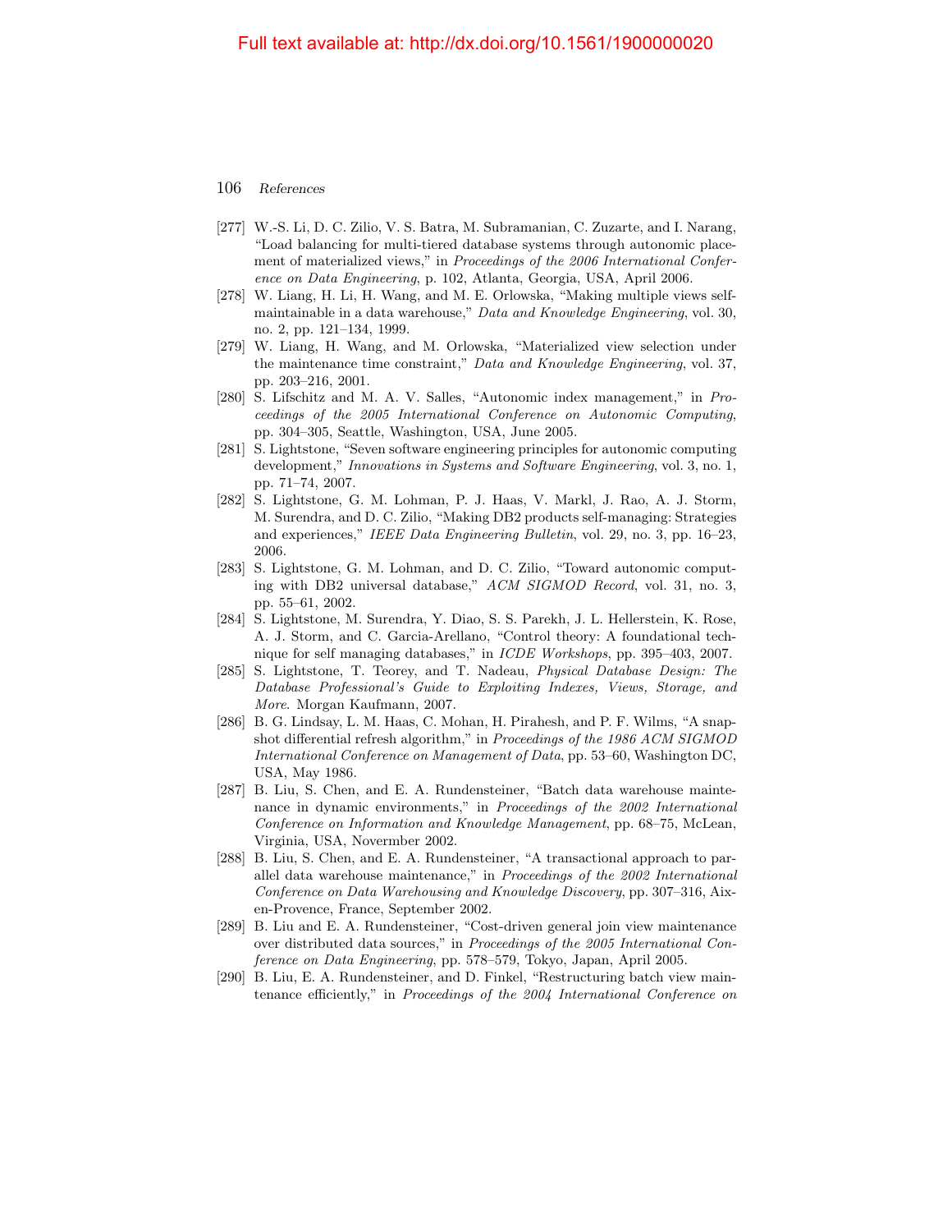[277] W.-S. Li, D. C. Zilio, V. S. Batra, M. Subramanian, C. Zuzarte, and I. Narang, "Load balancing for multi-tiered database systems through autonomic placement of materialized views," in *Proceedings of the 2006 International Conference on Data Engineering*, p. 102, Atlanta, Georgia, USA, April 2006.

[278] W. Liang, H. Li, H. Wang, and M. E. Orlowska, "Making multiple views self-maintainable in a data warehouse," *Data and Knowledge Engineering*, vol. 30, no. 2, pp. 121–134, 1999.

[279] W. Liang, H. Wang, and M. Orlowska, "Materialized view selection under the maintenance time constraint," *Data and Knowledge Engineering*, vol. 37, pp. 203–216, 2001.

[280] S. Lifschitz and M. A. V. Salles, "Autonomic index management," in *Proceedings of the 2005 International Conference on Autonomic Computing*, pp. 304–305, Seattle, Washington, USA, June 2005.

[281] S. Lightstone, "Seven software engineering principles for autonomic computing development," *Innovations in Systems and Software Engineering*, vol. 3, no. 1, pp. 71–74, 2007.

[282] S. Lightstone, G. M. Lohman, P. J. Haas, V. Markl, J. Rao, A. J. Storm, M. Surendra, and D. C. Zilio, "Making DB2 products self-managing: Strategies and experiences," *IEEE Data Engineering Bulletin*, vol. 29, no. 3, pp. 16–23, 2006.

[283] S. Lightstone, G. M. Lohman, and D. C. Zilio, "Toward autonomic computing with DB2 universal database," *ACM SIGMOD Record*, vol. 31, no. 3, pp. 55–61, 2002.

[284] S. Lightstone, M. Surendra, Y. Diao, S. S. Parekh, J. L. Hellerstein, K. Rose, A. J. Storm, and C. Garcia-Arellano, "Control theory: A foundational technique for self managing databases," in *ICDE Workshops*, pp. 395–403, 2007.

[285] S. Lightstone, T. Teorey, and T. Nadeau, *Physical Database Design: The Database Professional's Guide to Exploiting Indexes, Views, Storage, and More*. Morgan Kaufmann, 2007.

[286] B. G. Lindsay, L. M. Haas, C. Mohan, H. Pirahesh, and P. F. Wilms, "A snapshot differential refresh algorithm," in *Proceedings of the 1986 ACM SIGMOD International Conference on Management of Data*, pp. 53–60, Washington DC, USA, May 1986.

[287] B. Liu, S. Chen, and E. A. Rundensteiner, "Batch data warehouse maintenance in dynamic environments," in *Proceedings of the 2002 International Conference on Information and Knowledge Management*, pp. 68–75, McLean, Virginia, USA, Novermber 2002.

[288] B. Liu, S. Chen, and E. A. Rundensteiner, "A transactional approach to parallel data warehouse maintenance," in *Proceedings of the 2002 International Conference on Data Warehousing and Knowledge Discovery*, pp. 307–316, Aix-en-Provence, France, September 2002.

[289] B. Liu and E. A. Rundensteiner, "Cost-driven general join view maintenance over distributed data sources," in *Proceedings of the 2005 International Conference on Data Engineering*, pp. 578–579, Tokyo, Japan, April 2005.

[290] B. Liu, E. A. Rundensteiner, and D. Finkel, "Restructuring batch view maintenance efficiently," in *Proceedings of the 2004 International Conference on*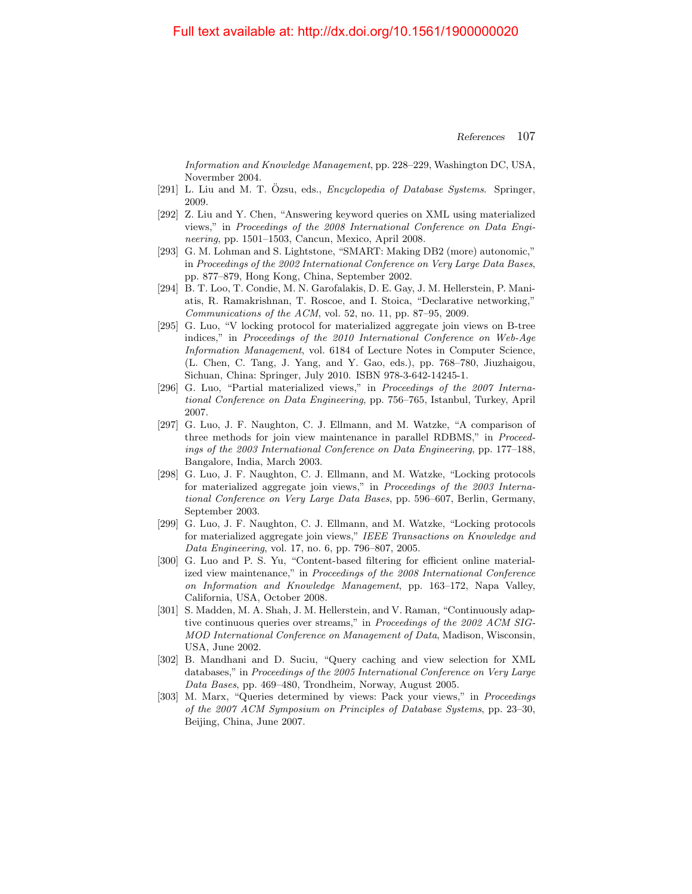*Information and Knowledge Management*, pp. 228–229, Washington DC, USA, Novermber 2004.

[291] L. Liu and M. T. Özsu, eds., *Encyclopedia of Database Systems*. Springer, 2009.

[292] Z. Liu and Y. Chen, "Answering keyword queries on XML using materialized views," in *Proceedings of the 2008 International Conference on Data Engineering*, pp. 1501–1503, Cancun, Mexico, April 2008.

[293] G. M. Lohman and S. Lightstone, "SMART: Making DB2 (more) autonomic," in *Proceedings of the 2002 International Conference on Very Large Data Bases*, pp. 877–879, Hong Kong, China, September 2002.

[294] B. T. Loo, T. Condie, M. N. Garofalakis, D. E. Gay, J. M. Hellerstein, P. Maniatis, R. Ramakrishnan, T. Roscoe, and I. Stoica, "Declarative networking," *Communications of the ACM*, vol. 52, no. 11, pp. 87–95, 2009.

[295] G. Luo, "V locking protocol for materialized aggregate join views on B-tree indices," in *Proceedings of the 2010 International Conference on Web-Age Information Management*, vol. 6184 of Lecture Notes in Computer Science, (L. Chen, C. Tang, J. Yang, and Y. Gao, eds.), pp. 768–780, Jiuzhaigou, Sichuan, China: Springer, July 2010. ISBN 978-3-642-14245-1.

[296] G. Luo, "Partial materialized views," in *Proceedings of the 2007 International Conference on Data Engineering*, pp. 756–765, Istanbul, Turkey, April 2007.

[297] G. Luo, J. F. Naughton, C. J. Ellmann, and M. Watzke, "A comparison of three methods for join view maintenance in parallel RDBMS," in *Proceedings of the 2003 International Conference on Data Engineering*, pp. 177–188, Bangalore, India, March 2003.

[298] G. Luo, J. F. Naughton, C. J. Ellmann, and M. Watzke, "Locking protocols for materialized aggregate join views," in *Proceedings of the 2003 International Conference on Very Large Data Bases*, pp. 596–607, Berlin, Germany, September 2003.

[299] G. Luo, J. F. Naughton, C. J. Ellmann, and M. Watzke, "Locking protocols for materialized aggregate join views," *IEEE Transactions on Knowledge and Data Engineering*, vol. 17, no. 6, pp. 796–807, 2005.

[300] G. Luo and P. S. Yu, "Content-based filtering for efficient online materialized view maintenance," in *Proceedings of the 2008 International Conference on Information and Knowledge Management*, pp. 163–172, Napa Valley, California, USA, October 2008.

[301] S. Madden, M. A. Shah, J. M. Hellerstein, and V. Raman, "Continuously adaptive continuous queries over streams," in *Proceedings of the 2002 ACM SIGMOD International Conference on Management of Data*, Madison, Wisconsin, USA, June 2002.

[302] B. Mandhani and D. Suciu, "Query caching and view selection for XML databases," in *Proceedings of the 2005 International Conference on Very Large Data Bases*, pp. 469–480, Trondheim, Norway, August 2005.

[303] M. Marx, "Queries determined by views: Pack your views," in *Proceedings of the 2007 ACM Symposium on Principles of Database Systems*, pp. 23–30, Beijing, China, June 2007.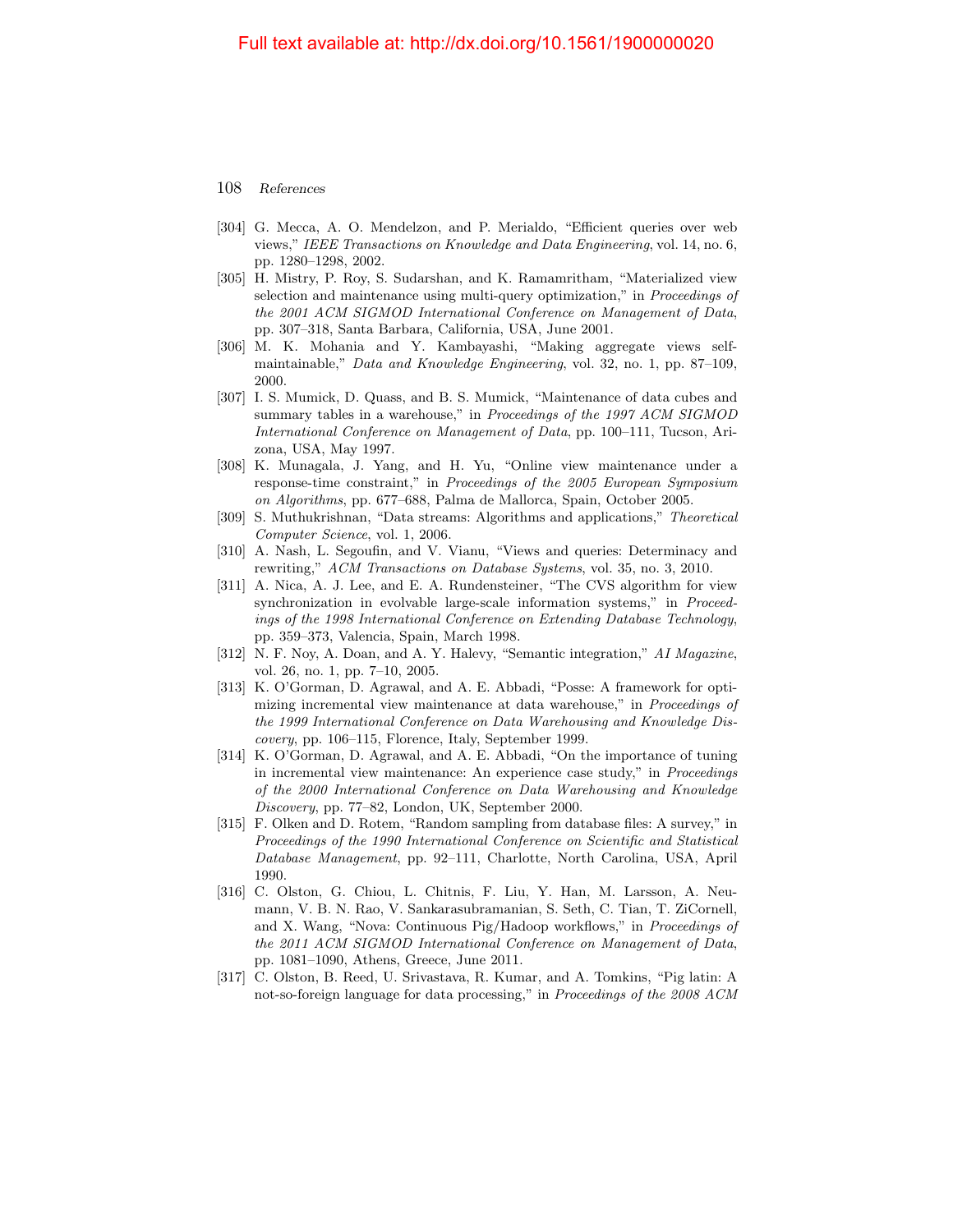[304] G. Mecca, A. O. Mendelzon, and P. Merialdo, "Efficient queries over web views," *IEEE Transactions on Knowledge and Data Engineering*, vol. 14, no. 6, pp. 1280–1298, 2002.

[305] H. Mistry, P. Roy, S. Sudarshan, and K. Ramamritham, "Materialized view selection and maintenance using multi-query optimization," in *Proceedings of the 2001 ACM SIGMOD International Conference on Management of Data*, pp. 307–318, Santa Barbara, California, USA, June 2001.

[306] M. K. Mohania and Y. Kambayashi, "Making aggregate views self-maintainable," *Data and Knowledge Engineering*, vol. 32, no. 1, pp. 87–109, 2000.

[307] I. S. Mumick, D. Quass, and B. S. Mumick, "Maintenance of data cubes and summary tables in a warehouse," in *Proceedings of the 1997 ACM SIGMOD International Conference on Management of Data*, pp. 100–111, Tucson, Arizona, USA, May 1997.

[308] K. Munagala, J. Yang, and H. Yu, "Online view maintenance under a response-time constraint," in *Proceedings of the 2005 European Symposium on Algorithms*, pp. 677–688, Palma de Mallorca, Spain, October 2005.

[309] S. Muthukrishnan, "Data streams: Algorithms and applications," *Theoretical Computer Science*, vol. 1, 2006.

[310] A. Nash, L. Segoufin, and V. Vianu, "Views and queries: Determinacy and rewriting," *ACM Transactions on Database Systems*, vol. 35, no. 3, 2010.

[311] A. Nica, A. J. Lee, and E. A. Rundensteiner, "The CVS algorithm for view synchronization in evolvable large-scale information systems," in *Proceedings of the 1998 International Conference on Extending Database Technology*, pp. 359–373, Valencia, Spain, March 1998.

[312] N. F. Noy, A. Doan, and A. Y. Halevy, "Semantic integration," *AI Magazine*, vol. 26, no. 1, pp. 7–10, 2005.

[313] K. O'Gorman, D. Agrawal, and A. E. Abbadi, "Posse: A framework for optimizing incremental view maintenance at data warehouse," in *Proceedings of the 1999 International Conference on Data Warehousing and Knowledge Discovery*, pp. 106–115, Florence, Italy, September 1999.

[314] K. O'Gorman, D. Agrawal, and A. E. Abbadi, "On the importance of tuning in incremental view maintenance: An experience case study," in *Proceedings of the 2000 International Conference on Data Warehousing and Knowledge Discovery*, pp. 77–82, London, UK, September 2000.

[315] F. Olken and D. Rotem, "Random sampling from database files: A survey," in *Proceedings of the 1990 International Conference on Scientific and Statistical Database Management*, pp. 92–111, Charlotte, North Carolina, USA, April 1990.

[316] C. Olston, G. Chiou, L. Chitnis, F. Liu, Y. Han, M. Larsson, A. Neumann, V. B. N. Rao, V. Sankarasubramanian, S. Seth, C. Tian, T. ZiCornell, and X. Wang, "Nova: Continuous Pig/Hadoop workflows," in *Proceedings of the 2011 ACM SIGMOD International Conference on Management of Data*, pp. 1081–1090, Athens, Greece, June 2011.

[317] C. Olston, B. Reed, U. Srivastava, R. Kumar, and A. Tomkins, "Pig latin: A not-so-foreign language for data processing," in *Proceedings of the 2008 ACM*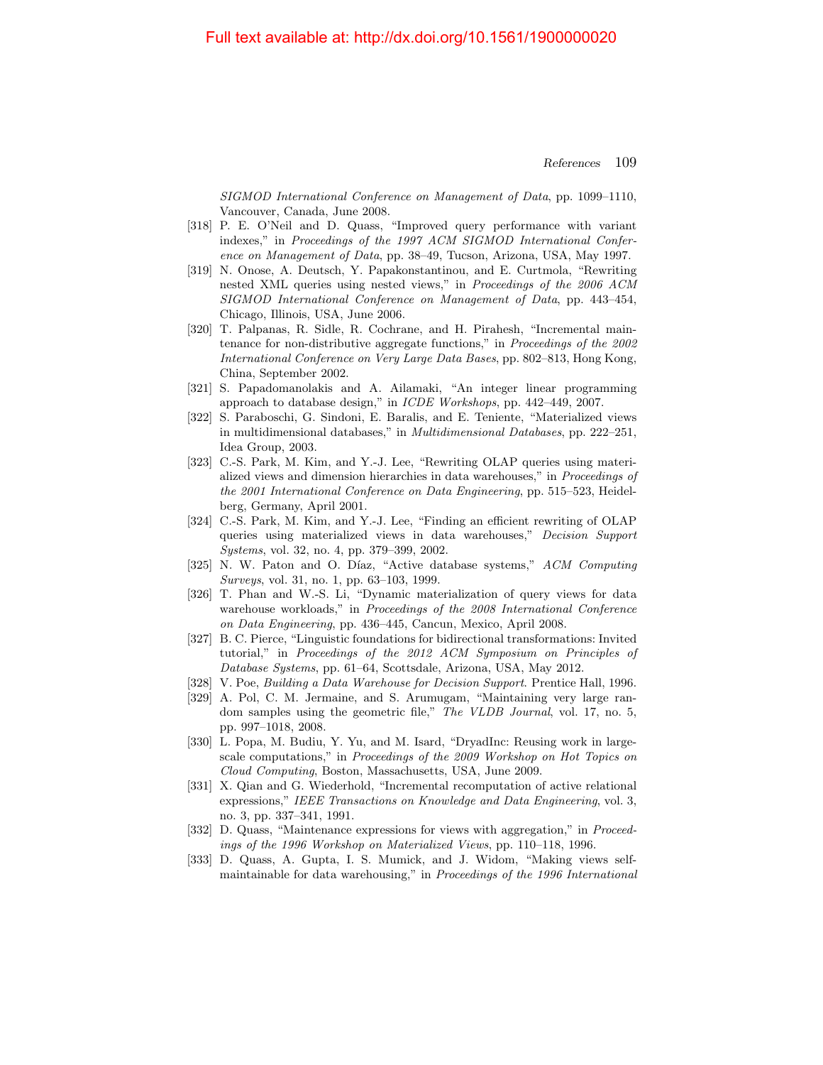*SIGMOD International Conference on Management of Data*, pp. 1099–1110, Vancouver, Canada, June 2008.

[318] P. E. O'Neil and D. Quass, "Improved query performance with variant indexes," in *Proceedings of the 1997 ACM SIGMOD International Conference on Management of Data*, pp. 38–49, Tucson, Arizona, USA, May 1997.

[319] N. Onose, A. Deutsch, Y. Papakonstantinou, and E. Curtmola, "Rewriting nested XML queries using nested views," in *Proceedings of the 2006 ACM SIGMOD International Conference on Management of Data*, pp. 443–454, Chicago, Illinois, USA, June 2006.

[320] T. Palpanas, R. Sidle, R. Cochrane, and H. Pirahesh, "Incremental maintenance for non-distributive aggregate functions," in *Proceedings of the 2002 International Conference on Very Large Data Bases*, pp. 802–813, Hong Kong, China, September 2002.

[321] S. Papadomanolakis and A. Ailamaki, "An integer linear programming approach to database design," in *ICDE Workshops*, pp. 442–449, 2007.

[322] S. Paraboschi, G. Sindoni, E. Baralis, and E. Teniente, "Materialized views in multidimensional databases," in *Multidimensional Databases*, pp. 222–251, Idea Group, 2003.

[323] C.-S. Park, M. Kim, and Y.-J. Lee, "Rewriting OLAP queries using materialized views and dimension hierarchies in data warehouses," in *Proceedings of the 2001 International Conference on Data Engineering*, pp. 515–523, Heidelberg, Germany, April 2001.

[324] C.-S. Park, M. Kim, and Y.-J. Lee, "Finding an efficient rewriting of OLAP queries using materialized views in data warehouses," *Decision Support Systems*, vol. 32, no. 4, pp. 379–399, 2002.

[325] N. W. Paton and O. Díaz, "Active database systems," *ACM Computing Surveys*, vol. 31, no. 1, pp. 63–103, 1999.

[326] T. Phan and W.-S. Li, "Dynamic materialization of query views for data warehouse workloads," in *Proceedings of the 2008 International Conference on Data Engineering*, pp. 436–445, Cancun, Mexico, April 2008.

[327] B. C. Pierce, "Linguistic foundations for bidirectional transformations: Invited tutorial," in *Proceedings of the 2012 ACM Symposium on Principles of Database Systems*, pp. 61–64, Scottsdale, Arizona, USA, May 2012.

[328] V. Poe, *Building a Data Warehouse for Decision Support*. Prentice Hall, 1996.

[329] A. Pol, C. M. Jermaine, and S. Arumugam, "Maintaining very large random samples using the geometric file," *The VLDB Journal*, vol. 17, no. 5, pp. 997–1018, 2008.

[330] L. Popa, M. Budiu, Y. Yu, and M. Isard, "DryadInc: Reusing work in large-scale computations," in *Proceedings of the 2009 Workshop on Hot Topics on Cloud Computing*, Boston, Massachusetts, USA, June 2009.

[331] X. Qian and G. Wiederhold, "Incremental recomputation of active relational expressions," *IEEE Transactions on Knowledge and Data Engineering*, vol. 3, no. 3, pp. 337–341, 1991.

[332] D. Quass, "Maintenance expressions for views with aggregation," in *Proceedings of the 1996 Workshop on Materialized Views*, pp. 110–118, 1996.

[333] D. Quass, A. Gupta, I. S. Mumick, and J. Widom, "Making views self-maintainable for data warehousing," in *Proceedings of the 1996 International*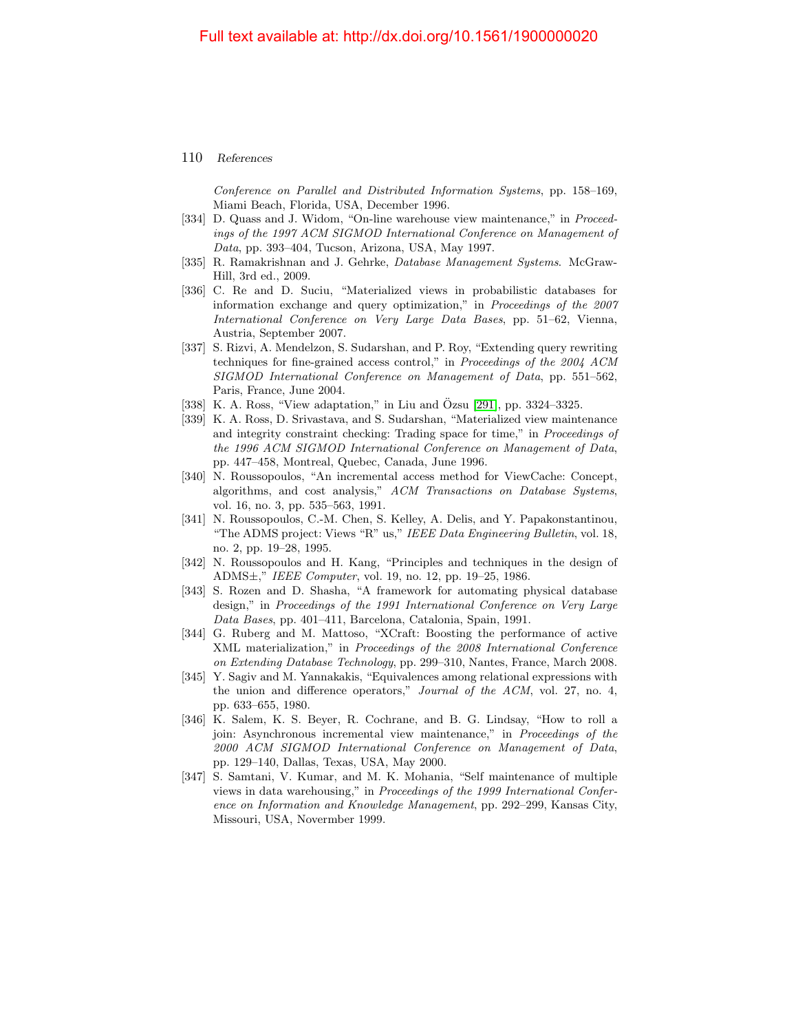*Conference on Parallel and Distributed Information Systems*, pp. 158–169, Miami Beach, Florida, USA, December 1996.

[334] D. Quass and J. Widom, "On-line warehouse view maintenance," in *Proceedings of the 1997 ACM SIGMOD International Conference on Management of Data*, pp. 393–404, Tucson, Arizona, USA, May 1997.

[335] R. Ramakrishnan and J. Gehrke, *Database Management Systems*. McGraw-Hill, 3rd ed., 2009.

[336] C. Re and D. Suciu, "Materialized views in probabilistic databases for information exchange and query optimization," in *Proceedings of the 2007 International Conference on Very Large Data Bases*, pp. 51–62, Vienna, Austria, September 2007.

[337] S. Rizvi, A. Mendelzon, S. Sudarshan, and P. Roy, "Extending query rewriting techniques for fine-grained access control," in *Proceedings of the 2004 ACM SIGMOD International Conference on Management of Data*, pp. 551–562, Paris, France, June 2004.

[338] K. A. Ross, "View adaptation," in Liu and Özsu [291], pp. 3324–3325.

[339] K. A. Ross, D. Srivastava, and S. Sudarshan, "Materialized view maintenance and integrity constraint checking: Trading space for time," in *Proceedings of the 1996 ACM SIGMOD International Conference on Management of Data*, pp. 447–458, Montreal, Quebec, Canada, June 1996.

[340] N. Roussopoulos, "An incremental access method for ViewCache: Concept, algorithms, and cost analysis," *ACM Transactions on Database Systems*, vol. 16, no. 3, pp. 535–563, 1991.

[341] N. Roussopoulos, C.-M. Chen, S. Kelley, A. Delis, and Y. Papakonstantinou, "The ADMS project: Views "R" us," *IEEE Data Engineering Bulletin*, vol. 18, no. 2, pp. 19–28, 1995.

[342] N. Roussopoulos and H. Kang, "Principles and techniques in the design of ADMS±," *IEEE Computer*, vol. 19, no. 12, pp. 19–25, 1986.

[343] S. Rozen and D. Shasha, "A framework for automating physical database design," in *Proceedings of the 1991 International Conference on Very Large Data Bases*, pp. 401–411, Barcelona, Catalonia, Spain, 1991.

[344] G. Ruberg and M. Mattoso, "XCraft: Boosting the performance of active XML materialization," in *Proceedings of the 2008 International Conference on Extending Database Technology*, pp. 299–310, Nantes, France, March 2008.

[345] Y. Sagiv and M. Yannakakis, "Equivalences among relational expressions with the union and difference operators," *Journal of the ACM*, vol. 27, no. 4, pp. 633–655, 1980.

[346] K. Salem, K. S. Beyer, R. Cochrane, and B. G. Lindsay, "How to roll a join: Asynchronous incremental view maintenance," in *Proceedings of the 2000 ACM SIGMOD International Conference on Management of Data*, pp. 129–140, Dallas, Texas, USA, May 2000.

[347] S. Samtani, V. Kumar, and M. K. Mohania, "Self maintenance of multiple views in data warehousing," in *Proceedings of the 1999 International Conference on Information and Knowledge Management*, pp. 292–299, Kansas City, Missouri, USA, Novermber 1999.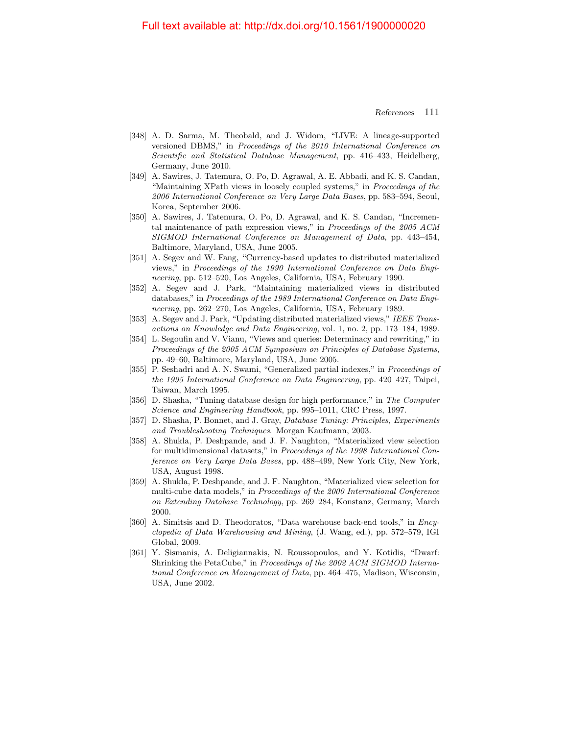[348] A. D. Sarma, M. Theobald, and J. Widom, "LIVE: A lineage-supported versioned DBMS," in *Proceedings of the 2010 International Conference on Scientific and Statistical Database Management*, pp. 416–433, Heidelberg, Germany, June 2010.

[349] A. Sawires, J. Tatemura, O. Po, D. Agrawal, A. E. Abbadi, and K. S. Candan, "Maintaining XPath views in loosely coupled systems," in *Proceedings of the 2006 International Conference on Very Large Data Bases*, pp. 583–594, Seoul, Korea, September 2006.

[350] A. Sawires, J. Tatemura, O. Po, D. Agrawal, and K. S. Candan, "Incremental maintenance of path expression views," in *Proceedings of the 2005 ACM SIGMOD International Conference on Management of Data*, pp. 443–454, Baltimore, Maryland, USA, June 2005.

[351] A. Segev and W. Fang, "Currency-based updates to distributed materialized views," in *Proceedings of the 1990 International Conference on Data Engineering*, pp. 512–520, Los Angeles, California, USA, February 1990.

[352] A. Segev and J. Park, "Maintaining materialized views in distributed databases," in *Proceedings of the 1989 International Conference on Data Engineering*, pp. 262–270, Los Angeles, California, USA, February 1989.

[353] A. Segev and J. Park, "Updating distributed materialized views," *IEEE Transactions on Knowledge and Data Engineering*, vol. 1, no. 2, pp. 173–184, 1989.

[354] L. Segoufin and V. Vianu, "Views and queries: Determinacy and rewriting," in *Proceedings of the 2005 ACM Symposium on Principles of Database Systems*, pp. 49–60, Baltimore, Maryland, USA, June 2005.

[355] P. Seshadri and A. N. Swami, "Generalized partial indexes," in *Proceedings of the 1995 International Conference on Data Engineering*, pp. 420–427, Taipei, Taiwan, March 1995.

[356] D. Shasha, "Tuning database design for high performance," in *The Computer Science and Engineering Handbook*, pp. 995–1011, CRC Press, 1997.

[357] D. Shasha, P. Bonnet, and J. Gray, *Database Tuning: Principles, Experiments and Troubleshooting Techniques*. Morgan Kaufmann, 2003.

[358] A. Shukla, P. Deshpande, and J. F. Naughton, "Materialized view selection for multidimensional datasets," in *Proceedings of the 1998 International Conference on Very Large Data Bases*, pp. 488–499, New York City, New York, USA, August 1998.

[359] A. Shukla, P. Deshpande, and J. F. Naughton, "Materialized view selection for multi-cube data models," in *Proceedings of the 2000 International Conference on Extending Database Technology*, pp. 269–284, Konstanz, Germany, March 2000.

[360] A. Simitsis and D. Theodoratos, "Data warehouse back-end tools," in *Encyclopedia of Data Warehousing and Mining*, (J. Wang, ed.), pp. 572–579, IGI Global, 2009.

[361] Y. Sismanis, A. Deligiannakis, N. Roussopoulos, and Y. Kotidis, "Dwarf: Shrinking the PetaCube," in *Proceedings of the 2002 ACM SIGMOD International Conference on Management of Data*, pp. 464–475, Madison, Wisconsin, USA, June 2002.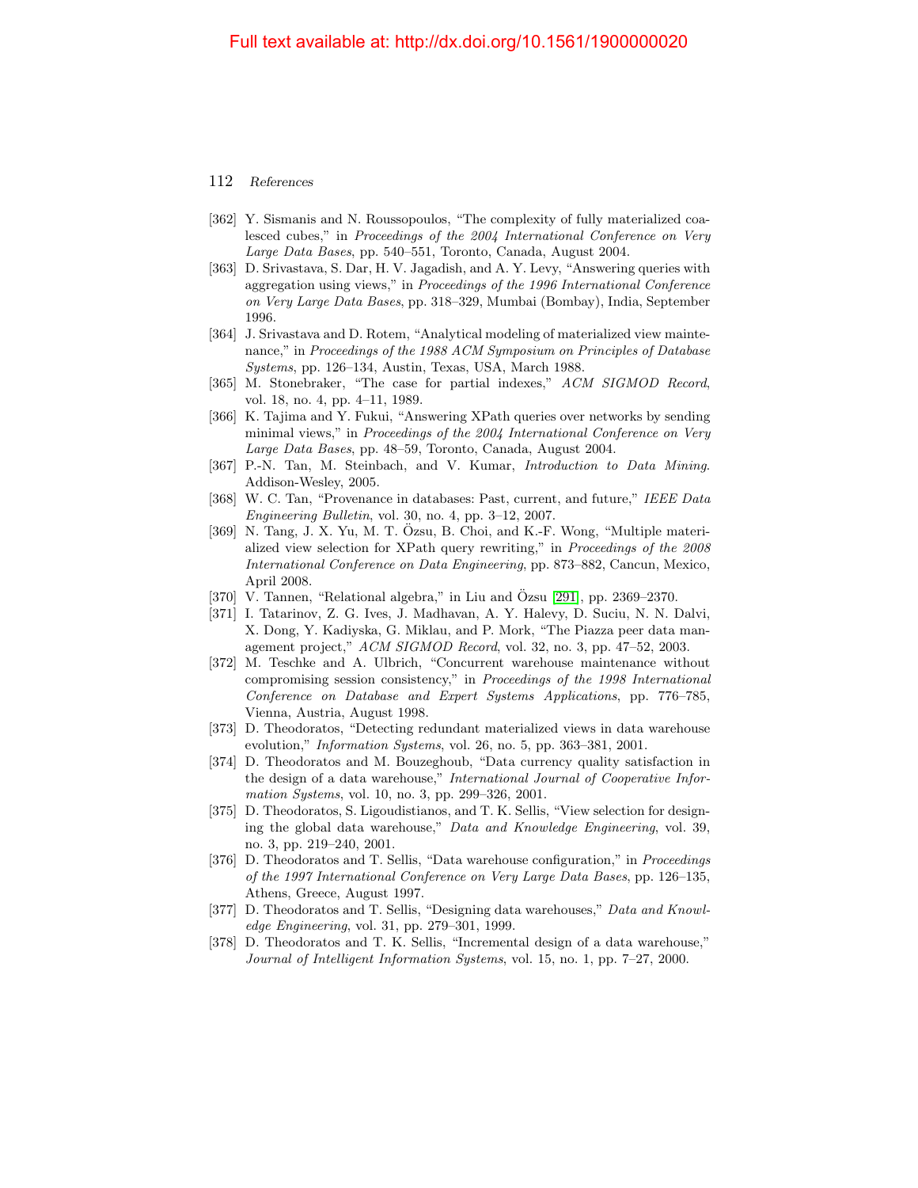[362] Y. Sismanis and N. Roussopoulos, "The complexity of fully materialized coalesced cubes," in *Proceedings of the 2004 International Conference on Very Large Data Bases*, pp. 540–551, Toronto, Canada, August 2004.

[363] D. Srivastava, S. Dar, H. V. Jagadish, and A. Y. Levy, "Answering queries with aggregation using views," in *Proceedings of the 1996 International Conference on Very Large Data Bases*, pp. 318–329, Mumbai (Bombay), India, September 1996.

[364] J. Srivastava and D. Rotem, "Analytical modeling of materialized view maintenance," in *Proceedings of the 1988 ACM Symposium on Principles of Database Systems*, pp. 126–134, Austin, Texas, USA, March 1988.

[365] M. Stonebraker, "The case for partial indexes," *ACM SIGMOD Record*, vol. 18, no. 4, pp. 4–11, 1989.

[366] K. Tajima and Y. Fukui, "Answering XPath queries over networks by sending minimal views," in *Proceedings of the 2004 International Conference on Very Large Data Bases*, pp. 48–59, Toronto, Canada, August 2004.

[367] P.-N. Tan, M. Steinbach, and V. Kumar, *Introduction to Data Mining*. Addison-Wesley, 2005.

[368] W. C. Tan, "Provenance in databases: Past, current, and future," *IEEE Data Engineering Bulletin*, vol. 30, no. 4, pp. 3–12, 2007.

[369] N. Tang, J. X. Yu, M. T. Özsu, B. Choi, and K.-F. Wong, "Multiple materialized view selection for XPath query rewriting," in *Proceedings of the 2008 International Conference on Data Engineering*, pp. 873–882, Cancun, Mexico, April 2008.

[370] V. Tannen, "Relational algebra," in Liu and Özsu [291], pp. 2369–2370.

[371] I. Tatarinov, Z. G. Ives, J. Madhavan, A. Y. Halevy, D. Suciu, N. N. Dalvi, X. Dong, Y. Kadiyska, G. Miklau, and P. Mork, "The Piazza peer data management project," *ACM SIGMOD Record*, vol. 32, no. 3, pp. 47–52, 2003.

[372] M. Teschke and A. Ulbrich, "Concurrent warehouse maintenance without compromising session consistency," in *Proceedings of the 1998 International Conference on Database and Expert Systems Applications*, pp. 776–785, Vienna, Austria, August 1998.

[373] D. Theodoratos, "Detecting redundant materialized views in data warehouse evolution," *Information Systems*, vol. 26, no. 5, pp. 363–381, 2001.

[374] D. Theodoratos and M. Bouzeghoub, "Data currency quality satisfaction in the design of a data warehouse," *International Journal of Cooperative Information Systems*, vol. 10, no. 3, pp. 299–326, 2001.

[375] D. Theodoratos, S. Ligoudistianos, and T. K. Sellis, "View selection for designing the global data warehouse," *Data and Knowledge Engineering*, vol. 39, no. 3, pp. 219–240, 2001.

[376] D. Theodoratos and T. Sellis, "Data warehouse configuration," in *Proceedings of the 1997 International Conference on Very Large Data Bases*, pp. 126–135, Athens, Greece, August 1997.

[377] D. Theodoratos and T. Sellis, "Designing data warehouses," *Data and Knowledge Engineering*, vol. 31, pp. 279–301, 1999.

[378] D. Theodoratos and T. K. Sellis, "Incremental design of a data warehouse," *Journal of Intelligent Information Systems*, vol. 15, no. 1, pp. 7–27, 2000.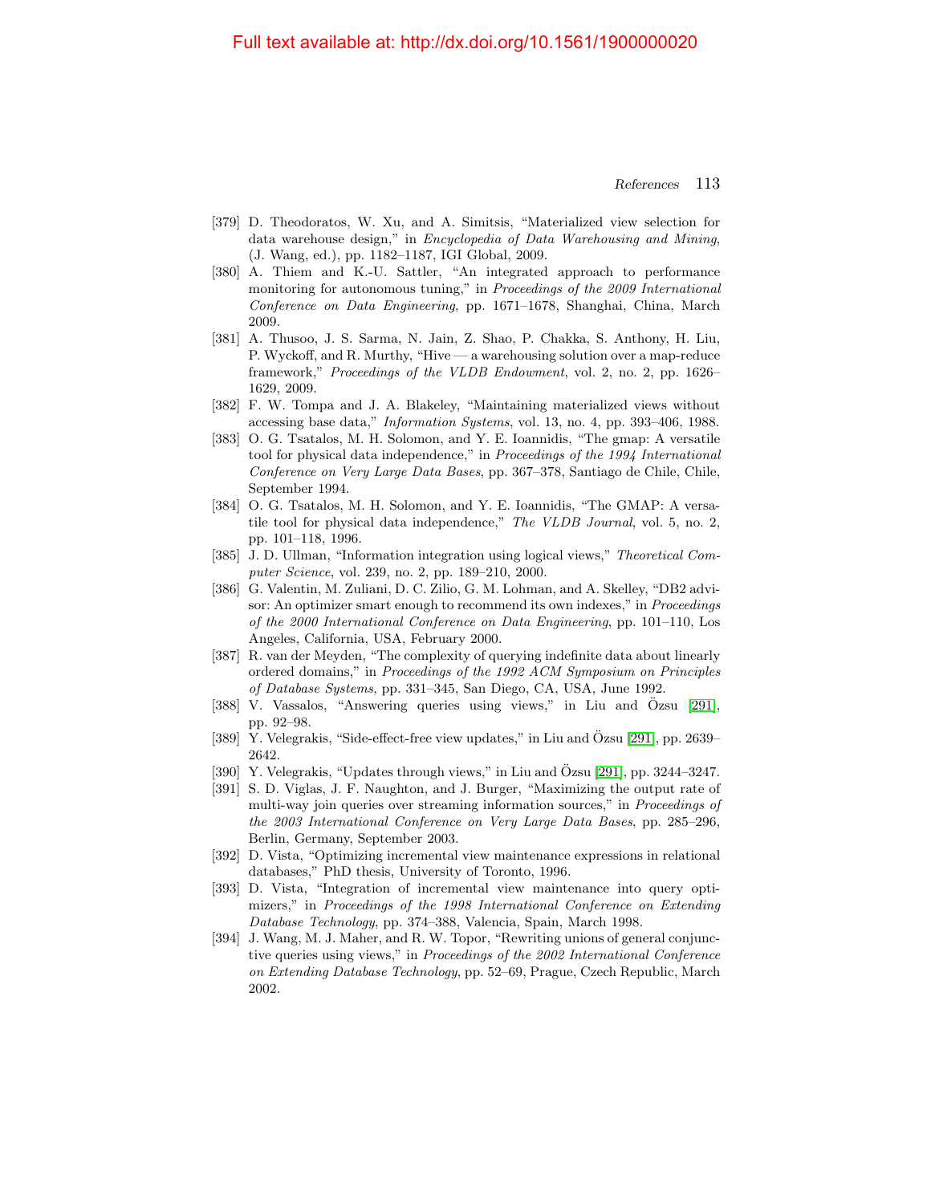Full text available at: http://dx.doi.org/10.1561/1900000020

[379] D. Theodoratos, W. Xu, and A. Simitsis, "Materialized view selection for data warehouse design," in *Encyclopedia of Data Warehousing and Mining*, (J. Wang, ed.), pp. 1182–1187, IGI Global, 2009.

[380] A. Thiem and K.-U. Sattler, "An integrated approach to performance monitoring for autonomous tuning," in *Proceedings of the 2009 International Conference on Data Engineering*, pp. 1671–1678, Shanghai, China, March 2009.

[381] A. Thusoo, J. S. Sarma, N. Jain, Z. Shao, P. Chakka, S. Anthony, H. Liu, P. Wyckoff, and R. Murthy, "Hive — a warehousing solution over a map-reduce framework," *Proceedings of the VLDB Endowment*, vol. 2, no. 2, pp. 1626–1629, 2009.

[382] F. W. Tompa and J. A. Blakeley, "Maintaining materialized views without accessing base data," *Information Systems*, vol. 13, no. 4, pp. 393–406, 1988.

[383] O. G. Tsatalos, M. H. Solomon, and Y. E. Ioannidis, "The gmap: A versatile tool for physical data independence," in *Proceedings of the 1994 International Conference on Very Large Data Bases*, pp. 367–378, Santiago de Chile, Chile, September 1994.

[384] O. G. Tsatalos, M. H. Solomon, and Y. E. Ioannidis, "The GMAP: A versatile tool for physical data independence," *The VLDB Journal*, vol. 5, no. 2, pp. 101–118, 1996.

[385] J. D. Ullman, "Information integration using logical views," *Theoretical Computer Science*, vol. 239, no. 2, pp. 189–210, 2000.

[386] G. Valentin, M. Zuliani, D. C. Zilio, G. M. Lohman, and A. Skelley, "DB2 advisor: An optimizer smart enough to recommend its own indexes," in *Proceedings of the 2000 International Conference on Data Engineering*, pp. 101–110, Los Angeles, California, USA, February 2000.

[387] R. van der Meyden, "The complexity of querying indefinite data about linearly ordered domains," in *Proceedings of the 1992 ACM Symposium on Principles of Database Systems*, pp. 331–345, San Diego, CA, USA, June 1992.

[388] V. Vassalos, "Answering queries using views," in Liu and Özsu [291], pp. 92–98.

[389] Y. Velegrakis, "Side-effect-free view updates," in Liu and Özsu [291], pp. 2639–2642.

[390] Y. Velegrakis, "Updates through views," in Liu and Özsu [291], pp. 3244–3247.

[391] S. D. Viglas, J. F. Naughton, and J. Burger, "Maximizing the output rate of multi-way join queries over streaming information sources," in *Proceedings of the 2003 International Conference on Very Large Data Bases*, pp. 285–296, Berlin, Germany, September 2003.

[392] D. Vista, "Optimizing incremental view maintenance expressions in relational databases," PhD thesis, University of Toronto, 1996.

[393] D. Vista, "Integration of incremental view maintenance into query optimizers," in *Proceedings of the 1998 International Conference on Extending Database Technology*, pp. 374–388, Valencia, Spain, March 1998.

[394] J. Wang, M. J. Maher, and R. W. Topor, "Rewriting unions of general conjunctive queries using views," in *Proceedings of the 2002 International Conference on Extending Database Technology*, pp. 52–69, Prague, Czech Republic, March 2002.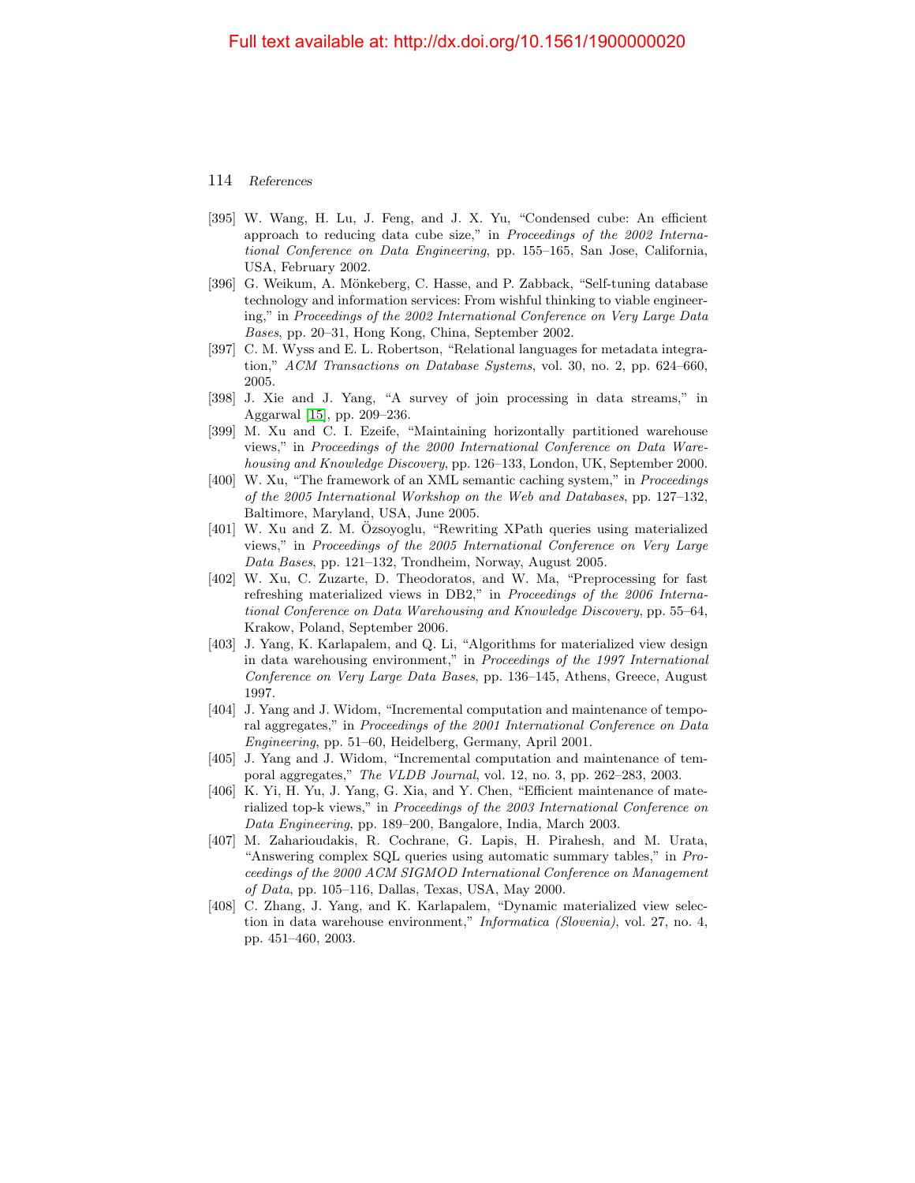[395] W. Wang, H. Lu, J. Feng, and J. X. Yu, "Condensed cube: An efficient approach to reducing data cube size," in *Proceedings of the 2002 International Conference on Data Engineering*, pp. 155–165, San Jose, California, USA, February 2002.

[396] G. Weikum, A. Mönkeberg, C. Hasse, and P. Zabback, "Self-tuning database technology and information services: From wishful thinking to viable engineering," in *Proceedings of the 2002 International Conference on Very Large Data Bases*, pp. 20–31, Hong Kong, China, September 2002.

[397] C. M. Wyss and E. L. Robertson, "Relational languages for metadata integration," *ACM Transactions on Database Systems*, vol. 30, no. 2, pp. 624–660, 2005.

[398] J. Xie and J. Yang, "A survey of join processing in data streams," in Aggarwal [15], pp. 209–236.

[399] M. Xu and C. I. Ezeife, "Maintaining horizontally partitioned warehouse views," in *Proceedings of the 2000 International Conference on Data Warehousing and Knowledge Discovery*, pp. 126–133, London, UK, September 2000.

[400] W. Xu, "The framework of an XML semantic caching system," in *Proceedings of the 2005 International Workshop on the Web and Databases*, pp. 127–132, Baltimore, Maryland, USA, June 2005.

[401] W. Xu and Z. M. Özsoyoglu, "Rewriting XPath queries using materialized views," in *Proceedings of the 2005 International Conference on Very Large Data Bases*, pp. 121–132, Trondheim, Norway, August 2005.

[402] W. Xu, C. Zuzarte, D. Theodoratos, and W. Ma, "Preprocessing for fast refreshing materialized views in DB2," in *Proceedings of the 2006 International Conference on Data Warehousing and Knowledge Discovery*, pp. 55–64, Krakow, Poland, September 2006.

[403] J. Yang, K. Karlapalem, and Q. Li, "Algorithms for materialized view design in data warehousing environment," in *Proceedings of the 1997 International Conference on Very Large Data Bases*, pp. 136–145, Athens, Greece, August 1997.

[404] J. Yang and J. Widom, "Incremental computation and maintenance of temporal aggregates," in *Proceedings of the 2001 International Conference on Data Engineering*, pp. 51–60, Heidelberg, Germany, April 2001.

[405] J. Yang and J. Widom, "Incremental computation and maintenance of temporal aggregates," *The VLDB Journal*, vol. 12, no. 3, pp. 262–283, 2003.

[406] K. Yi, H. Yu, J. Yang, G. Xia, and Y. Chen, "Efficient maintenance of materialized top-k views," in *Proceedings of the 2003 International Conference on Data Engineering*, pp. 189–200, Bangalore, India, March 2003.

[407] M. Zaharioudakis, R. Cochrane, G. Lapis, H. Pirahesh, and M. Urata, "Answering complex SQL queries using automatic summary tables," in *Proceedings of the 2000 ACM SIGMOD International Conference on Management of Data*, pp. 105–116, Dallas, Texas, USA, May 2000.

[408] C. Zhang, J. Yang, and K. Karlapalem, "Dynamic materialized view selection in data warehouse environment," *Informatica (Slovenia)*, vol. 27, no. 4, pp. 451–460, 2003.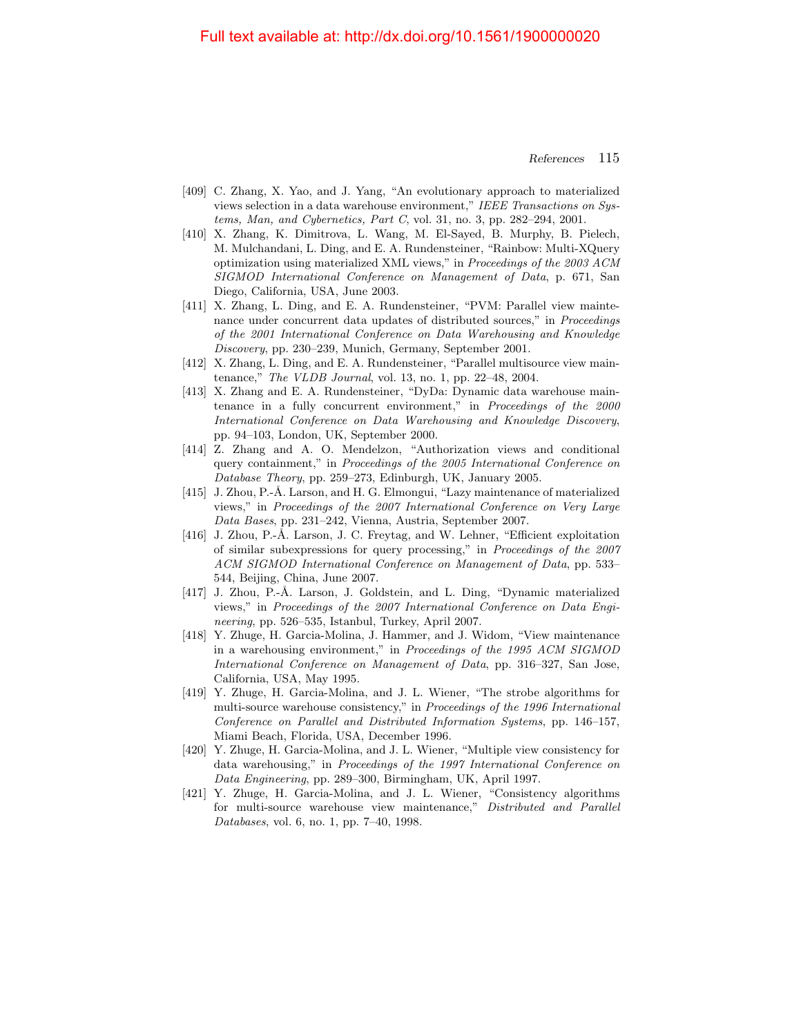[409] C. Zhang, X. Yao, and J. Yang, "An evolutionary approach to materialized views selection in a data warehouse environment," *IEEE Transactions on Systems, Man, and Cybernetics, Part C*, vol. 31, no. 3, pp. 282–294, 2001.

[410] X. Zhang, K. Dimitrova, L. Wang, M. El-Sayed, B. Murphy, B. Pielech, M. Mulchandani, L. Ding, and E. A. Rundensteiner, "Rainbow: Multi-XQuery optimization using materialized XML views," in *Proceedings of the 2003 ACM SIGMOD International Conference on Management of Data*, p. 671, San Diego, California, USA, June 2003.

[411] X. Zhang, L. Ding, and E. A. Rundensteiner, "PVM: Parallel view maintenance under concurrent data updates of distributed sources," in *Proceedings of the 2001 International Conference on Data Warehousing and Knowledge Discovery*, pp. 230–239, Munich, Germany, September 2001.

[412] X. Zhang, L. Ding, and E. A. Rundensteiner, "Parallel multisource view maintenance," *The VLDB Journal*, vol. 13, no. 1, pp. 22–48, 2004.

[413] X. Zhang and E. A. Rundensteiner, "DyDa: Dynamic data warehouse maintenance in a fully concurrent environment," in *Proceedings of the 2000 International Conference on Data Warehousing and Knowledge Discovery*, pp. 94–103, London, UK, September 2000.

[414] Z. Zhang and A. O. Mendelzon, "Authorization views and conditional query containment," in *Proceedings of the 2005 International Conference on Database Theory*, pp. 259–273, Edinburgh, UK, January 2005.

[415] J. Zhou, P.-Å. Larson, and H. G. Elmongui, "Lazy maintenance of materialized views," in *Proceedings of the 2007 International Conference on Very Large Data Bases*, pp. 231–242, Vienna, Austria, September 2007.

[416] J. Zhou, P.-Å. Larson, J. C. Freytag, and W. Lehner, "Efficient exploitation of similar subexpressions for query processing," in *Proceedings of the 2007 ACM SIGMOD International Conference on Management of Data*, pp. 533–544, Beijing, China, June 2007.

[417] J. Zhou, P.-Å. Larson, J. Goldstein, and L. Ding, "Dynamic materialized views," in *Proceedings of the 2007 International Conference on Data Engineering*, pp. 526–535, Istanbul, Turkey, April 2007.

[418] Y. Zhuge, H. Garcia-Molina, J. Hammer, and J. Widom, "View maintenance in a warehousing environment," in *Proceedings of the 1995 ACM SIGMOD International Conference on Management of Data*, pp. 316–327, San Jose, California, USA, May 1995.

[419] Y. Zhuge, H. Garcia-Molina, and J. L. Wiener, "The strobe algorithms for multi-source warehouse consistency," in *Proceedings of the 1996 International Conference on Parallel and Distributed Information Systems*, pp. 146–157, Miami Beach, Florida, USA, December 1996.

[420] Y. Zhuge, H. Garcia-Molina, and J. L. Wiener, "Multiple view consistency for data warehousing," in *Proceedings of the 1997 International Conference on Data Engineering*, pp. 289–300, Birmingham, UK, April 1997.

[421] Y. Zhuge, H. Garcia-Molina, and J. L. Wiener, "Consistency algorithms for multi-source warehouse view maintenance," *Distributed and Parallel Databases*, vol. 6, no. 1, pp. 7–40, 1998.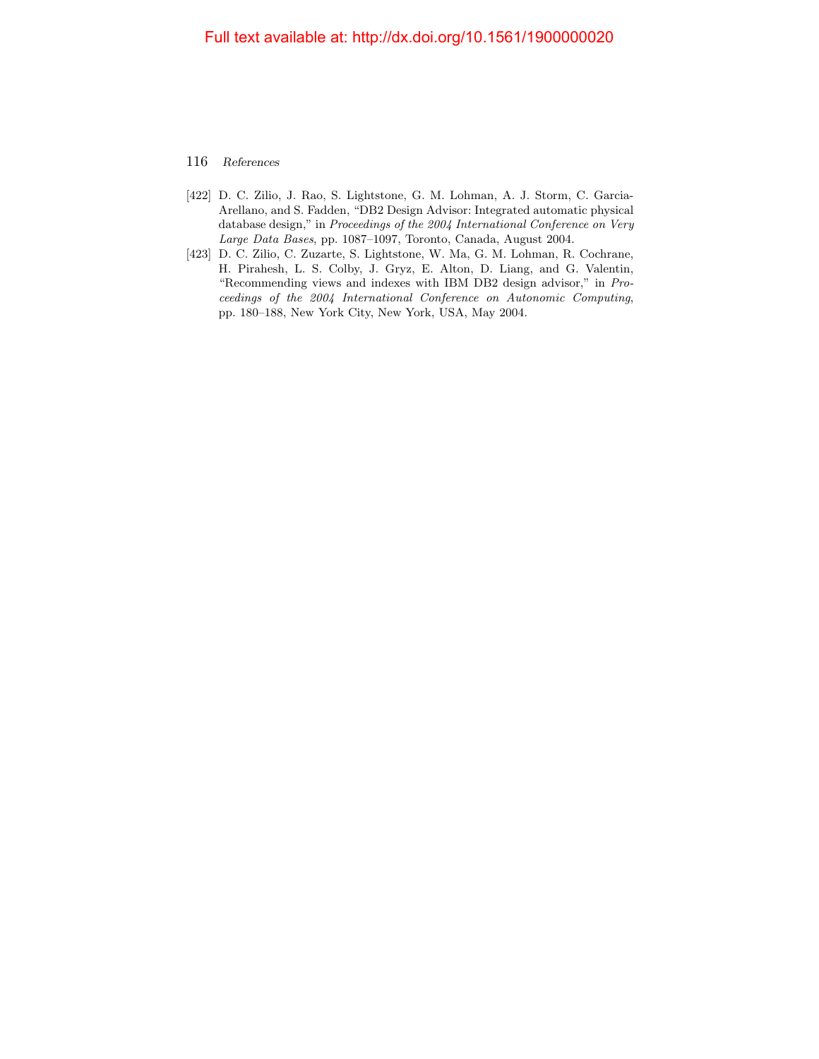[422] D. C. Zilio, J. Rao, S. Lightstone, G. M. Lohman, A. J. Storm, C. Garcia-Arellano, and S. Fadden, "DB2 Design Advisor: Integrated automatic physical database design," in *Proceedings of the 2004 International Conference on Very Large Data Bases*, pp. 1087–1097, Toronto, Canada, August 2004.

[423] D. C. Zilio, C. Zuzarte, S. Lightstone, W. Ma, G. M. Lohman, R. Cochrane, H. Pirahesh, L. S. Colby, J. Gryz, E. Alton, D. Liang, and G. Valentin, "Recommending views and indexes with IBM DB2 design advisor," in *Proceedings of the 2004 International Conference on Autonomic Computing*, pp. 180–188, New York City, New York, USA, May 2004.